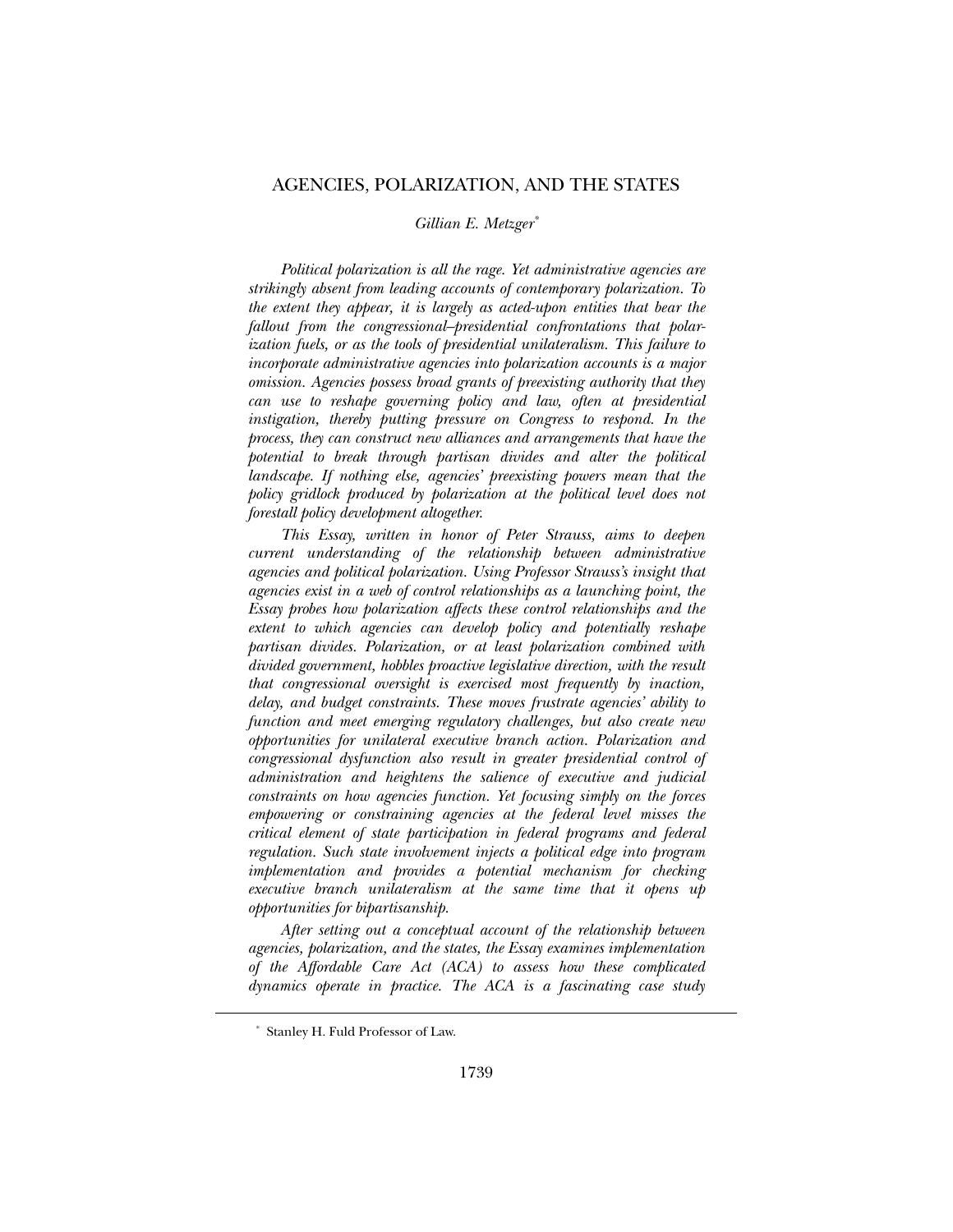# AGENCIES, POLARIZATION, AND THE STATES

*Gillian E. Metzger*[*]

*Political polarization is all the rage. Yet administrative agencies are strikingly absent from leading accounts of contemporary polarization. To the extent they appear, it is largely as acted-upon entities that bear the fallout from the congressional–presidential confrontations that polarization fuels, or as the tools of presidential unilateralism. This failure to incorporate administrative agencies into polarization accounts is a major omission. Agencies possess broad grants of preexisting authority that they can use to reshape governing policy and law, often at presidential instigation, thereby putting pressure on Congress to respond. In the process, they can construct new alliances and arrangements that have the potential to break through partisan divides and alter the political landscape. If nothing else, agencies' preexisting powers mean that the policy gridlock produced by polarization at the political level does not forestall policy development altogether.*

*This Essay, written in honor of Peter Strauss, aims to deepen current understanding of the relationship between administrative agencies and political polarization. Using Professor Strauss's insight that agencies exist in a web of control relationships as a launching point, the Essay probes how polarization affects these control relationships and the extent to which agencies can develop policy and potentially reshape partisan divides. Polarization, or at least polarization combined with divided government, hobbles proactive legislative direction, with the result that congressional oversight is exercised most frequently by inaction, delay, and budget constraints. These moves frustrate agencies' ability to function and meet emerging regulatory challenges, but also create new opportunities for unilateral executive branch action. Polarization and congressional dysfunction also result in greater presidential control of administration and heightens the salience of executive and judicial constraints on how agencies function. Yet focusing simply on the forces empowering or constraining agencies at the federal level misses the critical element of state participation in federal programs and federal regulation. Such state involvement injects a political edge into program implementation and provides a potential mechanism for checking executive branch unilateralism at the same time that it opens up opportunities for bipartisanship.*

*After setting out a conceptual account of the relationship between agencies, polarization, and the states, the Essay examines implementation of the Affordable Care Act (ACA) to assess how these complicated dynamics operate in practice. The ACA is a fascinating case study*

---

[*] Stanley H. Fuld Professor of Law.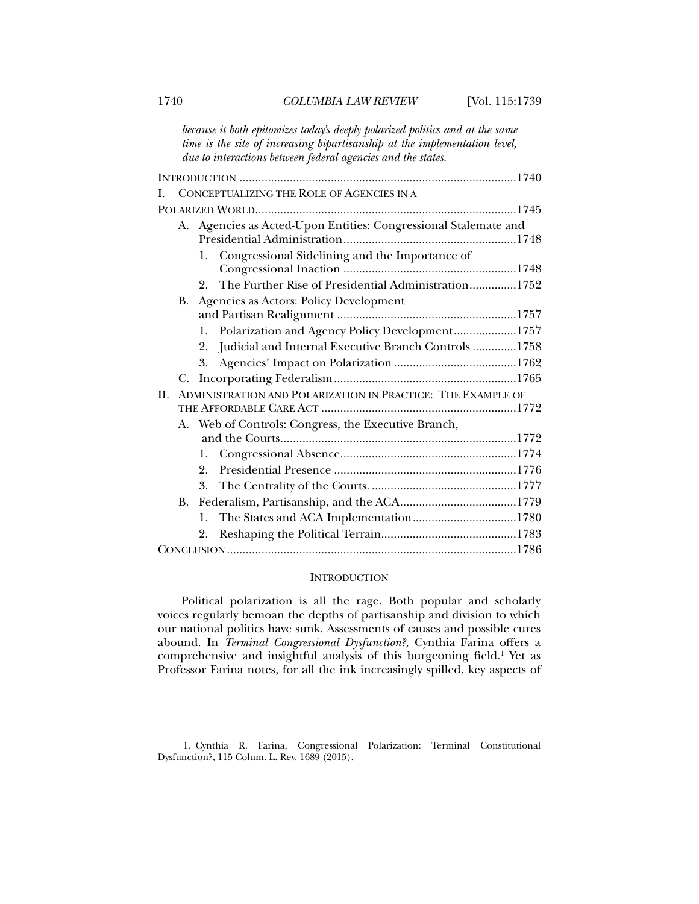*because it both epitomizes today's deeply polarized politics and at the same time is the site of increasing bipartisanship at the implementation level, due to interactions between federal agencies and the states.*

INTRODUCTION ....................................................................................1740

I. CONCEPTUALIZING THE ROLE OF AGENCIES IN A POLARIZED WORLD..................................................................................1745

- A. Agencies as Acted-Upon Entities: Congressional Stalemate and Presidential Administration........................................................1748
  - 1. Congressional Sidelining and the Importance of Congressional Inaction .......................................................1748
  - 2. The Further Rise of Presidential Administration...............1752
- B. Agencies as Actors: Policy Development and Partisan Realignment .........................................................1757
  - 1. Polarization and Agency Policy Development....................1757
  - 2. Judicial and Internal Executive Branch Controls ..............1758
  - 3. Agencies' Impact on Polarization .......................................1762
- C. Incorporating Federalism..........................................................1765

II. ADMINISTRATION AND POLARIZATION IN PRACTICE: THE EXAMPLE OF THE AFFORDABLE CARE ACT ..............................................................1772

- A. Web of Controls: Congress, the Executive Branch, and the Courts...........................................................................1772
  - 1. Congressional Absence........................................................1774
  - 2. Presidential Presence ..........................................................1776
  - 3. The Centrality of the Courts. ..............................................1777
- B. Federalism, Partisanship, and the ACA.....................................1779
  - 1. The States and ACA Implementation.................................1780
  - 2. Reshaping the Political Terrain...........................................1783

CONCLUSION ............................................................................................1786

## INTRODUCTION

Political polarization is all the rage. Both popular and scholarly voices regularly bemoan the depths of partisanship and division to which our national politics have sunk. Assessments of causes and possible cures abound. In *Terminal Congressional Dysfunction?*, Cynthia Farina offers a comprehensive and insightful analysis of this burgeoning field.[1] Yet as Professor Farina notes, for all the ink increasingly spilled, key aspects of

---

1. Cynthia R. Farina, Congressional Polarization: Terminal Constitutional Dysfunction?, 115 Colum. L. Rev. 1689 (2015).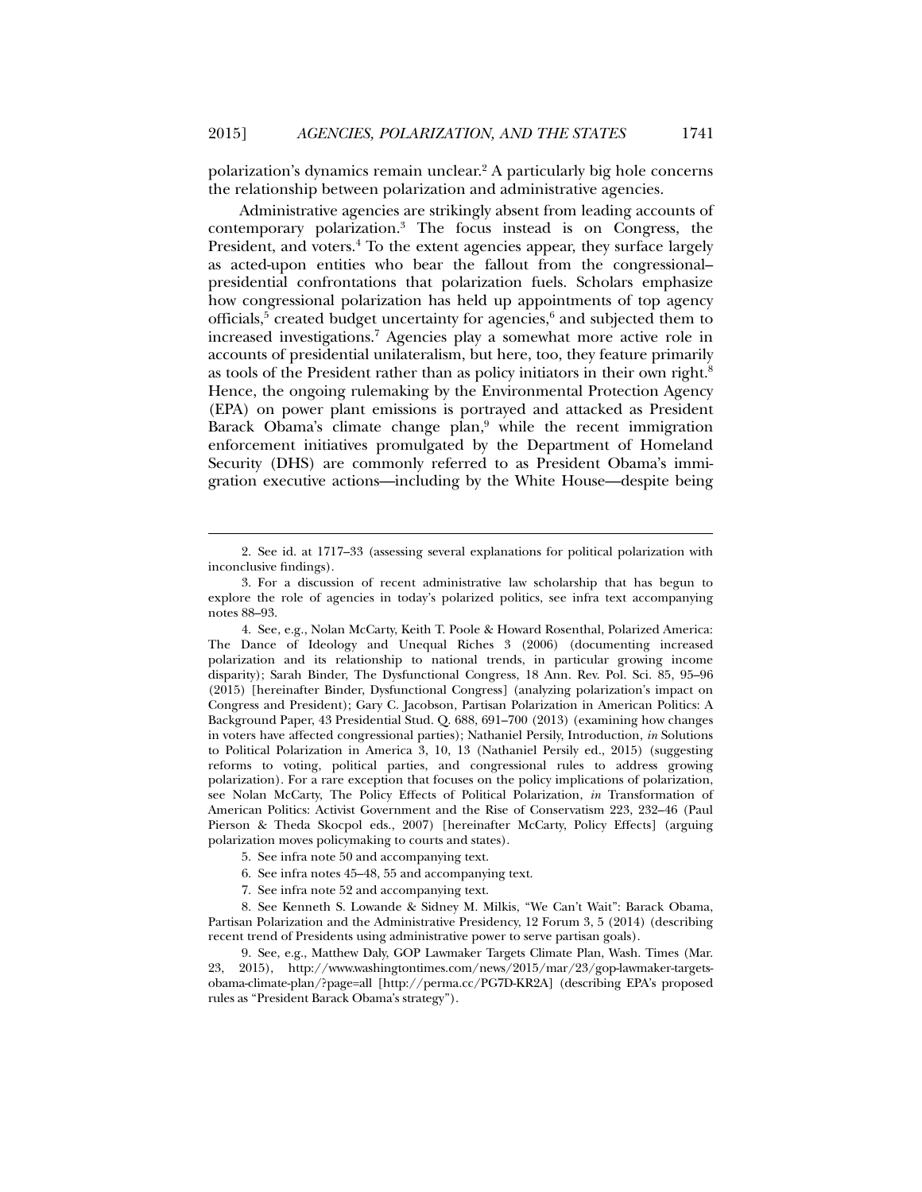polarization's dynamics remain unclear.[2] A particularly big hole concerns the relationship between polarization and administrative agencies.

Administrative agencies are strikingly absent from leading accounts of contemporary polarization.[3] The focus instead is on Congress, the President, and voters.[4] To the extent agencies appear, they surface largely as acted-upon entities who bear the fallout from the congressional–presidential confrontations that polarization fuels. Scholars emphasize how congressional polarization has held up appointments of top agency officials,[5] created budget uncertainty for agencies,[6] and subjected them to increased investigations.[7] Agencies play a somewhat more active role in accounts of presidential unilateralism, but here, too, they feature primarily as tools of the President rather than as policy initiators in their own right.[8] Hence, the ongoing rulemaking by the Environmental Protection Agency (EPA) on power plant emissions is portrayed and attacked as President Barack Obama's climate change plan,[9] while the recent immigration enforcement initiatives promulgated by the Department of Homeland Security (DHS) are commonly referred to as President Obama's immigration executive actions—including by the White House—despite being

---

2. See id. at 1717–33 (assessing several explanations for political polarization with inconclusive findings).

3. For a discussion of recent administrative law scholarship that has begun to explore the role of agencies in today's polarized politics, see infra text accompanying notes 88–93.

4. See, e.g., Nolan McCarty, Keith T. Poole & Howard Rosenthal, Polarized America: The Dance of Ideology and Unequal Riches 3 (2006) (documenting increased polarization and its relationship to national trends, in particular growing income disparity); Sarah Binder, The Dysfunctional Congress, 18 Ann. Rev. Pol. Sci. 85, 95–96 (2015) [hereinafter Binder, Dysfunctional Congress] (analyzing polarization's impact on Congress and President); Gary C. Jacobson, Partisan Polarization in American Politics: A Background Paper, 43 Presidential Stud. Q. 688, 691–700 (2013) (examining how changes in voters have affected congressional parties); Nathaniel Persily, Introduction, *in* Solutions to Political Polarization in America 3, 10, 13 (Nathaniel Persily ed., 2015) (suggesting reforms to voting, political parties, and congressional rules to address growing polarization). For a rare exception that focuses on the policy implications of polarization, see Nolan McCarty, The Policy Effects of Political Polarization, *in* Transformation of American Politics: Activist Government and the Rise of Conservatism 223, 232–46 (Paul Pierson & Theda Skocpol eds., 2007) [hereinafter McCarty, Policy Effects] (arguing polarization moves policymaking to courts and states).

5. See infra note 50 and accompanying text.

6. See infra notes 45–48, 55 and accompanying text.

7. See infra note 52 and accompanying text.

8. See Kenneth S. Lowande & Sidney M. Milkis, "We Can't Wait": Barack Obama, Partisan Polarization and the Administrative Presidency, 12 Forum 3, 5 (2014) (describing recent trend of Presidents using administrative power to serve partisan goals).

9. See, e.g., Matthew Daly, GOP Lawmaker Targets Climate Plan, Wash. Times (Mar. 23, 2015), http://www.washingtontimes.com/news/2015/mar/23/gop-lawmaker-targets-obama-climate-plan/?page=all [http://perma.cc/PG7D-KR2A] (describing EPA's proposed rules as "President Barack Obama's strategy").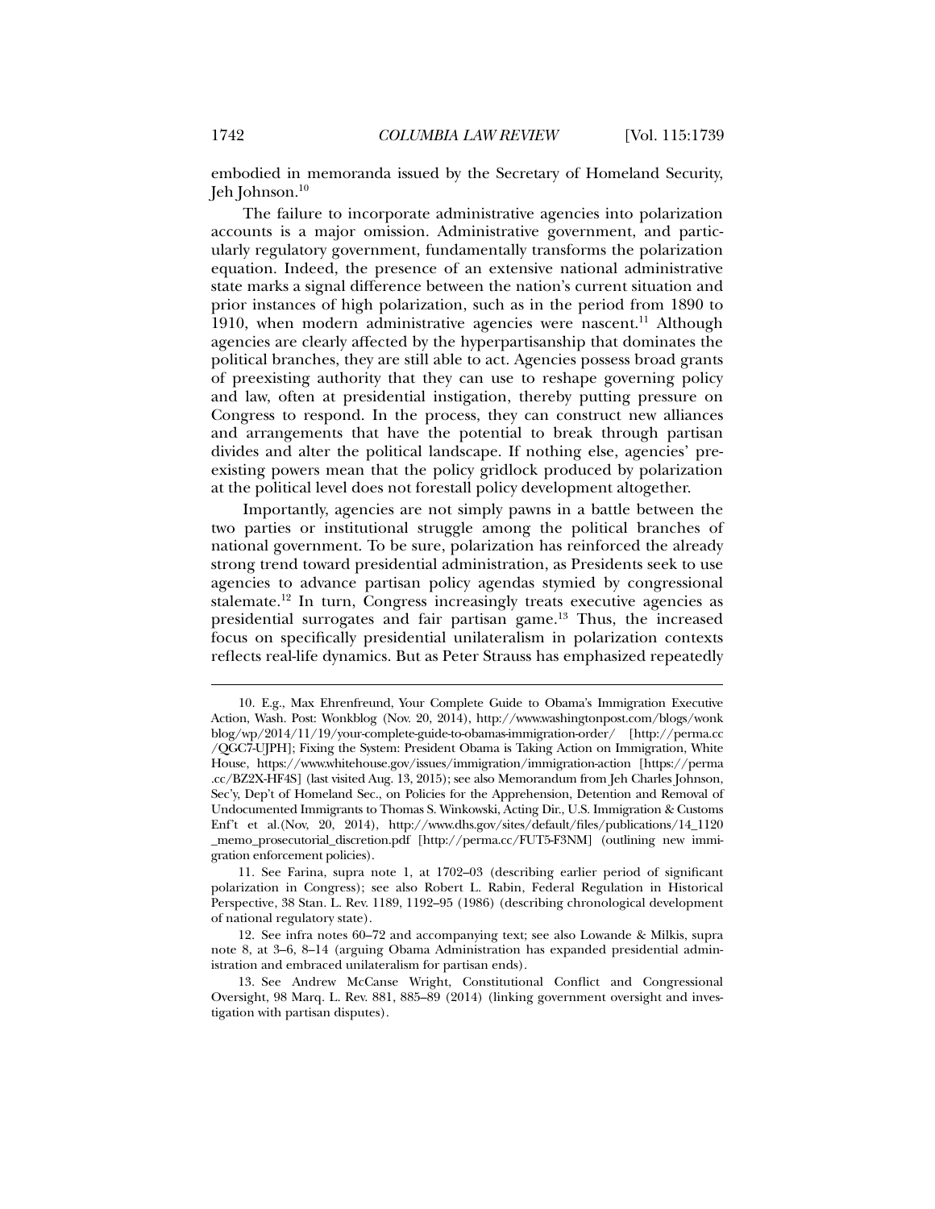embodied in memoranda issued by the Secretary of Homeland Security, Jeh Johnson.[10]

The failure to incorporate administrative agencies into polarization accounts is a major omission. Administrative government, and particularly regulatory government, fundamentally transforms the polarization equation. Indeed, the presence of an extensive national administrative state marks a signal difference between the nation's current situation and prior instances of high polarization, such as in the period from 1890 to 1910, when modern administrative agencies were nascent.[11] Although agencies are clearly affected by the hyperpartisanship that dominates the political branches, they are still able to act. Agencies possess broad grants of preexisting authority that they can use to reshape governing policy and law, often at presidential instigation, thereby putting pressure on Congress to respond. In the process, they can construct new alliances and arrangements that have the potential to break through partisan divides and alter the political landscape. If nothing else, agencies' preexisting powers mean that the policy gridlock produced by polarization at the political level does not forestall policy development altogether.

Importantly, agencies are not simply pawns in a battle between the two parties or institutional struggle among the political branches of national government. To be sure, polarization has reinforced the already strong trend toward presidential administration, as Presidents seek to use agencies to advance partisan policy agendas stymied by congressional stalemate.[12] In turn, Congress increasingly treats executive agencies as presidential surrogates and fair partisan game.[13] Thus, the increased focus on specifically presidential unilateralism in polarization contexts reflects real-life dynamics. But as Peter Strauss has emphasized repeatedly

---

10. E.g., Max Ehrenfreund, Your Complete Guide to Obama's Immigration Executive Action, Wash. Post: Wonkblog (Nov. 20, 2014), http://www.washingtonpost.com/blogs/wonkblog/wp/2014/11/19/your-complete-guide-to-obamas-immigration-order/ [http://perma.cc/QGC7-UJPH]; Fixing the System: President Obama is Taking Action on Immigration, White House, https://www.whitehouse.gov/issues/immigration/immigration-action [https://perma.cc/BZ2X-HF4S] (last visited Aug. 13, 2015); see also Memorandum from Jeh Charles Johnson, Sec'y, Dep't of Homeland Sec., on Policies for the Apprehension, Detention and Removal of Undocumented Immigrants to Thomas S. Winkowski, Acting Dir., U.S. Immigration & Customs Enf't et al.(Nov, 20, 2014), http://www.dhs.gov/sites/default/files/publications/14_1120_memo_prosecutorial_discretion.pdf [http://perma.cc/FUT5-F3NM] (outlining new immigration enforcement policies).

11. See Farina, supra note 1, at 1702–03 (describing earlier period of significant polarization in Congress); see also Robert L. Rabin, Federal Regulation in Historical Perspective, 38 Stan. L. Rev. 1189, 1192–95 (1986) (describing chronological development of national regulatory state).

12. See infra notes 60–72 and accompanying text; see also Lowande & Milkis, supra note 8, at 3–6, 8–14 (arguing Obama Administration has expanded presidential administration and embraced unilateralism for partisan ends).

13. See Andrew McCanse Wright, Constitutional Conflict and Congressional Oversight, 98 Marq. L. Rev. 881, 885–89 (2014) (linking government oversight and investigation with partisan disputes).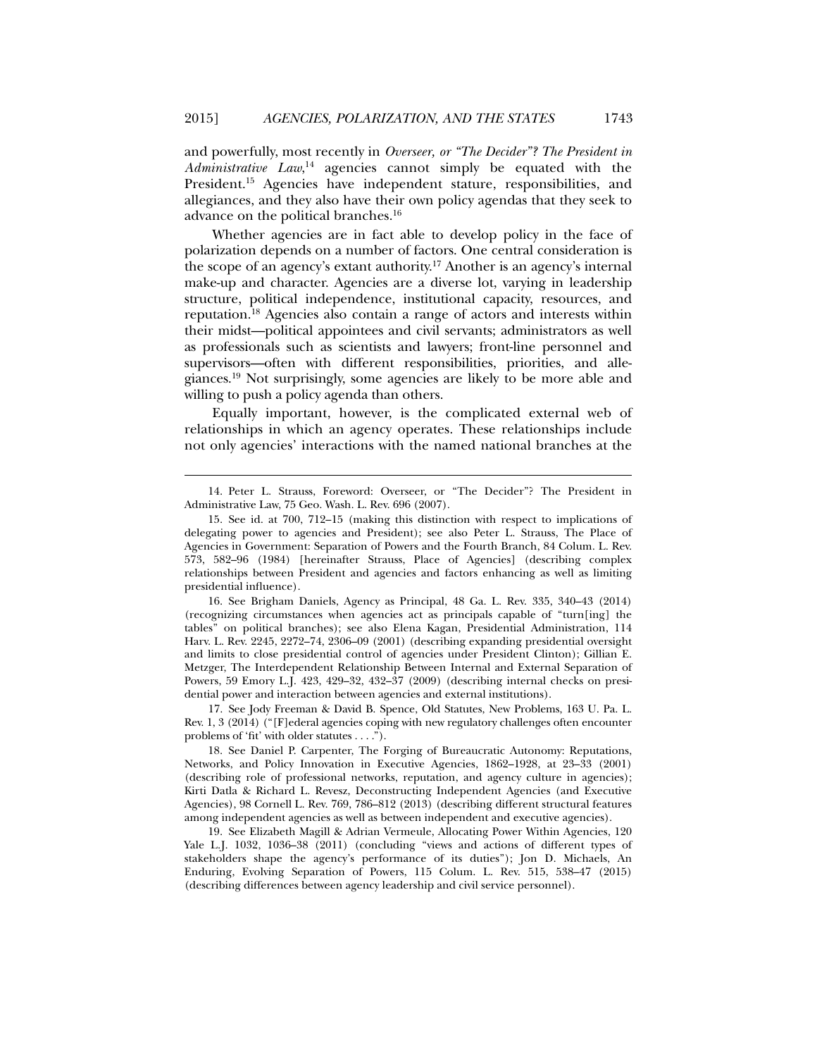and powerfully, most recently in *Overseer, or "The Decider"? The President in Administrative Law*,[14] agencies cannot simply be equated with the President.[15] Agencies have independent stature, responsibilities, and allegiances, and they also have their own policy agendas that they seek to advance on the political branches.[16]

Whether agencies are in fact able to develop policy in the face of polarization depends on a number of factors. One central consideration is the scope of an agency's extant authority.[17] Another is an agency's internal make-up and character. Agencies are a diverse lot, varying in leadership structure, political independence, institutional capacity, resources, and reputation.[18] Agencies also contain a range of actors and interests within their midst—political appointees and civil servants; administrators as well as professionals such as scientists and lawyers; front-line personnel and supervisors—often with different responsibilities, priorities, and allegiances.[19] Not surprisingly, some agencies are likely to be more able and willing to push a policy agenda than others.

Equally important, however, is the complicated external web of relationships in which an agency operates. These relationships include not only agencies' interactions with the named national branches at the

---

14. Peter L. Strauss, Foreword: Overseer, or "The Decider"? The President in Administrative Law, 75 Geo. Wash. L. Rev. 696 (2007).

15. See id. at 700, 712–15 (making this distinction with respect to implications of delegating power to agencies and President); see also Peter L. Strauss, The Place of Agencies in Government: Separation of Powers and the Fourth Branch, 84 Colum. L. Rev. 573, 582–96 (1984) [hereinafter Strauss, Place of Agencies] (describing complex relationships between President and agencies and factors enhancing as well as limiting presidential influence).

16. See Brigham Daniels, Agency as Principal, 48 Ga. L. Rev. 335, 340–43 (2014) (recognizing circumstances when agencies act as principals capable of "turn[ing] the tables" on political branches); see also Elena Kagan, Presidential Administration, 114 Harv. L. Rev. 2245, 2272–74, 2306–09 (2001) (describing expanding presidential oversight and limits to close presidential control of agencies under President Clinton); Gillian E. Metzger, The Interdependent Relationship Between Internal and External Separation of Powers, 59 Emory L.J. 423, 429–32, 432–37 (2009) (describing internal checks on presidential power and interaction between agencies and external institutions).

17. See Jody Freeman & David B. Spence, Old Statutes, New Problems, 163 U. Pa. L. Rev. 1, 3 (2014) ("[F]ederal agencies coping with new regulatory challenges often encounter problems of 'fit' with older statutes . . . .").

18. See Daniel P. Carpenter, The Forging of Bureaucratic Autonomy: Reputations, Networks, and Policy Innovation in Executive Agencies, 1862–1928, at 23–33 (2001) (describing role of professional networks, reputation, and agency culture in agencies); Kirti Datla & Richard L. Revesz, Deconstructing Independent Agencies (and Executive Agencies), 98 Cornell L. Rev. 769, 786–812 (2013) (describing different structural features among independent agencies as well as between independent and executive agencies).

19. See Elizabeth Magill & Adrian Vermeule, Allocating Power Within Agencies, 120 Yale L.J. 1032, 1036–38 (2011) (concluding "views and actions of different types of stakeholders shape the agency's performance of its duties"); Jon D. Michaels, An Enduring, Evolving Separation of Powers, 115 Colum. L. Rev. 515, 538–47 (2015) (describing differences between agency leadership and civil service personnel).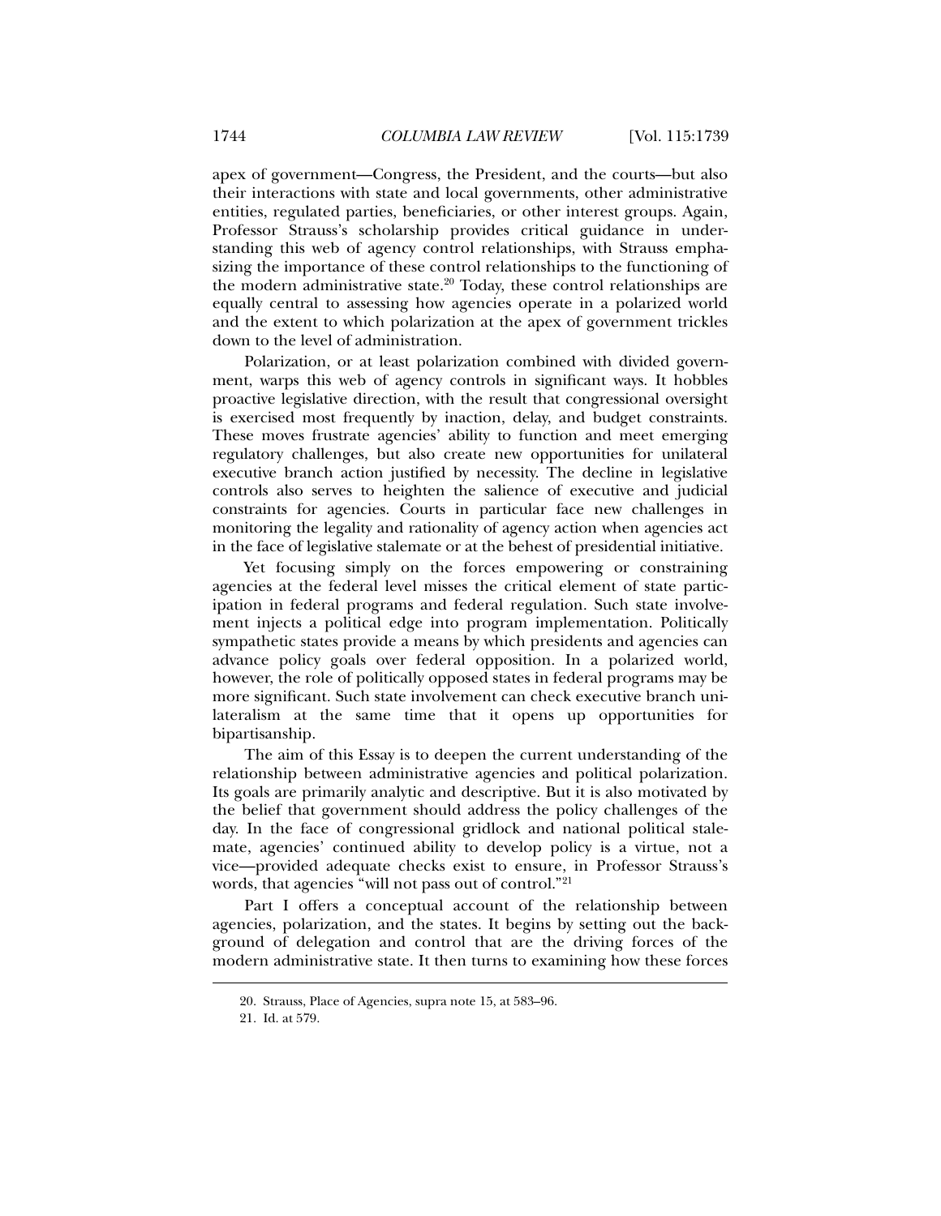apex of government—Congress, the President, and the courts—but also their interactions with state and local governments, other administrative entities, regulated parties, beneficiaries, or other interest groups. Again, Professor Strauss's scholarship provides critical guidance in understanding this web of agency control relationships, with Strauss emphasizing the importance of these control relationships to the functioning of the modern administrative state.[20] Today, these control relationships are equally central to assessing how agencies operate in a polarized world and the extent to which polarization at the apex of government trickles down to the level of administration.

Polarization, or at least polarization combined with divided government, warps this web of agency controls in significant ways. It hobbles proactive legislative direction, with the result that congressional oversight is exercised most frequently by inaction, delay, and budget constraints. These moves frustrate agencies' ability to function and meet emerging regulatory challenges, but also create new opportunities for unilateral executive branch action justified by necessity. The decline in legislative controls also serves to heighten the salience of executive and judicial constraints for agencies. Courts in particular face new challenges in monitoring the legality and rationality of agency action when agencies act in the face of legislative stalemate or at the behest of presidential initiative.

Yet focusing simply on the forces empowering or constraining agencies at the federal level misses the critical element of state participation in federal programs and federal regulation. Such state involvement injects a political edge into program implementation. Politically sympathetic states provide a means by which presidents and agencies can advance policy goals over federal opposition. In a polarized world, however, the role of politically opposed states in federal programs may be more significant. Such state involvement can check executive branch unilateralism at the same time that it opens up opportunities for bipartisanship.

The aim of this Essay is to deepen the current understanding of the relationship between administrative agencies and political polarization. Its goals are primarily analytic and descriptive. But it is also motivated by the belief that government should address the policy challenges of the day. In the face of congressional gridlock and national political stalemate, agencies' continued ability to develop policy is a virtue, not a vice—provided adequate checks exist to ensure, in Professor Strauss's words, that agencies "will not pass out of control."[21]

Part I offers a conceptual account of the relationship between agencies, polarization, and the states. It begins by setting out the background of delegation and control that are the driving forces of the modern administrative state. It then turns to examining how these forces

---

20. Strauss, Place of Agencies, supra note 15, at 583–96.

21. Id. at 579.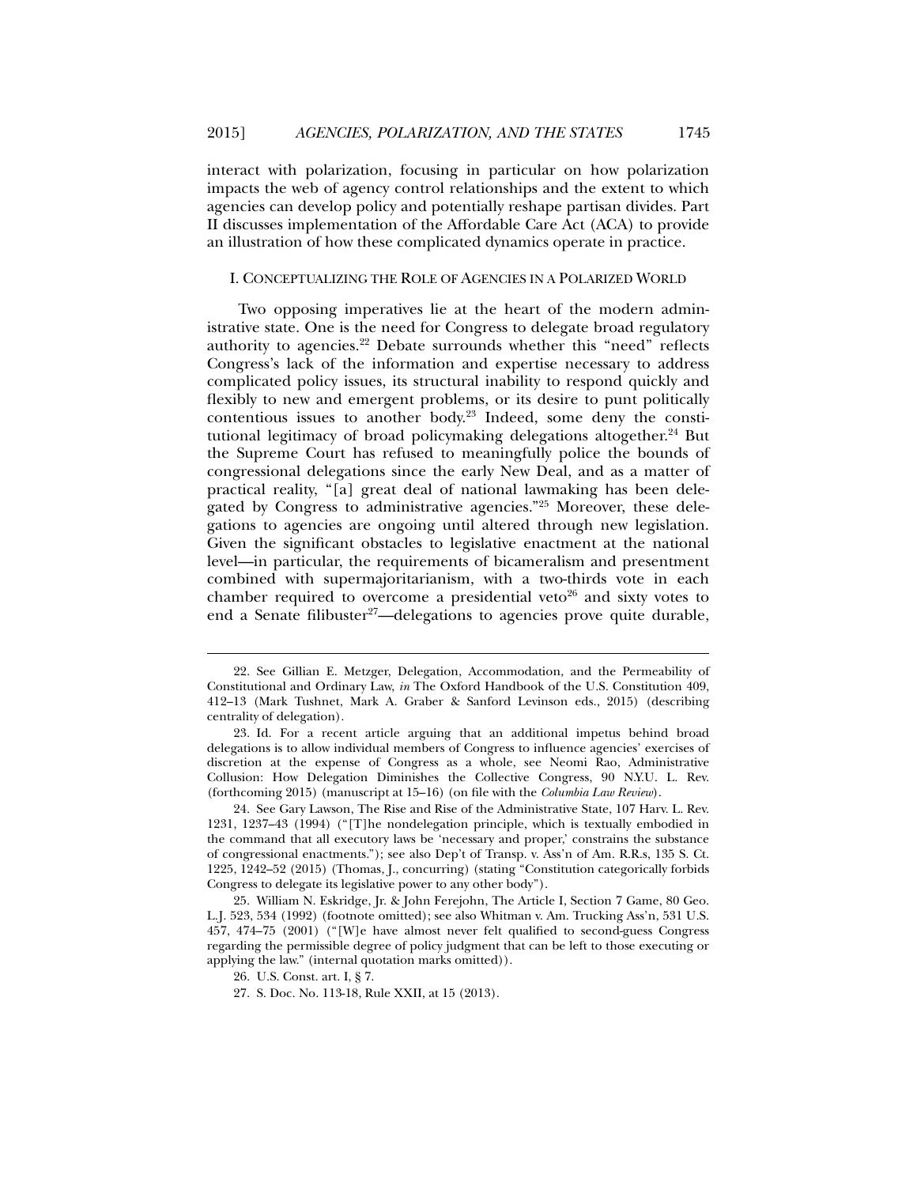interact with polarization, focusing in particular on how polarization impacts the web of agency control relationships and the extent to which agencies can develop policy and potentially reshape partisan divides. Part II discusses implementation of the Affordable Care Act (ACA) to provide an illustration of how these complicated dynamics operate in practice.

## I. CONCEPTUALIZING THE ROLE OF AGENCIES IN A POLARIZED WORLD

Two opposing imperatives lie at the heart of the modern administrative state. One is the need for Congress to delegate broad regulatory authority to agencies.[22] Debate surrounds whether this "need" reflects Congress's lack of the information and expertise necessary to address complicated policy issues, its structural inability to respond quickly and flexibly to new and emergent problems, or its desire to punt politically contentious issues to another body.[23] Indeed, some deny the constitutional legitimacy of broad policymaking delegations altogether.[24] But the Supreme Court has refused to meaningfully police the bounds of congressional delegations since the early New Deal, and as a matter of practical reality, "[a] great deal of national lawmaking has been delegated by Congress to administrative agencies."[25] Moreover, these delegations to agencies are ongoing until altered through new legislation. Given the significant obstacles to legislative enactment at the national level—in particular, the requirements of bicameralism and presentment combined with supermajoritarianism, with a two-thirds vote in each chamber required to overcome a presidential veto[26] and sixty votes to end a Senate filibuster[27]—delegations to agencies prove quite durable,

---

22. See Gillian E. Metzger, Delegation, Accommodation, and the Permeability of Constitutional and Ordinary Law, *in* The Oxford Handbook of the U.S. Constitution 409, 412–13 (Mark Tushnet, Mark A. Graber & Sanford Levinson eds., 2015) (describing centrality of delegation).

23. Id. For a recent article arguing that an additional impetus behind broad delegations is to allow individual members of Congress to influence agencies' exercises of discretion at the expense of Congress as a whole, see Neomi Rao, Administrative Collusion: How Delegation Diminishes the Collective Congress, 90 N.Y.U. L. Rev. (forthcoming 2015) (manuscript at 15–16) (on file with the *Columbia Law Review*).

24. See Gary Lawson, The Rise and Rise of the Administrative State, 107 Harv. L. Rev. 1231, 1237–43 (1994) ("[T]he nondelegation principle, which is textually embodied in the command that all executory laws be 'necessary and proper,' constrains the substance of congressional enactments."); see also Dep't of Transp. v. Ass'n of Am. R.R.s, 135 S. Ct. 1225, 1242–52 (2015) (Thomas, J., concurring) (stating "Constitution categorically forbids Congress to delegate its legislative power to any other body").

25. William N. Eskridge, Jr. & John Ferejohn, The Article I, Section 7 Game, 80 Geo. L.J. 523, 534 (1992) (footnote omitted); see also Whitman v. Am. Trucking Ass'n, 531 U.S. 457, 474–75 (2001) ("[W]e have almost never felt qualified to second-guess Congress regarding the permissible degree of policy judgment that can be left to those executing or applying the law." (internal quotation marks omitted)).

26. U.S. Const. art. I, § 7.

27. S. Doc. No. 113-18, Rule XXII, at 15 (2013).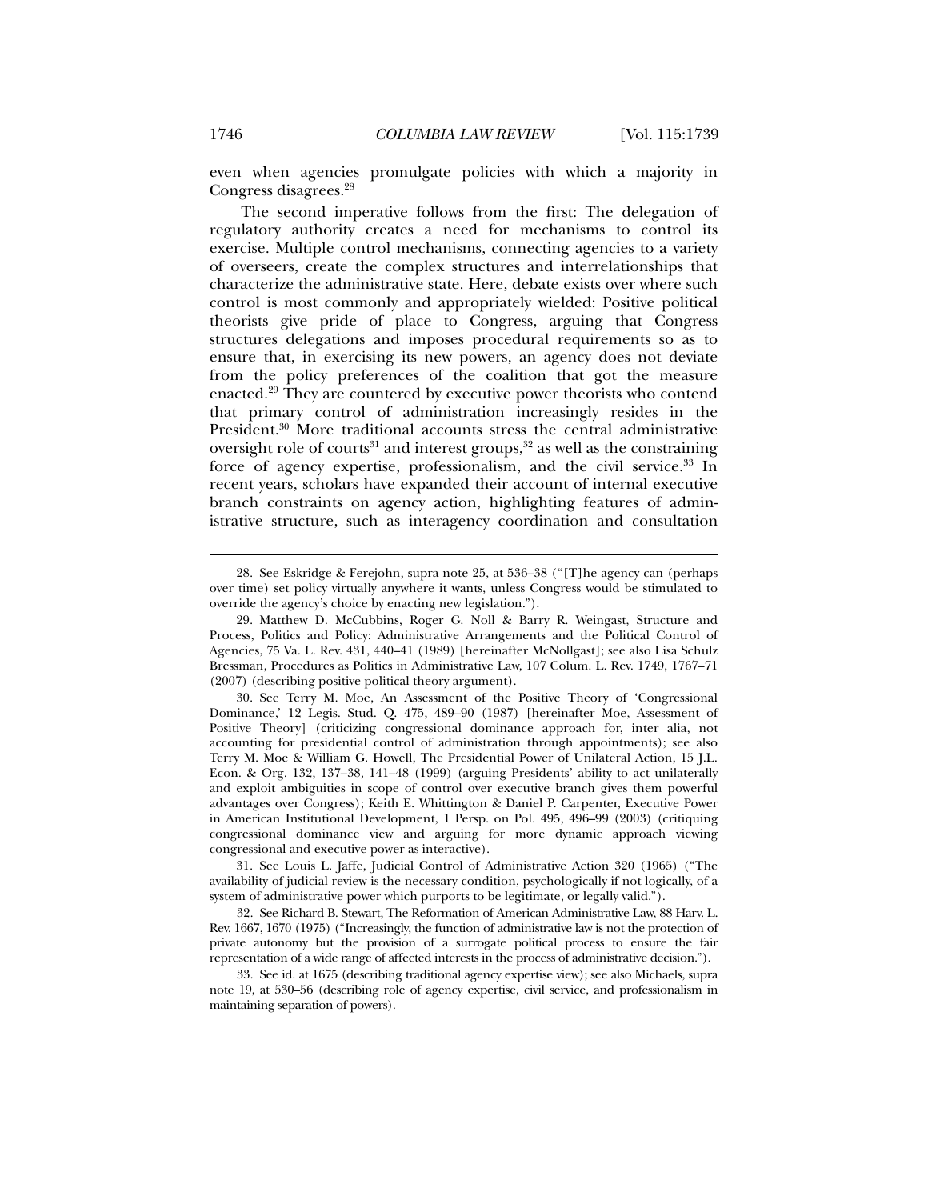even when agencies promulgate policies with which a majority in Congress disagrees.[28]

The second imperative follows from the first: The delegation of regulatory authority creates a need for mechanisms to control its exercise. Multiple control mechanisms, connecting agencies to a variety of overseers, create the complex structures and interrelationships that characterize the administrative state. Here, debate exists over where such control is most commonly and appropriately wielded: Positive political theorists give pride of place to Congress, arguing that Congress structures delegations and imposes procedural requirements so as to ensure that, in exercising its new powers, an agency does not deviate from the policy preferences of the coalition that got the measure enacted.[29] They are countered by executive power theorists who contend that primary control of administration increasingly resides in the President.[30] More traditional accounts stress the central administrative oversight role of courts[31] and interest groups,[32] as well as the constraining force of agency expertise, professionalism, and the civil service.[33] In recent years, scholars have expanded their account of internal executive branch constraints on agency action, highlighting features of administrative structure, such as interagency coordination and consultation

---

28. See Eskridge & Ferejohn, supra note 25, at 536–38 ("[T]he agency can (perhaps over time) set policy virtually anywhere it wants, unless Congress would be stimulated to override the agency's choice by enacting new legislation.").

29. Matthew D. McCubbins, Roger G. Noll & Barry R. Weingast, Structure and Process, Politics and Policy: Administrative Arrangements and the Political Control of Agencies, 75 Va. L. Rev. 431, 440–41 (1989) [hereinafter McNollgast]; see also Lisa Schulz Bressman, Procedures as Politics in Administrative Law, 107 Colum. L. Rev. 1749, 1767–71 (2007) (describing positive political theory argument).

30. See Terry M. Moe, An Assessment of the Positive Theory of 'Congressional Dominance,' 12 Legis. Stud. Q. 475, 489–90 (1987) [hereinafter Moe, Assessment of Positive Theory] (criticizing congressional dominance approach for, inter alia, not accounting for presidential control of administration through appointments); see also Terry M. Moe & William G. Howell, The Presidential Power of Unilateral Action, 15 J.L. Econ. & Org. 132, 137–38, 141–48 (1999) (arguing Presidents' ability to act unilaterally and exploit ambiguities in scope of control over executive branch gives them powerful advantages over Congress); Keith E. Whittington & Daniel P. Carpenter, Executive Power in American Institutional Development, 1 Persp. on Pol. 495, 496–99 (2003) (critiquing congressional dominance view and arguing for more dynamic approach viewing congressional and executive power as interactive).

31. See Louis L. Jaffe, Judicial Control of Administrative Action 320 (1965) ("The availability of judicial review is the necessary condition, psychologically if not logically, of a system of administrative power which purports to be legitimate, or legally valid.").

32. See Richard B. Stewart, The Reformation of American Administrative Law, 88 Harv. L. Rev. 1667, 1670 (1975) ("Increasingly, the function of administrative law is not the protection of private autonomy but the provision of a surrogate political process to ensure the fair representation of a wide range of affected interests in the process of administrative decision.").

33. See id. at 1675 (describing traditional agency expertise view); see also Michaels, supra note 19, at 530–56 (describing role of agency expertise, civil service, and professionalism in maintaining separation of powers).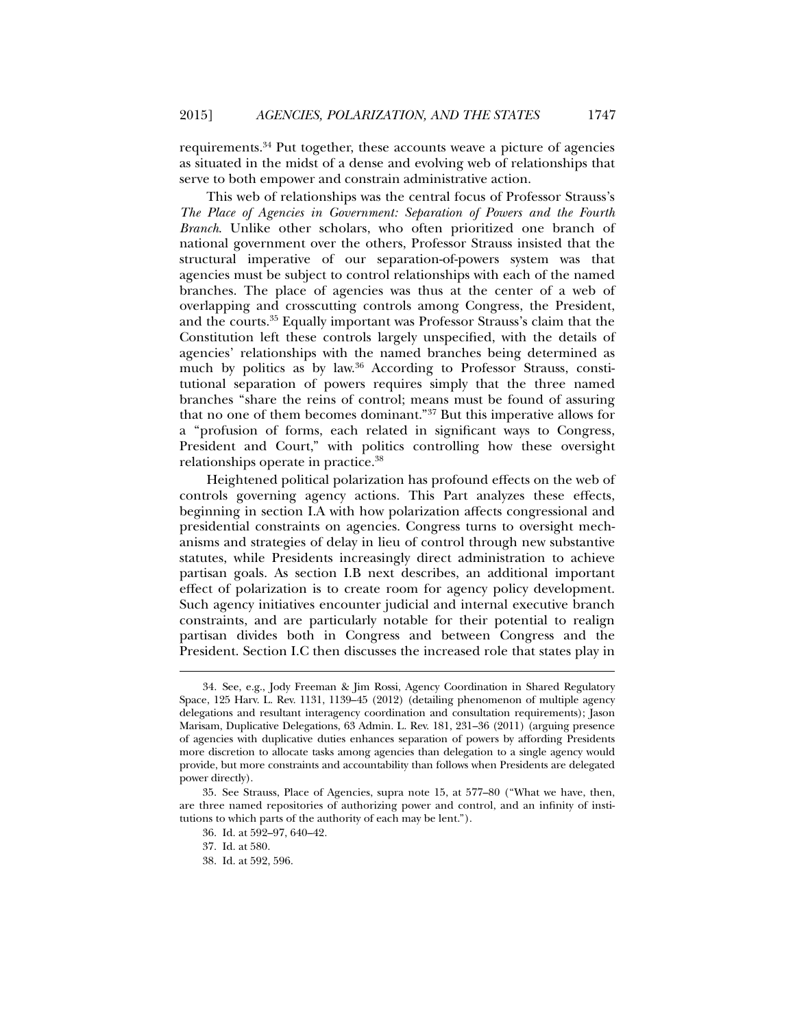requirements.[34] Put together, these accounts weave a picture of agencies as situated in the midst of a dense and evolving web of relationships that serve to both empower and constrain administrative action.

This web of relationships was the central focus of Professor Strauss's *The Place of Agencies in Government: Separation of Powers and the Fourth Branch*. Unlike other scholars, who often prioritized one branch of national government over the others, Professor Strauss insisted that the structural imperative of our separation-of-powers system was that agencies must be subject to control relationships with each of the named branches. The place of agencies was thus at the center of a web of overlapping and crosscutting controls among Congress, the President, and the courts.[35] Equally important was Professor Strauss's claim that the Constitution left these controls largely unspecified, with the details of agencies' relationships with the named branches being determined as much by politics as by law.[36] According to Professor Strauss, constitutional separation of powers requires simply that the three named branches "share the reins of control; means must be found of assuring that no one of them becomes dominant."[37] But this imperative allows for a "profusion of forms, each related in significant ways to Congress, President and Court," with politics controlling how these oversight relationships operate in practice.[38]

Heightened political polarization has profound effects on the web of controls governing agency actions. This Part analyzes these effects, beginning in section I.A with how polarization affects congressional and presidential constraints on agencies. Congress turns to oversight mechanisms and strategies of delay in lieu of control through new substantive statutes, while Presidents increasingly direct administration to achieve partisan goals. As section I.B next describes, an additional important effect of polarization is to create room for agency policy development. Such agency initiatives encounter judicial and internal executive branch constraints, and are particularly notable for their potential to realign partisan divides both in Congress and between Congress and the President. Section I.C then discusses the increased role that states play in

---

34. See, e.g., Jody Freeman & Jim Rossi, Agency Coordination in Shared Regulatory Space, 125 Harv. L. Rev. 1131, 1139–45 (2012) (detailing phenomenon of multiple agency delegations and resultant interagency coordination and consultation requirements); Jason Marisam, Duplicative Delegations, 63 Admin. L. Rev. 181, 231–36 (2011) (arguing presence of agencies with duplicative duties enhances separation of powers by affording Presidents more discretion to allocate tasks among agencies than delegation to a single agency would provide, but more constraints and accountability than follows when Presidents are delegated power directly).

35. See Strauss, Place of Agencies, supra note 15, at 577–80 ("What we have, then, are three named repositories of authorizing power and control, and an infinity of institutions to which parts of the authority of each may be lent.").

36. Id. at 592–97, 640–42.

37. Id. at 580.

38. Id. at 592, 596.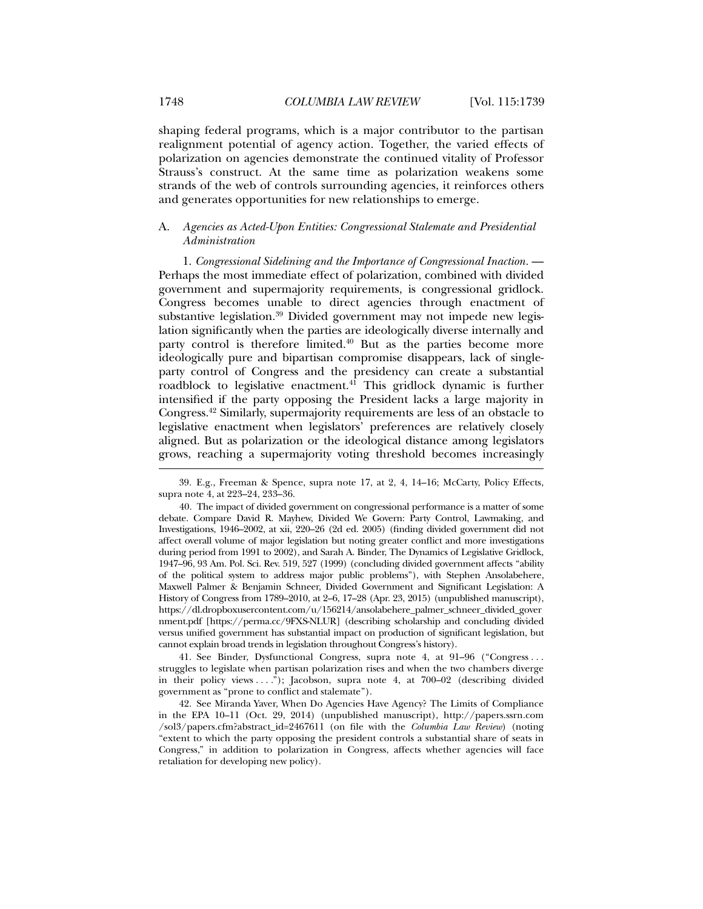shaping federal programs, which is a major contributor to the partisan realignment potential of agency action. Together, the varied effects of polarization on agencies demonstrate the continued vitality of Professor Strauss's construct. At the same time as polarization weakens some strands of the web of controls surrounding agencies, it reinforces others and generates opportunities for new relationships to emerge.

### A. *Agencies as Acted-Upon Entities: Congressional Stalemate and Presidential Administration*

1. *Congressional Sidelining and the Importance of Congressional Inaction.* — Perhaps the most immediate effect of polarization, combined with divided government and supermajority requirements, is congressional gridlock. Congress becomes unable to direct agencies through enactment of substantive legislation.[39] Divided government may not impede new legislation significantly when the parties are ideologically diverse internally and party control is therefore limited.[40] But as the parties become more ideologically pure and bipartisan compromise disappears, lack of single-party control of Congress and the presidency can create a substantial roadblock to legislative enactment.[41] This gridlock dynamic is further intensified if the party opposing the President lacks a large majority in Congress.[42] Similarly, supermajority requirements are less of an obstacle to legislative enactment when legislators' preferences are relatively closely aligned. But as polarization or the ideological distance among legislators grows, reaching a supermajority voting threshold becomes increasingly

---

39. E.g., Freeman & Spence, supra note 17, at 2, 4, 14–16; McCarty, Policy Effects, supra note 4, at 223–24, 233–36.

40. The impact of divided government on congressional performance is a matter of some debate. Compare David R. Mayhew, Divided We Govern: Party Control, Lawmaking, and Investigations, 1946–2002, at xii, 220–26 (2d ed. 2005) (finding divided government did not affect overall volume of major legislation but noting greater conflict and more investigations during period from 1991 to 2002), and Sarah A. Binder, The Dynamics of Legislative Gridlock, 1947–96, 93 Am. Pol. Sci. Rev. 519, 527 (1999) (concluding divided government affects "ability of the political system to address major public problems"), with Stephen Ansolabehere, Maxwell Palmer & Benjamin Schneer, Divided Government and Significant Legislation: A History of Congress from 1789–2010, at 2–6, 17–28 (Apr. 23, 2015) (unpublished manuscript), https://dl.dropboxusercontent.com/u/156214/ansolabehere_palmer_schneer_divided_government.pdf [https://perma.cc/9FXS-NLUR] (describing scholarship and concluding divided versus unified government has substantial impact on production of significant legislation, but cannot explain broad trends in legislation throughout Congress's history).

41. See Binder, Dysfunctional Congress, supra note 4, at 91–96 ("Congress . . . struggles to legislate when partisan polarization rises and when the two chambers diverge in their policy views . . . ."); Jacobson, supra note 4, at 700–02 (describing divided government as "prone to conflict and stalemate").

42. See Miranda Yaver, When Do Agencies Have Agency? The Limits of Compliance in the EPA 10–11 (Oct. 29, 2014) (unpublished manuscript), http://papers.ssrn.com/sol3/papers.cfm?abstract_id=2467611 (on file with the *Columbia Law Review*) (noting "extent to which the party opposing the president controls a substantial share of seats in Congress," in addition to polarization in Congress, affects whether agencies will face retaliation for developing new policy).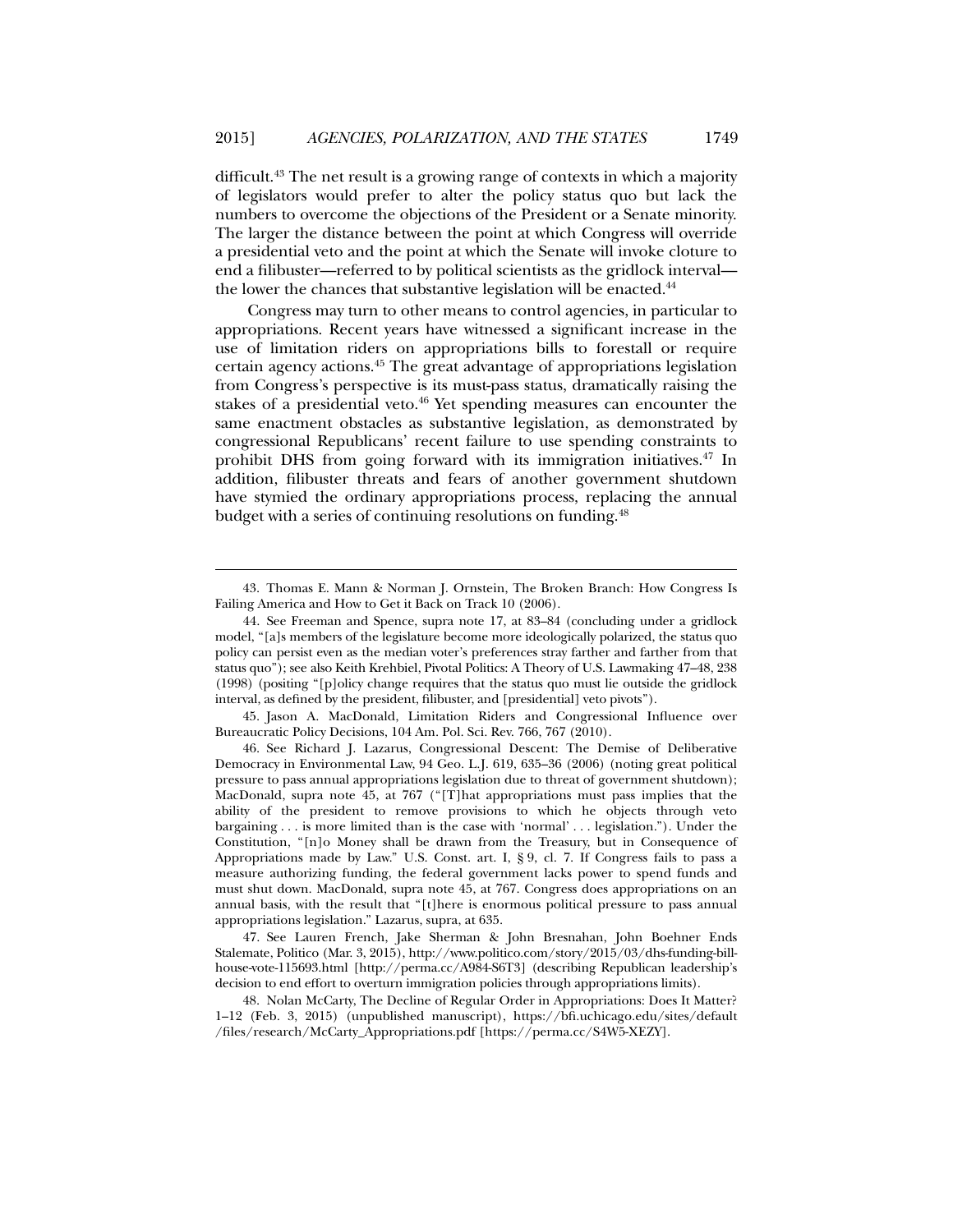difficult.[43] The net result is a growing range of contexts in which a majority of legislators would prefer to alter the policy status quo but lack the numbers to overcome the objections of the President or a Senate minority. The larger the distance between the point at which Congress will override a presidential veto and the point at which the Senate will invoke cloture to end a filibuster—referred to by political scientists as the gridlock interval—the lower the chances that substantive legislation will be enacted.[44]

Congress may turn to other means to control agencies, in particular to appropriations. Recent years have witnessed a significant increase in the use of limitation riders on appropriations bills to forestall or require certain agency actions.[45] The great advantage of appropriations legislation from Congress's perspective is its must-pass status, dramatically raising the stakes of a presidential veto.[46] Yet spending measures can encounter the same enactment obstacles as substantive legislation, as demonstrated by congressional Republicans' recent failure to use spending constraints to prohibit DHS from going forward with its immigration initiatives.[47] In addition, filibuster threats and fears of another government shutdown have stymied the ordinary appropriations process, replacing the annual budget with a series of continuing resolutions on funding.[48]

---

43. Thomas E. Mann & Norman J. Ornstein, The Broken Branch: How Congress Is Failing America and How to Get it Back on Track 10 (2006).

44. See Freeman and Spence, supra note 17, at 83–84 (concluding under a gridlock model, "[a]s members of the legislature become more ideologically polarized, the status quo policy can persist even as the median voter's preferences stray farther and farther from that status quo"); see also Keith Krehbiel, Pivotal Politics: A Theory of U.S. Lawmaking 47–48, 238 (1998) (positing "[p]olicy change requires that the status quo must lie outside the gridlock interval, as defined by the president, filibuster, and [presidential] veto pivots").

45. Jason A. MacDonald, Limitation Riders and Congressional Influence over Bureaucratic Policy Decisions, 104 Am. Pol. Sci. Rev. 766, 767 (2010).

46. See Richard J. Lazarus, Congressional Descent: The Demise of Deliberative Democracy in Environmental Law, 94 Geo. L.J. 619, 635–36 (2006) (noting great political pressure to pass annual appropriations legislation due to threat of government shutdown); MacDonald, supra note 45, at 767 ("[T]hat appropriations must pass implies that the ability of the president to remove provisions to which he objects through veto bargaining . . . is more limited than is the case with 'normal' . . . legislation."). Under the Constitution, "[n]o Money shall be drawn from the Treasury, but in Consequence of Appropriations made by Law." U.S. Const. art. I, § 9, cl. 7. If Congress fails to pass a measure authorizing funding, the federal government lacks power to spend funds and must shut down. MacDonald, supra note 45, at 767. Congress does appropriations on an annual basis, with the result that "[t]here is enormous political pressure to pass annual appropriations legislation." Lazarus, supra, at 635.

47. See Lauren French, Jake Sherman & John Bresnahan, John Boehner Ends Stalemate, Politico (Mar. 3, 2015), http://www.politico.com/story/2015/03/dhs-funding-bill-house-vote-115693.html [http://perma.cc/A984-S6T3] (describing Republican leadership's decision to end effort to overturn immigration policies through appropriations limits).

48. Nolan McCarty, The Decline of Regular Order in Appropriations: Does It Matter? 1–12 (Feb. 3, 2015) (unpublished manuscript), https://bfi.uchicago.edu/sites/default/files/research/McCarty_Appropriations.pdf [https://perma.cc/S4W5-XEZY].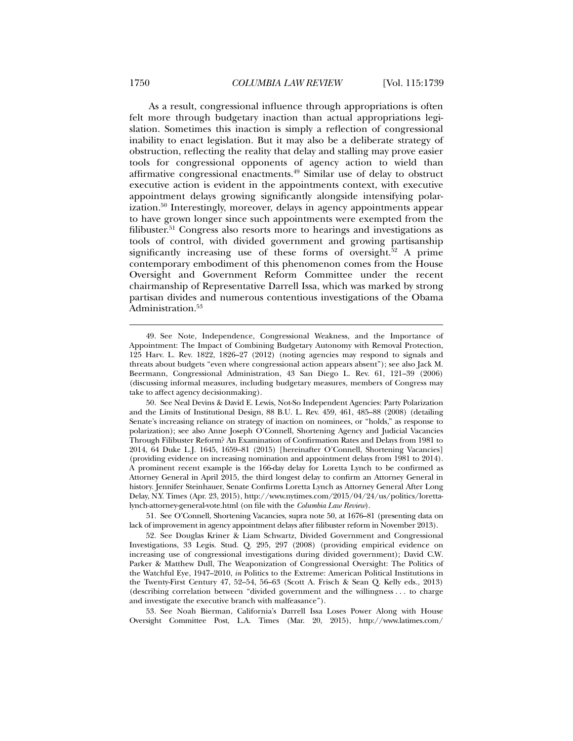As a result, congressional influence through appropriations is often felt more through budgetary inaction than actual appropriations legislation. Sometimes this inaction is simply a reflection of congressional inability to enact legislation. But it may also be a deliberate strategy of obstruction, reflecting the reality that delay and stalling may prove easier tools for congressional opponents of agency action to wield than affirmative congressional enactments.[49] Similar use of delay to obstruct executive action is evident in the appointments context, with executive appointment delays growing significantly alongside intensifying polarization.[50] Interestingly, moreover, delays in agency appointments appear to have grown longer since such appointments were exempted from the filibuster.[51] Congress also resorts more to hearings and investigations as tools of control, with divided government and growing partisanship significantly increasing use of these forms of oversight.[52] A prime contemporary embodiment of this phenomenon comes from the House Oversight and Government Reform Committee under the recent chairmanship of Representative Darrell Issa, which was marked by strong partisan divides and numerous contentious investigations of the Obama Administration.[53]

---

49. See Note, Independence, Congressional Weakness, and the Importance of Appointment: The Impact of Combining Budgetary Autonomy with Removal Protection, 125 Harv. L. Rev. 1822, 1826–27 (2012) (noting agencies may respond to signals and threats about budgets "even where congressional action appears absent"); see also Jack M. Beermann, Congressional Administration, 43 San Diego L. Rev. 61, 121–39 (2006) (discussing informal measures, including budgetary measures, members of Congress may take to affect agency decisionmaking).

50. See Neal Devins & David E. Lewis, Not-So Independent Agencies: Party Polarization and the Limits of Institutional Design, 88 B.U. L. Rev. 459, 461, 485–88 (2008) (detailing Senate's increasing reliance on strategy of inaction on nominees, or "holds," as response to polarization); see also Anne Joseph O'Connell, Shortening Agency and Judicial Vacancies Through Filibuster Reform? An Examination of Confirmation Rates and Delays from 1981 to 2014, 64 Duke L.J. 1645, 1659–81 (2015) [hereinafter O'Connell, Shortening Vacancies] (providing evidence on increasing nomination and appointment delays from 1981 to 2014). A prominent recent example is the 166-day delay for Loretta Lynch to be confirmed as Attorney General in April 2015, the third longest delay to confirm an Attorney General in history. Jennifer Steinhauer, Senate Confirms Loretta Lynch as Attorney General After Long Delay, N.Y. Times (Apr. 23, 2015), http://www.nytimes.com/2015/04/24/us/politics/loretta-lynch-attorney-general-vote.html (on file with the *Columbia Law Review*).

51. See O'Connell, Shortening Vacancies, supra note 50, at 1676–81 (presenting data on lack of improvement in agency appointment delays after filibuster reform in November 2013).

52. See Douglas Kriner & Liam Schwartz, Divided Government and Congressional Investigations, 33 Legis. Stud. Q. 295, 297 (2008) (providing empirical evidence on increasing use of congressional investigations during divided government); David C.W. Parker & Matthew Dull, The Weaponization of Congressional Oversight: The Politics of the Watchful Eye, 1947–2010, *in* Politics to the Extreme: American Political Institutions in the Twenty-First Century 47, 52–54, 56–63 (Scott A. Frisch & Sean Q. Kelly eds., 2013) (describing correlation between "divided government and the willingness . . . to charge and investigate the executive branch with malfeasance").

53. See Noah Bierman, California's Darrell Issa Loses Power Along with House Oversight Committee Post, L.A. Times (Mar. 20, 2015), http://www.latimes.com/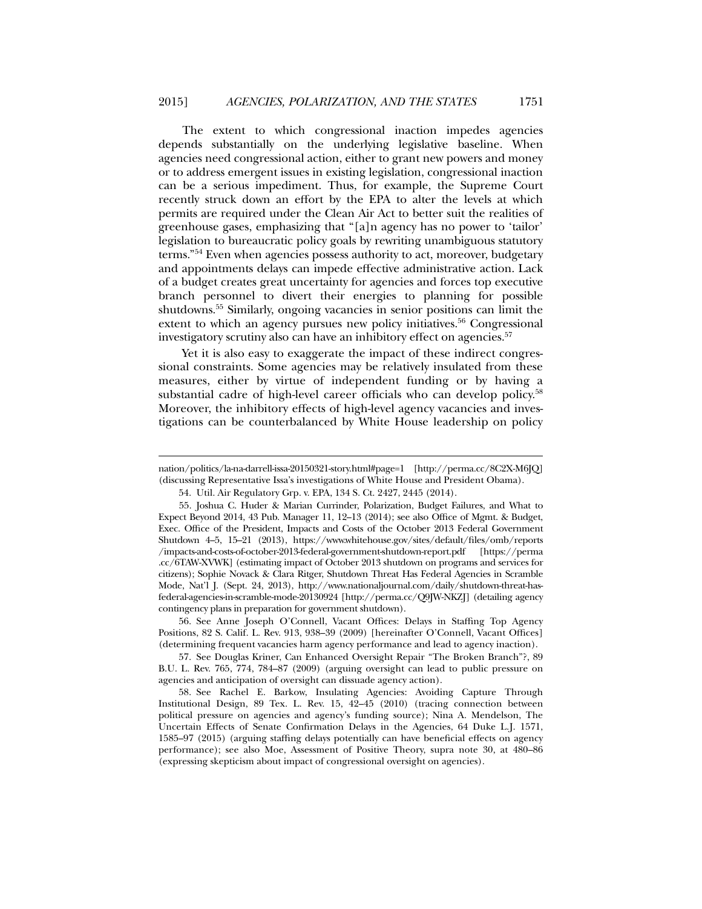The extent to which congressional inaction impedes agencies depends substantially on the underlying legislative baseline. When agencies need congressional action, either to grant new powers and money or to address emergent issues in existing legislation, congressional inaction can be a serious impediment. Thus, for example, the Supreme Court recently struck down an effort by the EPA to alter the levels at which permits are required under the Clean Air Act to better suit the realities of greenhouse gases, emphasizing that "[a]n agency has no power to 'tailor' legislation to bureaucratic policy goals by rewriting unambiguous statutory terms."[54] Even when agencies possess authority to act, moreover, budgetary and appointments delays can impede effective administrative action. Lack of a budget creates great uncertainty for agencies and forces top executive branch personnel to divert their energies to planning for possible shutdowns.[55] Similarly, ongoing vacancies in senior positions can limit the extent to which an agency pursues new policy initiatives.[56] Congressional investigatory scrutiny also can have an inhibitory effect on agencies.[57]

Yet it is also easy to exaggerate the impact of these indirect congressional constraints. Some agencies may be relatively insulated from these measures, either by virtue of independent funding or by having a substantial cadre of high-level career officials who can develop policy.[58] Moreover, the inhibitory effects of high-level agency vacancies and investigations can be counterbalanced by White House leadership on policy

---

nation/politics/la-na-darrell-issa-20150321-story.html#page=1 [http://perma.cc/8C2X-M6JQ] (discussing Representative Issa's investigations of White House and President Obama).

54. Util. Air Regulatory Grp. v. EPA, 134 S. Ct. 2427, 2445 (2014).

55. Joshua C. Huder & Marian Currinder, Polarization, Budget Failures, and What to Expect Beyond 2014, 43 Pub. Manager 11, 12–13 (2014); see also Office of Mgmt. & Budget, Exec. Office of the President, Impacts and Costs of the October 2013 Federal Government Shutdown 4–5, 15–21 (2013), https://www.whitehouse.gov/sites/default/files/omb/reports/impacts-and-costs-of-october-2013-federal-government-shutdown-report.pdf [https://perma.cc/6TAW-XVWK] (estimating impact of October 2013 shutdown on programs and services for citizens); Sophie Novack & Clara Ritger, Shutdown Threat Has Federal Agencies in Scramble Mode, Nat'l J. (Sept. 24, 2013), http://www.nationaljournal.com/daily/shutdown-threat-has-federal-agencies-in-scramble-mode-20130924 [http://perma.cc/Q9JW-NKZJ] (detailing agency contingency plans in preparation for government shutdown).

56. See Anne Joseph O'Connell, Vacant Offices: Delays in Staffing Top Agency Positions, 82 S. Calif. L. Rev. 913, 938–39 (2009) [hereinafter O'Connell, Vacant Offices] (determining frequent vacancies harm agency performance and lead to agency inaction).

57. See Douglas Kriner, Can Enhanced Oversight Repair "The Broken Branch"?, 89 B.U. L. Rev. 765, 774, 784–87 (2009) (arguing oversight can lead to public pressure on agencies and anticipation of oversight can dissuade agency action).

58. See Rachel E. Barkow, Insulating Agencies: Avoiding Capture Through Institutional Design, 89 Tex. L. Rev. 15, 42–45 (2010) (tracing connection between political pressure on agencies and agency's funding source); Nina A. Mendelson, The Uncertain Effects of Senate Confirmation Delays in the Agencies, 64 Duke L.J. 1571, 1585–97 (2015) (arguing staffing delays potentially can have beneficial effects on agency performance); see also Moe, Assessment of Positive Theory, supra note 30, at 480–86 (expressing skepticism about impact of congressional oversight on agencies).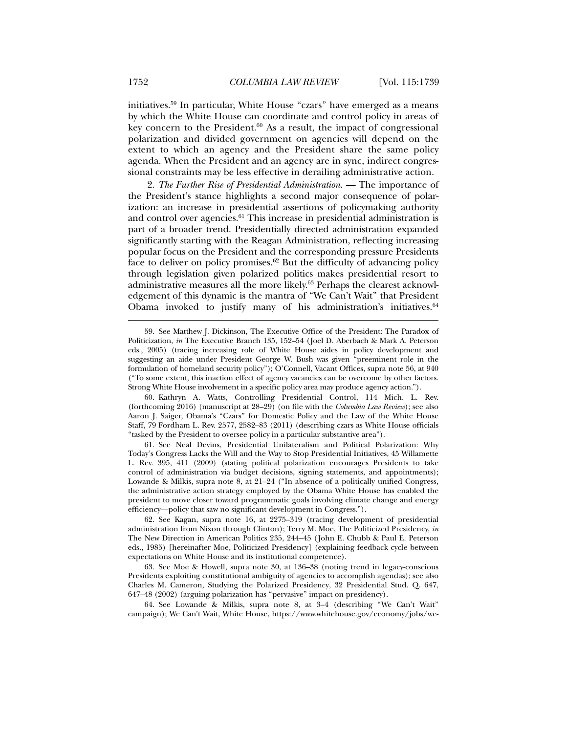initiatives.[59] In particular, White House "czars" have emerged as a means by which the White House can coordinate and control policy in areas of key concern to the President.[60] As a result, the impact of congressional polarization and divided government on agencies will depend on the extent to which an agency and the President share the same policy agenda. When the President and an agency are in sync, indirect congressional constraints may be less effective in derailing administrative action.

2. *The Further Rise of Presidential Administration.* — The importance of the President's stance highlights a second major consequence of polarization: an increase in presidential assertions of policymaking authority and control over agencies.[61] This increase in presidential administration is part of a broader trend. Presidentially directed administration expanded significantly starting with the Reagan Administration, reflecting increasing popular focus on the President and the corresponding pressure Presidents face to deliver on policy promises.[62] But the difficulty of advancing policy through legislation given polarized politics makes presidential resort to administrative measures all the more likely.[63] Perhaps the clearest acknowledgement of this dynamic is the mantra of "We Can't Wait" that President Obama invoked to justify many of his administration's initiatives.[64]

59. See Matthew J. Dickinson, The Executive Office of the President: The Paradox of Politicization, *in* The Executive Branch 135, 152–54 (Joel D. Aberbach & Mark A. Peterson eds., 2005) (tracing increasing role of White House aides in policy development and suggesting an aide under President George W. Bush was given "preeminent role in the formulation of homeland security policy"); O'Connell, Vacant Offices, supra note 56, at 940 ("To some extent, this inaction effect of agency vacancies can be overcome by other factors. Strong White House involvement in a specific policy area may produce agency action.").

60. Kathryn A. Watts, Controlling Presidential Control, 114 Mich. L. Rev. (forthcoming 2016) (manuscript at 28–29) (on file with the *Columbia Law Review*); see also Aaron J. Saiger, Obama's "Czars" for Domestic Policy and the Law of the White House Staff, 79 Fordham L. Rev. 2577, 2582–83 (2011) (describing czars as White House officials "tasked by the President to oversee policy in a particular substantive area").

61. See Neal Devins, Presidential Unilateralism and Political Polarization: Why Today's Congress Lacks the Will and the Way to Stop Presidential Initiatives, 45 Willamette L. Rev. 395, 411 (2009) (stating political polarization encourages Presidents to take control of administration via budget decisions, signing statements, and appointments); Lowande & Milkis, supra note 8, at 21–24 ("In absence of a politically unified Congress, the administrative action strategy employed by the Obama White House has enabled the president to move closer toward programmatic goals involving climate change and energy efficiency—policy that saw no significant development in Congress.").

62. See Kagan, supra note 16, at 2275–319 (tracing development of presidential administration from Nixon through Clinton); Terry M. Moe, The Politicized Presidency, *in* The New Direction in American Politics 235, 244–45 (John E. Chubb & Paul E. Peterson eds., 1985) [hereinafter Moe, Politicized Presidency] (explaining feedback cycle between expectations on White House and its institutional competence).

63. See Moe & Howell, supra note 30, at 136–38 (noting trend in legacy-conscious Presidents exploiting constitutional ambiguity of agencies to accomplish agendas); see also Charles M. Cameron, Studying the Polarized Presidency, 32 Presidential Stud. Q. 647, 647–48 (2002) (arguing polarization has "pervasive" impact on presidency).

64. See Lowande & Milkis, supra note 8, at 3–4 (describing "We Can't Wait" campaign); We Can't Wait, White House, https://www.whitehouse.gov/economy/jobs/we-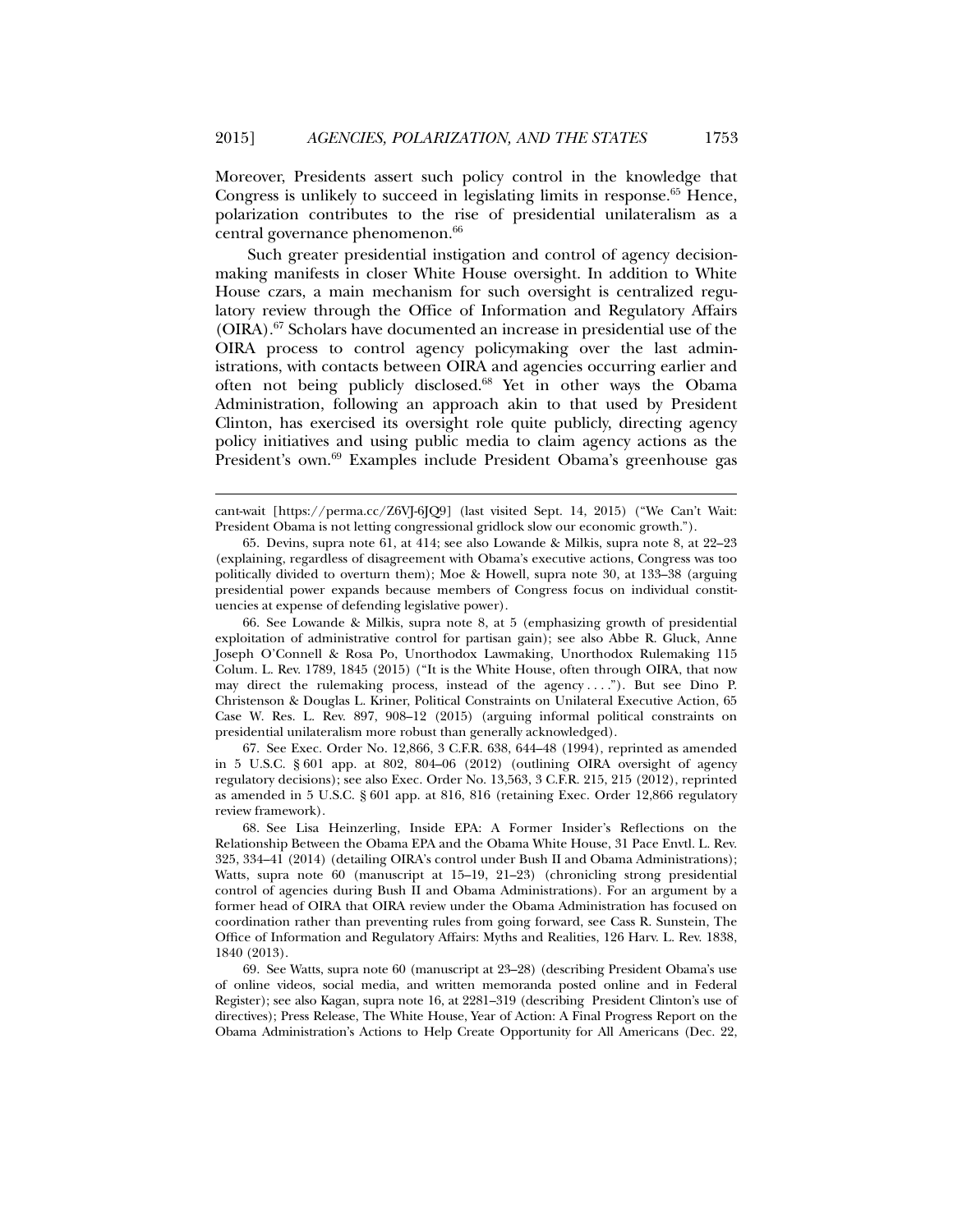Moreover, Presidents assert such policy control in the knowledge that Congress is unlikely to succeed in legislating limits in response.[65] Hence, polarization contributes to the rise of presidential unilateralism as a central governance phenomenon.[66]

Such greater presidential instigation and control of agency decision-making manifests in closer White House oversight. In addition to White House czars, a main mechanism for such oversight is centralized regulatory review through the Office of Information and Regulatory Affairs (OIRA).[67] Scholars have documented an increase in presidential use of the OIRA process to control agency policymaking over the last administrations, with contacts between OIRA and agencies occurring earlier and often not being publicly disclosed.[68] Yet in other ways the Obama Administration, following an approach akin to that used by President Clinton, has exercised its oversight role quite publicly, directing agency policy initiatives and using public media to claim agency actions as the President's own.[69] Examples include President Obama's greenhouse gas

---

cant-wait [https://perma.cc/Z6VJ-6JQ9] (last visited Sept. 14, 2015) ("We Can't Wait: President Obama is not letting congressional gridlock slow our economic growth.").

65. Devins, supra note 61, at 414; see also Lowande & Milkis, supra note 8, at 22–23 (explaining, regardless of disagreement with Obama's executive actions, Congress was too politically divided to overturn them); Moe & Howell, supra note 30, at 133–38 (arguing presidential power expands because members of Congress focus on individual constituencies at expense of defending legislative power).

66. See Lowande & Milkis, supra note 8, at 5 (emphasizing growth of presidential exploitation of administrative control for partisan gain); see also Abbe R. Gluck, Anne Joseph O'Connell & Rosa Po, Unorthodox Lawmaking, Unorthodox Rulemaking 115 Colum. L. Rev. 1789, 1845 (2015) ("It is the White House, often through OIRA, that now may direct the rulemaking process, instead of the agency . . . ."). But see Dino P. Christenson & Douglas L. Kriner, Political Constraints on Unilateral Executive Action, 65 Case W. Res. L. Rev. 897, 908–12 (2015) (arguing informal political constraints on presidential unilateralism more robust than generally acknowledged).

67. See Exec. Order No. 12,866, 3 C.F.R. 638, 644–48 (1994), reprinted as amended in 5 U.S.C. § 601 app. at 802, 804–06 (2012) (outlining OIRA oversight of agency regulatory decisions); see also Exec. Order No. 13,563, 3 C.F.R. 215, 215 (2012), reprinted as amended in 5 U.S.C. § 601 app. at 816, 816 (retaining Exec. Order 12,866 regulatory review framework).

68. See Lisa Heinzerling, Inside EPA: A Former Insider's Reflections on the Relationship Between the Obama EPA and the Obama White House, 31 Pace Envtl. L. Rev. 325, 334–41 (2014) (detailing OIRA's control under Bush II and Obama Administrations); Watts, supra note 60 (manuscript at 15–19, 21–23) (chronicling strong presidential control of agencies during Bush II and Obama Administrations). For an argument by a former head of OIRA that OIRA review under the Obama Administration has focused on coordination rather than preventing rules from going forward, see Cass R. Sunstein, The Office of Information and Regulatory Affairs: Myths and Realities, 126 Harv. L. Rev. 1838, 1840 (2013).

69. See Watts, supra note 60 (manuscript at 23–28) (describing President Obama's use of online videos, social media, and written memoranda posted online and in Federal Register); see also Kagan, supra note 16, at 2281–319 (describing President Clinton's use of directives); Press Release, The White House, Year of Action: A Final Progress Report on the Obama Administration's Actions to Help Create Opportunity for All Americans (Dec. 22,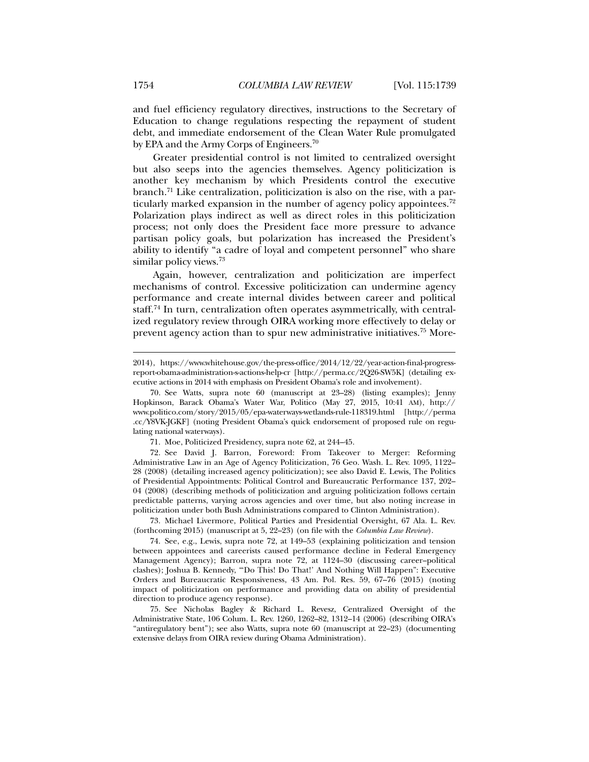and fuel efficiency regulatory directives, instructions to the Secretary of Education to change regulations respecting the repayment of student debt, and immediate endorsement of the Clean Water Rule promulgated by EPA and the Army Corps of Engineers.[70]

Greater presidential control is not limited to centralized oversight but also seeps into the agencies themselves. Agency politicization is another key mechanism by which Presidents control the executive branch.[71] Like centralization, politicization is also on the rise, with a particularly marked expansion in the number of agency policy appointees.[72] Polarization plays indirect as well as direct roles in this politicization process; not only does the President face more pressure to advance partisan policy goals, but polarization has increased the President's ability to identify "a cadre of loyal and competent personnel" who share similar policy views.[73]

Again, however, centralization and politicization are imperfect mechanisms of control. Excessive politicization can undermine agency performance and create internal divides between career and political staff.[74] In turn, centralization often operates asymmetrically, with centralized regulatory review through OIRA working more effectively to delay or prevent agency action than to spur new administrative initiatives.[75] More-

---

2014), https://www.whitehouse.gov/the-press-office/2014/12/22/year-action-final-progress-report-obama-administration-s-actions-help-cr [http://perma.cc/2Q26-SW5K] (detailing executive actions in 2014 with emphasis on President Obama's role and involvement).

70. See Watts, supra note 60 (manuscript at 23–28) (listing examples); Jenny Hopkinson, Barack Obama's Water War, Politico (May 27, 2015, 10:41 AM), http://www.politico.com/story/2015/05/epa-waterways-wetlands-rule-118319.html [http://perma.cc/Y8VK-JGKF] (noting President Obama's quick endorsement of proposed rule on regulating national waterways).

71. Moe, Politicized Presidency, supra note 62, at 244–45.

72. See David J. Barron, Foreword: From Takeover to Merger: Reforming Administrative Law in an Age of Agency Politicization, 76 Geo. Wash. L. Rev. 1095, 1122–28 (2008) (detailing increased agency politicization); see also David E. Lewis, The Politics of Presidential Appointments: Political Control and Bureaucratic Performance 137, 202–04 (2008) (describing methods of politicization and arguing politicization follows certain predictable patterns, varying across agencies and over time, but also noting increase in politicization under both Bush Administrations compared to Clinton Administration).

73. Michael Livermore, Political Parties and Presidential Oversight, 67 Ala. L. Rev. (forthcoming 2015) (manuscript at 5, 22–23) (on file with the *Columbia Law Review*).

74. See, e.g., Lewis, supra note 72, at 149–53 (explaining politicization and tension between appointees and careerists caused performance decline in Federal Emergency Management Agency); Barron, supra note 72, at 1124–30 (discussing career–political clashes); Joshua B. Kennedy, "'Do This! Do That!' And Nothing Will Happen": Executive Orders and Bureaucratic Responsiveness, 43 Am. Pol. Res. 59, 67–76 (2015) (noting impact of politicization on performance and providing data on ability of presidential direction to produce agency response).

75. See Nicholas Bagley & Richard L. Revesz, Centralized Oversight of the Administrative State, 106 Colum. L. Rev. 1260, 1262–82, 1312–14 (2006) (describing OIRA's "antiregulatory bent"); see also Watts, supra note 60 (manuscript at 22–23) (documenting extensive delays from OIRA review during Obama Administration).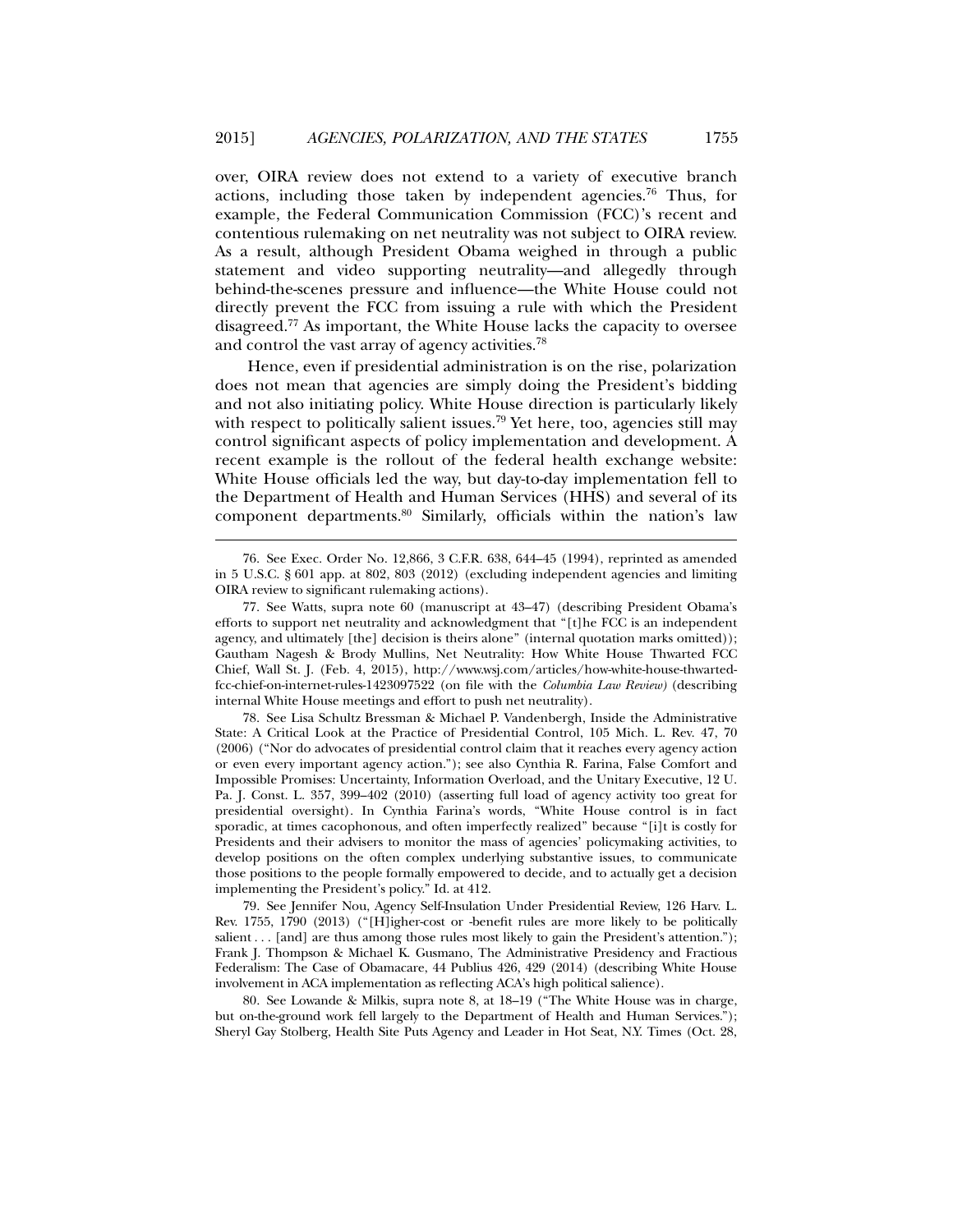over, OIRA review does not extend to a variety of executive branch actions, including those taken by independent agencies.[76] Thus, for example, the Federal Communication Commission (FCC)'s recent and contentious rulemaking on net neutrality was not subject to OIRA review. As a result, although President Obama weighed in through a public statement and video supporting neutrality—and allegedly through behind-the-scenes pressure and influence—the White House could not directly prevent the FCC from issuing a rule with which the President disagreed.[77] As important, the White House lacks the capacity to oversee and control the vast array of agency activities.[78]

Hence, even if presidential administration is on the rise, polarization does not mean that agencies are simply doing the President's bidding and not also initiating policy. White House direction is particularly likely with respect to politically salient issues.[79] Yet here, too, agencies still may control significant aspects of policy implementation and development. A recent example is the rollout of the federal health exchange website: White House officials led the way, but day-to-day implementation fell to the Department of Health and Human Services (HHS) and several of its component departments.[80] Similarly, officials within the nation's law

76. See Exec. Order No. 12,866, 3 C.F.R. 638, 644–45 (1994), reprinted as amended in 5 U.S.C. § 601 app. at 802, 803 (2012) (excluding independent agencies and limiting OIRA review to significant rulemaking actions).

77. See Watts, supra note 60 (manuscript at 43–47) (describing President Obama's efforts to support net neutrality and acknowledgment that "[t]he FCC is an independent agency, and ultimately [the] decision is theirs alone" (internal quotation marks omitted)); Gautham Nagesh & Brody Mullins, Net Neutrality: How White House Thwarted FCC Chief, Wall St. J. (Feb. 4, 2015), http://www.wsj.com/articles/how-white-house-thwarted-fcc-chief-on-internet-rules-1423097522 (on file with the *Columbia Law Review*) (describing internal White House meetings and effort to push net neutrality).

78. See Lisa Schultz Bressman & Michael P. Vandenbergh, Inside the Administrative State: A Critical Look at the Practice of Presidential Control, 105 Mich. L. Rev. 47, 70 (2006) ("Nor do advocates of presidential control claim that it reaches every agency action or even every important agency action."); see also Cynthia R. Farina, False Comfort and Impossible Promises: Uncertainty, Information Overload, and the Unitary Executive, 12 U. Pa. J. Const. L. 357, 399–402 (2010) (asserting full load of agency activity too great for presidential oversight). In Cynthia Farina's words, "White House control is in fact sporadic, at times cacophonous, and often imperfectly realized" because "[i]t is costly for Presidents and their advisers to monitor the mass of agencies' policymaking activities, to develop positions on the often complex underlying substantive issues, to communicate those positions to the people formally empowered to decide, and to actually get a decision implementing the President's policy." Id. at 412.

79. See Jennifer Nou, Agency Self-Insulation Under Presidential Review, 126 Harv. L. Rev. 1755, 1790 (2013) ("[H]igher-cost or -benefit rules are more likely to be politically salient . . . [and] are thus among those rules most likely to gain the President's attention."); Frank J. Thompson & Michael K. Gusmano, The Administrative Presidency and Fractious Federalism: The Case of Obamacare, 44 Publius 426, 429 (2014) (describing White House involvement in ACA implementation as reflecting ACA's high political salience).

80. See Lowande & Milkis, supra note 8, at 18–19 ("The White House was in charge, but on-the-ground work fell largely to the Department of Health and Human Services."); Sheryl Gay Stolberg, Health Site Puts Agency and Leader in Hot Seat, N.Y. Times (Oct. 28,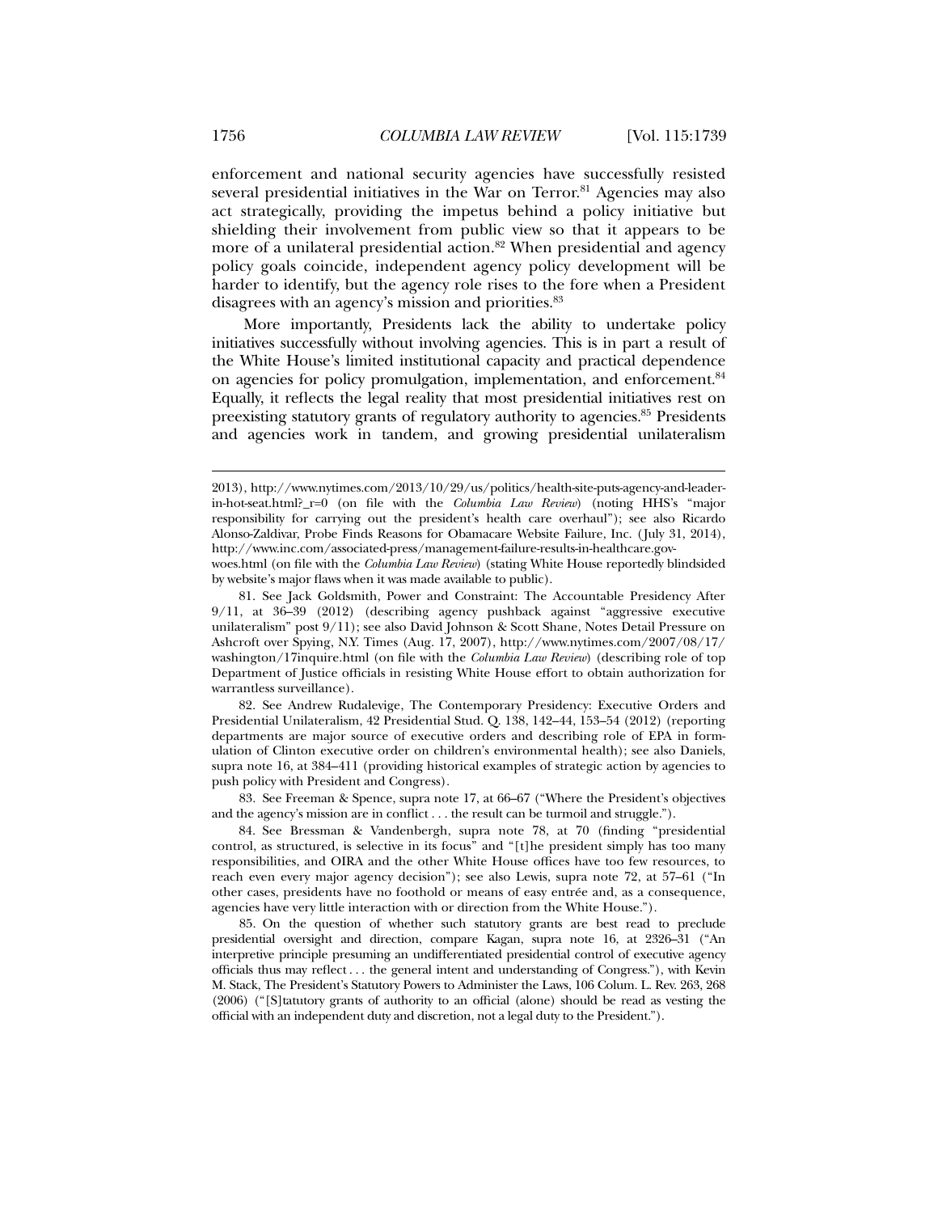enforcement and national security agencies have successfully resisted several presidential initiatives in the War on Terror.[81] Agencies may also act strategically, providing the impetus behind a policy initiative but shielding their involvement from public view so that it appears to be more of a unilateral presidential action.[82] When presidential and agency policy goals coincide, independent agency policy development will be harder to identify, but the agency role rises to the fore when a President disagrees with an agency's mission and priorities.[83]

More importantly, Presidents lack the ability to undertake policy initiatives successfully without involving agencies. This is in part a result of the White House's limited institutional capacity and practical dependence on agencies for policy promulgation, implementation, and enforcement.[84] Equally, it reflects the legal reality that most presidential initiatives rest on preexisting statutory grants of regulatory authority to agencies.[85] Presidents and agencies work in tandem, and growing presidential unilateralism

---

2013), http://www.nytimes.com/2013/10/29/us/politics/health-site-puts-agency-and-leader-in-hot-seat.html?_r=0 (on file with the *Columbia Law Review*) (noting HHS's "major responsibility for carrying out the president's health care overhaul"); see also Ricardo Alonso-Zaldivar, Probe Finds Reasons for Obamacare Website Failure, Inc. (July 31, 2014), http://www.inc.com/associated-press/management-failure-results-in-healthcare.gov-woes.html (on file with the *Columbia Law Review*) (stating White House reportedly blindsided by website's major flaws when it was made available to public).

81. See Jack Goldsmith, Power and Constraint: The Accountable Presidency After 9/11, at 36–39 (2012) (describing agency pushback against "aggressive executive unilateralism" post 9/11); see also David Johnson & Scott Shane, Notes Detail Pressure on Ashcroft over Spying, N.Y. Times (Aug. 17, 2007), http://www.nytimes.com/2007/08/17/washington/17inquire.html (on file with the *Columbia Law Review*) (describing role of top Department of Justice officials in resisting White House effort to obtain authorization for warrantless surveillance).

82. See Andrew Rudalevige, The Contemporary Presidency: Executive Orders and Presidential Unilateralism, 42 Presidential Stud. Q. 138, 142–44, 153–54 (2012) (reporting departments are major source of executive orders and describing role of EPA in formulation of Clinton executive order on children's environmental health); see also Daniels, supra note 16, at 384–411 (providing historical examples of strategic action by agencies to push policy with President and Congress).

83. See Freeman & Spence, supra note 17, at 66–67 ("Where the President's objectives and the agency's mission are in conflict . . . the result can be turmoil and struggle.").

84. See Bressman & Vandenbergh, supra note 78, at 70 (finding "presidential control, as structured, is selective in its focus" and "[t]he president simply has too many responsibilities, and OIRA and the other White House offices have too few resources, to reach even every major agency decision"); see also Lewis, supra note 72, at 57–61 ("In other cases, presidents have no foothold or means of easy entrée and, as a consequence, agencies have very little interaction with or direction from the White House.").

85. On the question of whether such statutory grants are best read to preclude presidential oversight and direction, compare Kagan, supra note 16, at 2326–31 ("An interpretive principle presuming an undifferentiated presidential control of executive agency officials thus may reflect . . . the general intent and understanding of Congress."), with Kevin M. Stack, The President's Statutory Powers to Administer the Laws, 106 Colum. L. Rev. 263, 268 (2006) ("[S]tatutory grants of authority to an official (alone) should be read as vesting the official with an independent duty and discretion, not a legal duty to the President.").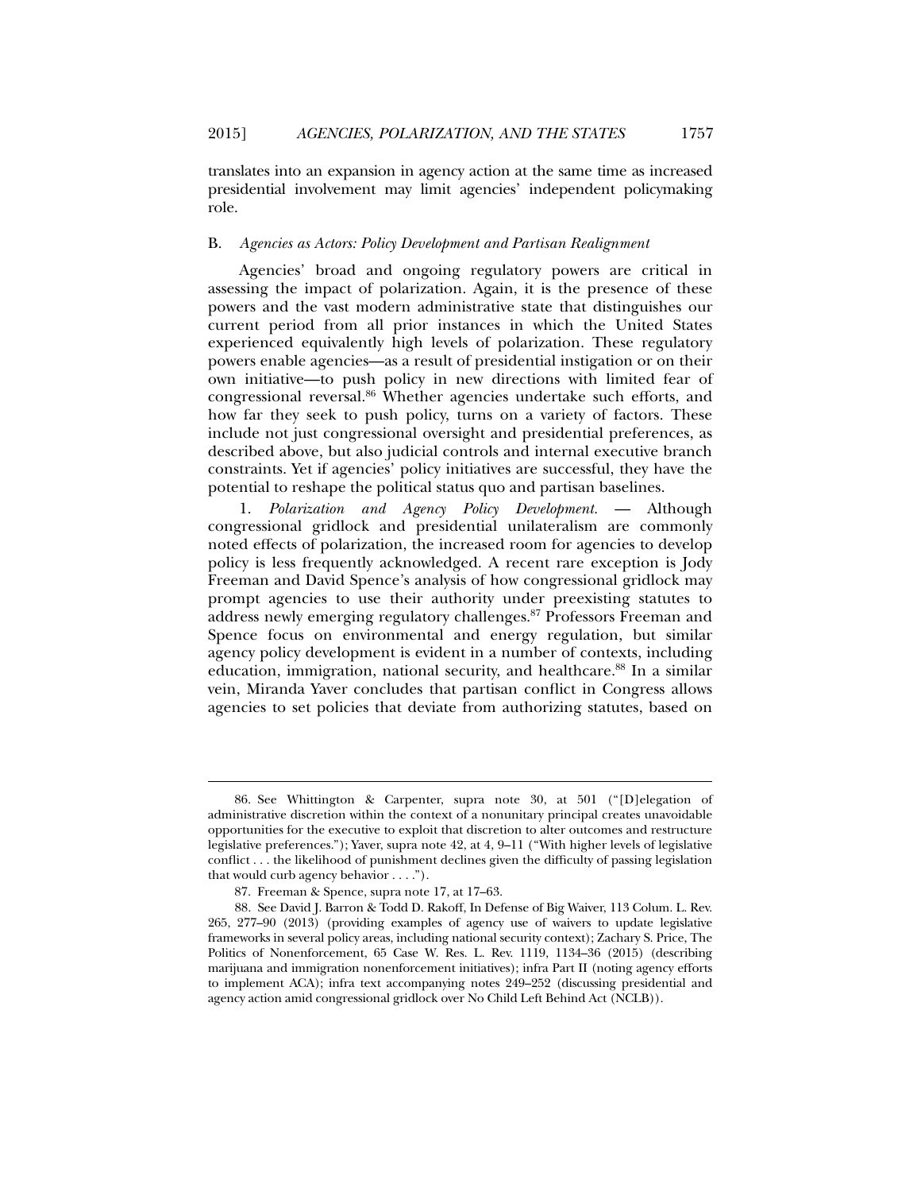translates into an expansion in agency action at the same time as increased presidential involvement may limit agencies' independent policymaking role.

### B. *Agencies as Actors: Policy Development and Partisan Realignment*

Agencies' broad and ongoing regulatory powers are critical in assessing the impact of polarization. Again, it is the presence of these powers and the vast modern administrative state that distinguishes our current period from all prior instances in which the United States experienced equivalently high levels of polarization. These regulatory powers enable agencies—as a result of presidential instigation or on their own initiative—to push policy in new directions with limited fear of congressional reversal.[86] Whether agencies undertake such efforts, and how far they seek to push policy, turns on a variety of factors. These include not just congressional oversight and presidential preferences, as described above, but also judicial controls and internal executive branch constraints. Yet if agencies' policy initiatives are successful, they have the potential to reshape the political status quo and partisan baselines.

1. *Polarization and Agency Policy Development.* — Although congressional gridlock and presidential unilateralism are commonly noted effects of polarization, the increased room for agencies to develop policy is less frequently acknowledged. A recent rare exception is Jody Freeman and David Spence's analysis of how congressional gridlock may prompt agencies to use their authority under preexisting statutes to address newly emerging regulatory challenges.[87] Professors Freeman and Spence focus on environmental and energy regulation, but similar agency policy development is evident in a number of contexts, including education, immigration, national security, and healthcare.[88] In a similar vein, Miranda Yaver concludes that partisan conflict in Congress allows agencies to set policies that deviate from authorizing statutes, based on

---

86. See Whittington & Carpenter, supra note 30, at 501 ("[D]elegation of administrative discretion within the context of a nonunitary principal creates unavoidable opportunities for the executive to exploit that discretion to alter outcomes and restructure legislative preferences."); Yaver, supra note 42, at 4, 9–11 ("With higher levels of legislative conflict . . . the likelihood of punishment declines given the difficulty of passing legislation that would curb agency behavior . . . .").

87. Freeman & Spence, supra note 17, at 17–63.

88. See David J. Barron & Todd D. Rakoff, In Defense of Big Waiver, 113 Colum. L. Rev. 265, 277–90 (2013) (providing examples of agency use of waivers to update legislative frameworks in several policy areas, including national security context); Zachary S. Price, The Politics of Nonenforcement, 65 Case W. Res. L. Rev. 1119, 1134–36 (2015) (describing marijuana and immigration nonenforcement initiatives); infra Part II (noting agency efforts to implement ACA); infra text accompanying notes 249–252 (discussing presidential and agency action amid congressional gridlock over No Child Left Behind Act (NCLB)).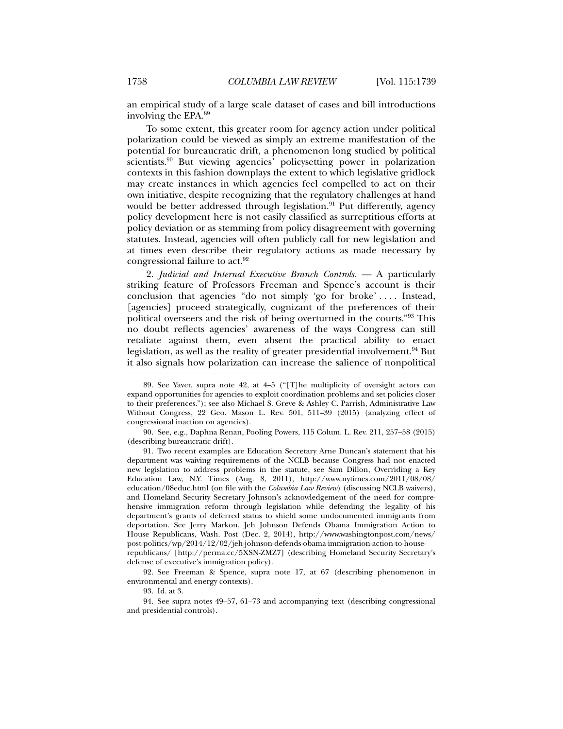an empirical study of a large scale dataset of cases and bill introductions involving the EPA.[89]

To some extent, this greater room for agency action under political polarization could be viewed as simply an extreme manifestation of the potential for bureaucratic drift, a phenomenon long studied by political scientists.[90] But viewing agencies' policysetting power in polarization contexts in this fashion downplays the extent to which legislative gridlock may create instances in which agencies feel compelled to act on their own initiative, despite recognizing that the regulatory challenges at hand would be better addressed through legislation.[91] Put differently, agency policy development here is not easily classified as surreptitious efforts at policy deviation or as stemming from policy disagreement with governing statutes. Instead, agencies will often publicly call for new legislation and at times even describe their regulatory actions as made necessary by congressional failure to act.[92]

2. *Judicial and Internal Executive Branch Controls.* — A particularly striking feature of Professors Freeman and Spence's account is their conclusion that agencies "do not simply 'go for broke' . . . . Instead, [agencies] proceed strategically, cognizant of the preferences of their political overseers and the risk of being overturned in the courts."[93] This no doubt reflects agencies' awareness of the ways Congress can still retaliate against them, even absent the practical ability to enact legislation, as well as the reality of greater presidential involvement.[94] But it also signals how polarization can increase the salience of nonpolitical

---

89. See Yaver, supra note 42, at 4–5 ("[T]he multiplicity of oversight actors can expand opportunities for agencies to exploit coordination problems and set policies closer to their preferences."); see also Michael S. Greve & Ashley C. Parrish, Administrative Law Without Congress, 22 Geo. Mason L. Rev. 501, 511–39 (2015) (analyzing effect of congressional inaction on agencies).

90. See, e.g., Daphna Renan, Pooling Powers, 115 Colum. L. Rev. 211, 257–58 (2015) (describing bureaucratic drift).

91. Two recent examples are Education Secretary Arne Duncan's statement that his department was waiving requirements of the NCLB because Congress had not enacted new legislation to address problems in the statute, see Sam Dillon, Overriding a Key Education Law, N.Y. Times (Aug. 8, 2011), http://www.nytimes.com/2011/08/08/education/08educ.html (on file with the *Columbia Law Review*) (discussing NCLB waivers), and Homeland Security Secretary Johnson's acknowledgement of the need for comprehensive immigration reform through legislation while defending the legality of his department's grants of deferred status to shield some undocumented immigrants from deportation. See Jerry Markon, Jeh Johnson Defends Obama Immigration Action to House Republicans, Wash. Post (Dec. 2, 2014), http://www.washingtonpost.com/news/post-politics/wp/2014/12/02/jeh-johnson-defends-obama-immigration-action-to-house-republicans/ [http://perma.cc/5XSN-ZMZ7] (describing Homeland Security Secretary's defense of executive's immigration policy).

92. See Freeman & Spence, supra note 17, at 67 (describing phenomenon in environmental and energy contexts).

93. Id. at 3.

94. See supra notes 49–57, 61–73 and accompanying text (describing congressional and presidential controls).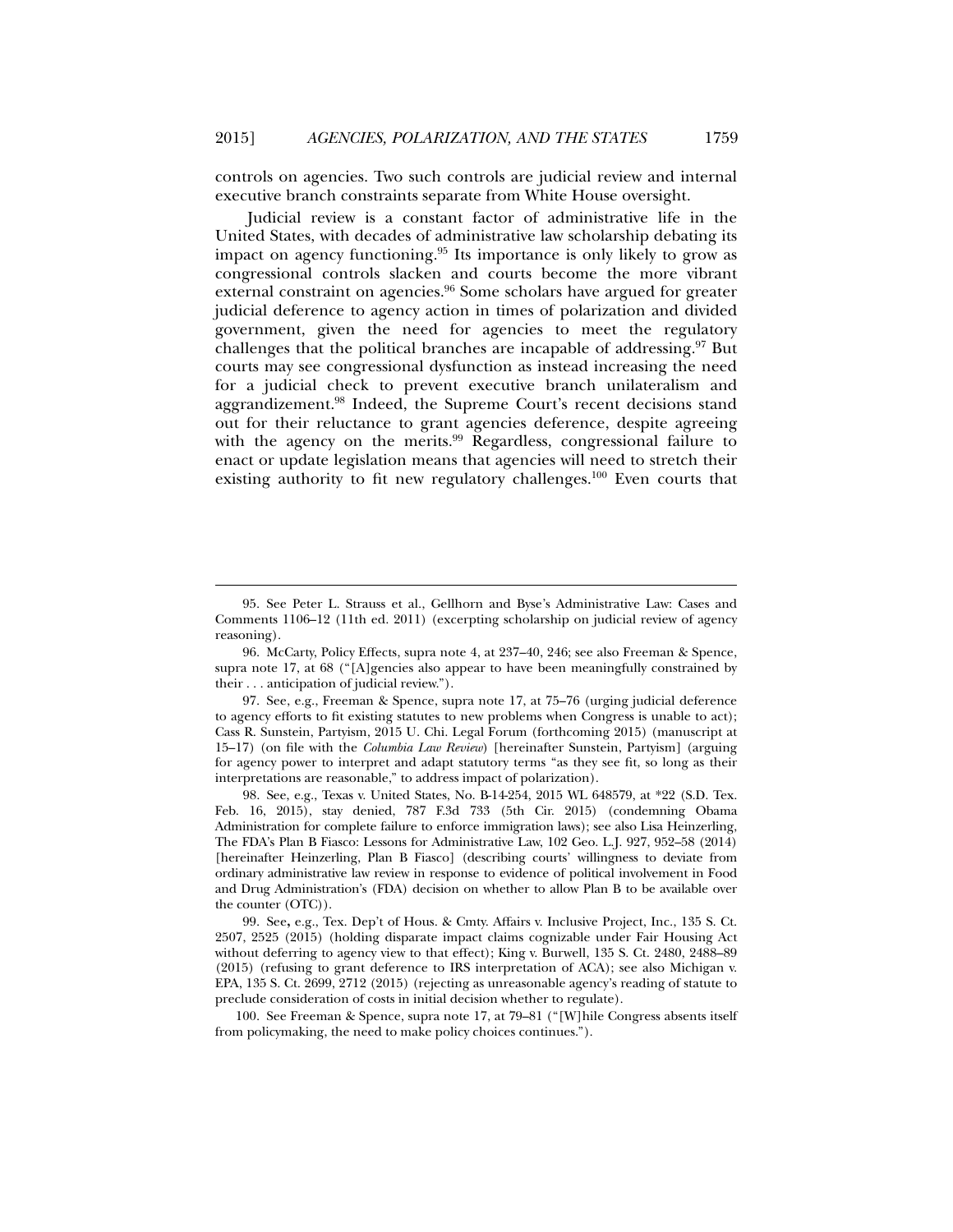controls on agencies. Two such controls are judicial review and internal executive branch constraints separate from White House oversight.

Judicial review is a constant factor of administrative life in the United States, with decades of administrative law scholarship debating its impact on agency functioning.[95] Its importance is only likely to grow as congressional controls slacken and courts become the more vibrant external constraint on agencies.[96] Some scholars have argued for greater judicial deference to agency action in times of polarization and divided government, given the need for agencies to meet the regulatory challenges that the political branches are incapable of addressing.[97] But courts may see congressional dysfunction as instead increasing the need for a judicial check to prevent executive branch unilateralism and aggrandizement.[98] Indeed, the Supreme Court's recent decisions stand out for their reluctance to grant agencies deference, despite agreeing with the agency on the merits.[99] Regardless, congressional failure to enact or update legislation means that agencies will need to stretch their existing authority to fit new regulatory challenges.[100] Even courts that

---

95. See Peter L. Strauss et al., Gellhorn and Byse's Administrative Law: Cases and Comments 1106–12 (11th ed. 2011) (excerpting scholarship on judicial review of agency reasoning).

96. McCarty, Policy Effects, supra note 4, at 237–40, 246; see also Freeman & Spence, supra note 17, at 68 ("[A]gencies also appear to have been meaningfully constrained by their . . . anticipation of judicial review.").

97. See, e.g., Freeman & Spence, supra note 17, at 75–76 (urging judicial deference to agency efforts to fit existing statutes to new problems when Congress is unable to act); Cass R. Sunstein, Partyism, 2015 U. Chi. Legal Forum (forthcoming 2015) (manuscript at 15–17) (on file with the *Columbia Law Review*) [hereinafter Sunstein, Partyism] (arguing for agency power to interpret and adapt statutory terms "as they see fit, so long as their interpretations are reasonable," to address impact of polarization).

98. See, e.g., Texas v. United States, No. B-14-254, 2015 WL 648579, at *22 (S.D. Tex. Feb. 16, 2015), stay denied, 787 F.3d 733 (5th Cir. 2015) (condemning Obama Administration for complete failure to enforce immigration laws); see also Lisa Heinzerling, The FDA's Plan B Fiasco: Lessons for Administrative Law, 102 Geo. L.J. 927, 952–58 (2014) [hereinafter Heinzerling, Plan B Fiasco] (describing courts' willingness to deviate from ordinary administrative law review in response to evidence of political involvement in Food and Drug Administration's (FDA) decision on whether to allow Plan B to be available over the counter (OTC)).

99. See**,** e.g., Tex. Dep't of Hous. & Cmty. Affairs v. Inclusive Project, Inc., 135 S. Ct. 2507, 2525 (2015) (holding disparate impact claims cognizable under Fair Housing Act without deferring to agency view to that effect); King v. Burwell, 135 S. Ct. 2480, 2488–89 (2015) (refusing to grant deference to IRS interpretation of ACA); see also Michigan v. EPA, 135 S. Ct. 2699, 2712 (2015) (rejecting as unreasonable agency's reading of statute to preclude consideration of costs in initial decision whether to regulate).

100. See Freeman & Spence, supra note 17, at 79–81 ("[W]hile Congress absents itself from policymaking, the need to make policy choices continues.").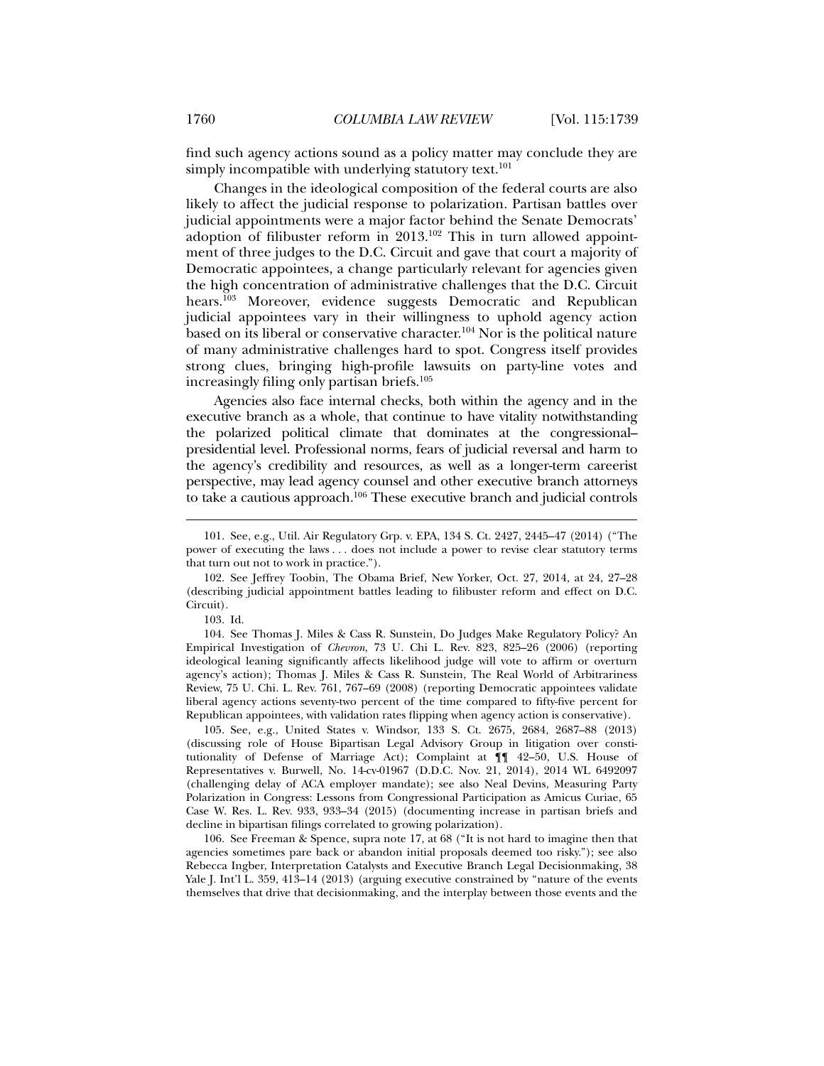find such agency actions sound as a policy matter may conclude they are simply incompatible with underlying statutory text.[101]

Changes in the ideological composition of the federal courts are also likely to affect the judicial response to polarization. Partisan battles over judicial appointments were a major factor behind the Senate Democrats' adoption of filibuster reform in 2013.[102] This in turn allowed appointment of three judges to the D.C. Circuit and gave that court a majority of Democratic appointees, a change particularly relevant for agencies given the high concentration of administrative challenges that the D.C. Circuit hears.[103] Moreover, evidence suggests Democratic and Republican judicial appointees vary in their willingness to uphold agency action based on its liberal or conservative character.[104] Nor is the political nature of many administrative challenges hard to spot. Congress itself provides strong clues, bringing high-profile lawsuits on party-line votes and increasingly filing only partisan briefs.[105]

Agencies also face internal checks, both within the agency and in the executive branch as a whole, that continue to have vitality notwithstanding the polarized political climate that dominates at the congressional–presidential level. Professional norms, fears of judicial reversal and harm to the agency's credibility and resources, as well as a longer-term careerist perspective, may lead agency counsel and other executive branch attorneys to take a cautious approach.[106] These executive branch and judicial controls

---

101. See, e.g., Util. Air Regulatory Grp. v. EPA, 134 S. Ct. 2427, 2445–47 (2014) ("The power of executing the laws . . . does not include a power to revise clear statutory terms that turn out not to work in practice.").

102. See Jeffrey Toobin, The Obama Brief, New Yorker, Oct. 27, 2014, at 24, 27–28 (describing judicial appointment battles leading to filibuster reform and effect on D.C. Circuit).

103. Id.

104. See Thomas J. Miles & Cass R. Sunstein, Do Judges Make Regulatory Policy? An Empirical Investigation of *Chevron*, 73 U. Chi L. Rev. 823, 825–26 (2006) (reporting ideological leaning significantly affects likelihood judge will vote to affirm or overturn agency's action); Thomas J. Miles & Cass R. Sunstein, The Real World of Arbitrariness Review, 75 U. Chi. L. Rev. 761, 767–69 (2008) (reporting Democratic appointees validate liberal agency actions seventy-two percent of the time compared to fifty-five percent for Republican appointees, with validation rates flipping when agency action is conservative).

105. See, e.g., United States v. Windsor, 133 S. Ct. 2675, 2684, 2687–88 (2013) (discussing role of House Bipartisan Legal Advisory Group in litigation over constitutionality of Defense of Marriage Act); Complaint at ¶¶ 42–50, U.S. House of Representatives v. Burwell, No. 14-cv-01967 (D.D.C. Nov. 21, 2014), 2014 WL 6492097 (challenging delay of ACA employer mandate); see also Neal Devins, Measuring Party Polarization in Congress: Lessons from Congressional Participation as Amicus Curiae, 65 Case W. Res. L. Rev. 933, 933–34 (2015) (documenting increase in partisan briefs and decline in bipartisan filings correlated to growing polarization).

106. See Freeman & Spence, supra note 17, at 68 ("It is not hard to imagine then that agencies sometimes pare back or abandon initial proposals deemed too risky."); see also Rebecca Ingber, Interpretation Catalysts and Executive Branch Legal Decisionmaking, 38 Yale J. Int'l L. 359, 413–14 (2013) (arguing executive constrained by "nature of the events themselves that drive that decisionmaking, and the interplay between those events and the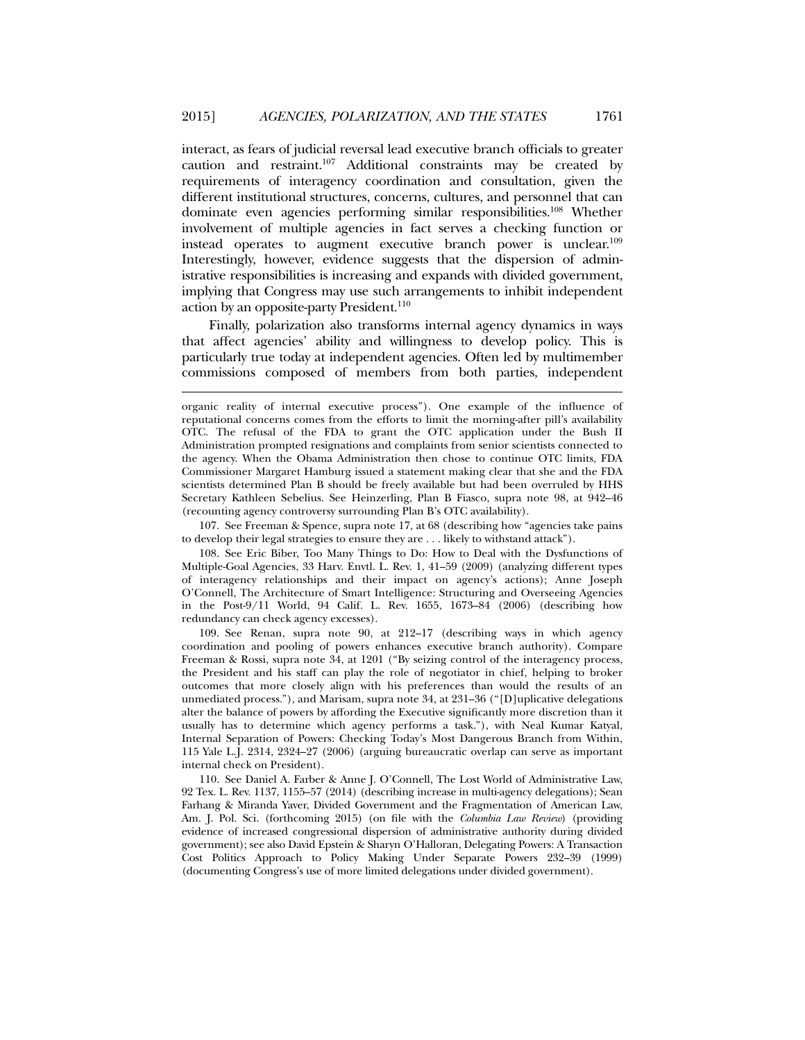interact, as fears of judicial reversal lead executive branch officials to greater caution and restraint.[107] Additional constraints may be created by requirements of interagency coordination and consultation, given the different institutional structures, concerns, cultures, and personnel that can dominate even agencies performing similar responsibilities.[108] Whether involvement of multiple agencies in fact serves a checking function or instead operates to augment executive branch power is unclear.[109] Interestingly, however, evidence suggests that the dispersion of administrative responsibilities is increasing and expands with divided government, implying that Congress may use such arrangements to inhibit independent action by an opposite-party President.[110]

Finally, polarization also transforms internal agency dynamics in ways that affect agencies' ability and willingness to develop policy. This is particularly true today at independent agencies. Often led by multimember commissions composed of members from both parties, independent

---

organic reality of internal executive process"). One example of the influence of reputational concerns comes from the efforts to limit the morning-after pill's availability OTC. The refusal of the FDA to grant the OTC application under the Bush II Administration prompted resignations and complaints from senior scientists connected to the agency. When the Obama Administration then chose to continue OTC limits, FDA Commissioner Margaret Hamburg issued a statement making clear that she and the FDA scientists determined Plan B should be freely available but had been overruled by HHS Secretary Kathleen Sebelius. See Heinzerling, Plan B Fiasco, supra note 98, at 942–46 (recounting agency controversy surrounding Plan B's OTC availability).

107. See Freeman & Spence, supra note 17, at 68 (describing how "agencies take pains to develop their legal strategies to ensure they are . . . likely to withstand attack").

108. See Eric Biber, Too Many Things to Do: How to Deal with the Dysfunctions of Multiple-Goal Agencies, 33 Harv. Envtl. L. Rev. 1, 41–59 (2009) (analyzing different types of interagency relationships and their impact on agency's actions); Anne Joseph O'Connell, The Architecture of Smart Intelligence: Structuring and Overseeing Agencies in the Post-9/11 World, 94 Calif. L. Rev. 1655, 1673–84 (2006) (describing how redundancy can check agency excesses).

109. See Renan, supra note 90, at 212–17 (describing ways in which agency coordination and pooling of powers enhances executive branch authority). Compare Freeman & Rossi, supra note 34, at 1201 ("By seizing control of the interagency process, the President and his staff can play the role of negotiator in chief, helping to broker outcomes that more closely align with his preferences than would the results of an unmediated process."), and Marisam, supra note 34, at 231–36 ("[D]uplicative delegations alter the balance of powers by affording the Executive significantly more discretion than it usually has to determine which agency performs a task."), with Neal Kumar Katyal, Internal Separation of Powers: Checking Today's Most Dangerous Branch from Within, 115 Yale L.J. 2314, 2324–27 (2006) (arguing bureaucratic overlap can serve as important internal check on President).

110. See Daniel A. Farber & Anne J. O'Connell, The Lost World of Administrative Law, 92 Tex. L. Rev. 1137, 1155–57 (2014) (describing increase in multi-agency delegations); Sean Farhang & Miranda Yaver, Divided Government and the Fragmentation of American Law, Am. J. Pol. Sci. (forthcoming 2015) (on file with the *Columbia Law Review*) (providing evidence of increased congressional dispersion of administrative authority during divided government); see also David Epstein & Sharyn O'Halloran, Delegating Powers: A Transaction Cost Politics Approach to Policy Making Under Separate Powers 232–39 (1999) (documenting Congress's use of more limited delegations under divided government).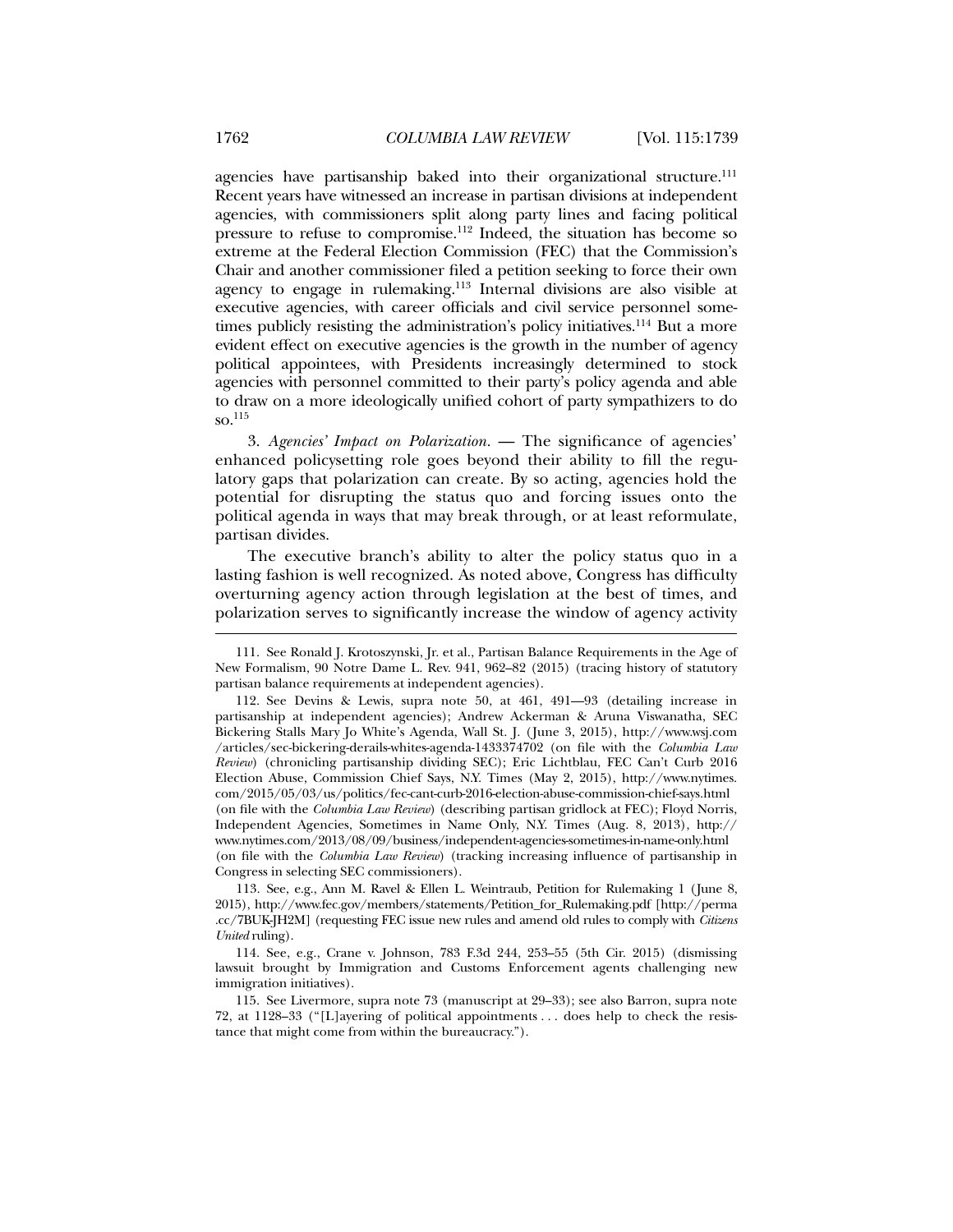agencies have partisanship baked into their organizational structure.[111] Recent years have witnessed an increase in partisan divisions at independent agencies, with commissioners split along party lines and facing political pressure to refuse to compromise.[112] Indeed, the situation has become so extreme at the Federal Election Commission (FEC) that the Commission's Chair and another commissioner filed a petition seeking to force their own agency to engage in rulemaking.[113] Internal divisions are also visible at executive agencies, with career officials and civil service personnel sometimes publicly resisting the administration's policy initiatives.[114] But a more evident effect on executive agencies is the growth in the number of agency political appointees, with Presidents increasingly determined to stock agencies with personnel committed to their party's policy agenda and able to draw on a more ideologically unified cohort of party sympathizers to do so.[115]

3. *Agencies' Impact on Polarization*. — The significance of agencies' enhanced policysetting role goes beyond their ability to fill the regulatory gaps that polarization can create. By so acting, agencies hold the potential for disrupting the status quo and forcing issues onto the political agenda in ways that may break through, or at least reformulate, partisan divides.

The executive branch's ability to alter the policy status quo in a lasting fashion is well recognized. As noted above, Congress has difficulty overturning agency action through legislation at the best of times, and polarization serves to significantly increase the window of agency activity

---

111. See Ronald J. Krotoszynski, Jr. et al., Partisan Balance Requirements in the Age of New Formalism, 90 Notre Dame L. Rev. 941, 962–82 (2015) (tracing history of statutory partisan balance requirements at independent agencies).

112. See Devins & Lewis, supra note 50, at 461, 491—93 (detailing increase in partisanship at independent agencies); Andrew Ackerman & Aruna Viswanatha, SEC Bickering Stalls Mary Jo White's Agenda, Wall St. J. (June 3, 2015), http://www.wsj.com/articles/sec-bickering-derails-whites-agenda-1433374702 (on file with the *Columbia Law Review*) (chronicling partisanship dividing SEC); Eric Lichtblau, FEC Can't Curb 2016 Election Abuse, Commission Chief Says, N.Y. Times (May 2, 2015), http://www.nytimes.com/2015/05/03/us/politics/fec-cant-curb-2016-election-abuse-commission-chief-says.html (on file with the *Columbia Law Review*) (describing partisan gridlock at FEC); Floyd Norris, Independent Agencies, Sometimes in Name Only, N.Y. Times (Aug. 8, 2013), http://www.nytimes.com/2013/08/09/business/independent-agencies-sometimes-in-name-only.html (on file with the *Columbia Law Review*) (tracking increasing influence of partisanship in Congress in selecting SEC commissioners).

113. See, e.g., Ann M. Ravel & Ellen L. Weintraub, Petition for Rulemaking 1 (June 8, 2015), http://www.fec.gov/members/statements/Petition_for_Rulemaking.pdf [http://perma.cc/7BUK-JH2M] (requesting FEC issue new rules and amend old rules to comply with *Citizens United* ruling).

114. See, e.g., Crane v. Johnson, 783 F.3d 244, 253–55 (5th Cir. 2015) (dismissing lawsuit brought by Immigration and Customs Enforcement agents challenging new immigration initiatives).

115. See Livermore, supra note 73 (manuscript at 29–33); see also Barron, supra note 72, at 1128–33 ("[L]ayering of political appointments . . . does help to check the resistance that might come from within the bureaucracy.").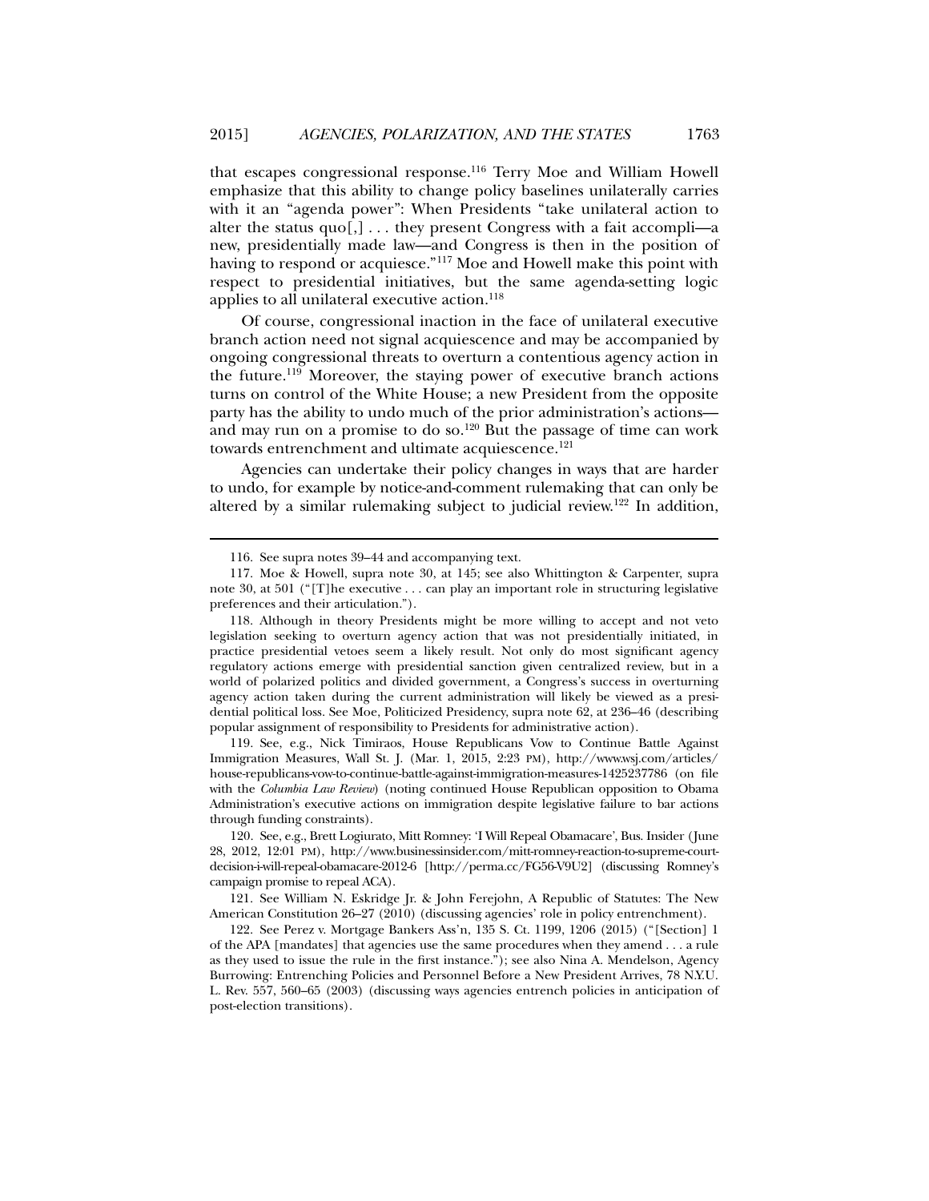that escapes congressional response.[116] Terry Moe and William Howell emphasize that this ability to change policy baselines unilaterally carries with it an "agenda power": When Presidents "take unilateral action to alter the status quo[,] . . . they present Congress with a fait accompli—a new, presidentially made law—and Congress is then in the position of having to respond or acquiesce."[117] Moe and Howell make this point with respect to presidential initiatives, but the same agenda-setting logic applies to all unilateral executive action.[118]

Of course, congressional inaction in the face of unilateral executive branch action need not signal acquiescence and may be accompanied by ongoing congressional threats to overturn a contentious agency action in the future.[119] Moreover, the staying power of executive branch actions turns on control of the White House; a new President from the opposite party has the ability to undo much of the prior administration's actions—and may run on a promise to do so.[120] But the passage of time can work towards entrenchment and ultimate acquiescence.[121]

Agencies can undertake their policy changes in ways that are harder to undo, for example by notice-and-comment rulemaking that can only be altered by a similar rulemaking subject to judicial review.[122] In addition,

---

116. See supra notes 39–44 and accompanying text.

117. Moe & Howell, supra note 30, at 145; see also Whittington & Carpenter, supra note 30, at 501 ("[T]he executive . . . can play an important role in structuring legislative preferences and their articulation.").

118. Although in theory Presidents might be more willing to accept and not veto legislation seeking to overturn agency action that was not presidentially initiated, in practice presidential vetoes seem a likely result. Not only do most significant agency regulatory actions emerge with presidential sanction given centralized review, but in a world of polarized politics and divided government, a Congress's success in overturning agency action taken during the current administration will likely be viewed as a presidential political loss. See Moe, Politicized Presidency, supra note 62, at 236–46 (describing popular assignment of responsibility to Presidents for administrative action).

119. See, e.g., Nick Timiraos, House Republicans Vow to Continue Battle Against Immigration Measures, Wall St. J. (Mar. 1, 2015, 2:23 PM), http://www.wsj.com/articles/house-republicans-vow-to-continue-battle-against-immigration-measures-1425237786 (on file with the *Columbia Law Review*) (noting continued House Republican opposition to Obama Administration's executive actions on immigration despite legislative failure to bar actions through funding constraints).

120. See, e.g., Brett Logiurato, Mitt Romney: 'I Will Repeal Obamacare', Bus. Insider (June 28, 2012, 12:01 PM), http://www.businessinsider.com/mitt-romney-reaction-to-supreme-court-decision-i-will-repeal-obamacare-2012-6 [http://perma.cc/FG56-V9U2] (discussing Romney's campaign promise to repeal ACA).

121. See William N. Eskridge Jr. & John Ferejohn, A Republic of Statutes: The New American Constitution 26–27 (2010) (discussing agencies' role in policy entrenchment).

122. See Perez v. Mortgage Bankers Ass'n, 135 S. Ct. 1199, 1206 (2015) ("[Section] 1 of the APA [mandates] that agencies use the same procedures when they amend . . . a rule as they used to issue the rule in the first instance."); see also Nina A. Mendelson, Agency Burrowing: Entrenching Policies and Personnel Before a New President Arrives, 78 N.Y.U. L. Rev. 557, 560–65 (2003) (discussing ways agencies entrench policies in anticipation of post-election transitions).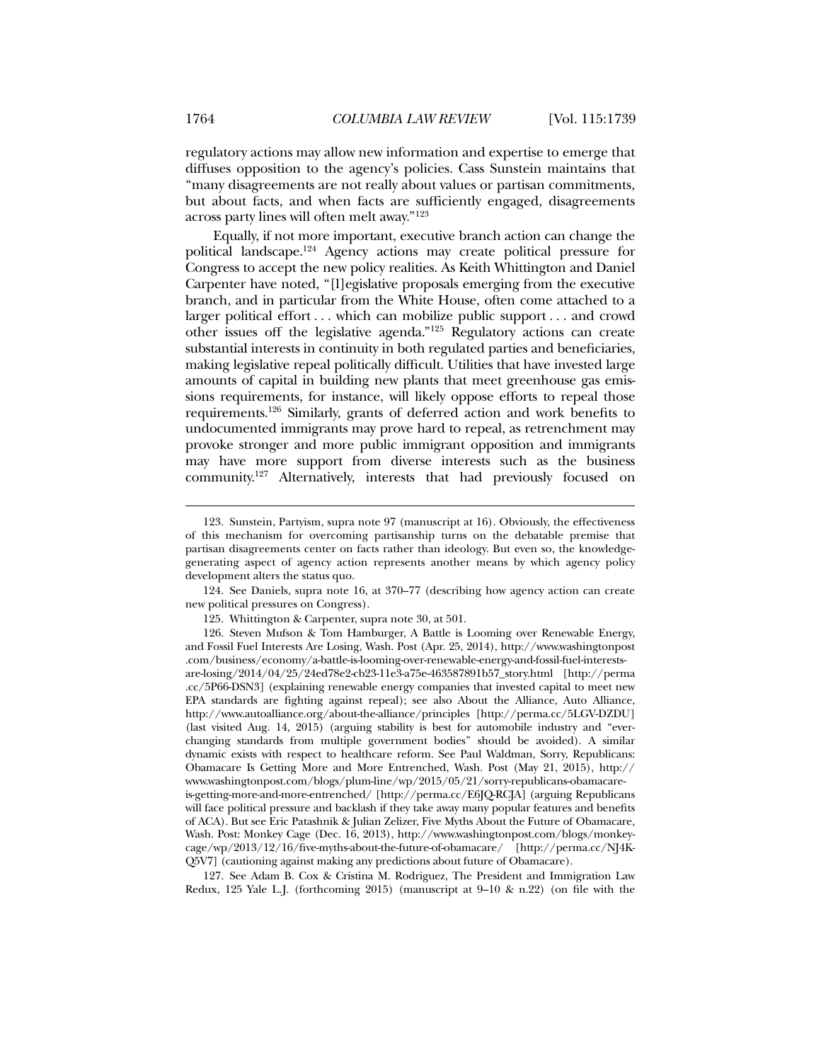regulatory actions may allow new information and expertise to emerge that diffuses opposition to the agency's policies. Cass Sunstein maintains that "many disagreements are not really about values or partisan commitments, but about facts, and when facts are sufficiently engaged, disagreements across party lines will often melt away."[123]

Equally, if not more important, executive branch action can change the political landscape.[124] Agency actions may create political pressure for Congress to accept the new policy realities. As Keith Whittington and Daniel Carpenter have noted, "[l]egislative proposals emerging from the executive branch, and in particular from the White House, often come attached to a larger political effort . . . which can mobilize public support . . . and crowd other issues off the legislative agenda."[125] Regulatory actions can create substantial interests in continuity in both regulated parties and beneficiaries, making legislative repeal politically difficult. Utilities that have invested large amounts of capital in building new plants that meet greenhouse gas emissions requirements, for instance, will likely oppose efforts to repeal those requirements.[126] Similarly, grants of deferred action and work benefits to undocumented immigrants may prove hard to repeal, as retrenchment may provoke stronger and more public immigrant opposition and immigrants may have more support from diverse interests such as the business community.[127] Alternatively, interests that had previously focused on

---

123. Sunstein, Partyism, supra note 97 (manuscript at 16). Obviously, the effectiveness of this mechanism for overcoming partisanship turns on the debatable premise that partisan disagreements center on facts rather than ideology. But even so, the knowledge-generating aspect of agency action represents another means by which agency policy development alters the status quo.

124. See Daniels, supra note 16, at 370–77 (describing how agency action can create new political pressures on Congress).

125. Whittington & Carpenter, supra note 30, at 501.

126. Steven Mufson & Tom Hamburger, A Battle is Looming over Renewable Energy, and Fossil Fuel Interests Are Losing, Wash. Post (Apr. 25, 2014), http://www.washingtonpost.com/business/economy/a-battle-is-looming-over-renewable-energy-and-fossil-fuel-interests-are-losing/2014/04/25/24ed78e2-cb23-11e3-a75e-463587891b57_story.html [http://perma.cc/5P66-DSN3] (explaining renewable energy companies that invested capital to meet new EPA standards are fighting against repeal); see also About the Alliance, Auto Alliance, http://www.autoalliance.org/about-the-alliance/principles [http://perma.cc/5LGV-DZDU] (last visited Aug. 14, 2015) (arguing stability is best for automobile industry and "ever-changing standards from multiple government bodies" should be avoided). A similar dynamic exists with respect to healthcare reform. See Paul Waldman, Sorry, Republicans: Obamacare Is Getting More and More Entrenched, Wash. Post (May 21, 2015), http://www.washingtonpost.com/blogs/plum-line/wp/2015/05/21/sorry-republicans-obamacare-is-getting-more-and-more-entrenched/ [http://perma.cc/E6JQ-RCJA] (arguing Republicans will face political pressure and backlash if they take away many popular features and benefits of ACA). But see Eric Patashnik & Julian Zelizer, Five Myths About the Future of Obamacare, Wash. Post: Monkey Cage (Dec. 16, 2013), http://www.washingtonpost.com/blogs/monkey-cage/wp/2013/12/16/five-myths-about-the-future-of-obamacare/ [http://perma.cc/NJ4K-Q5V7] (cautioning against making any predictions about future of Obamacare).

127. See Adam B. Cox & Cristina M. Rodriguez, The President and Immigration Law Redux, 125 Yale L.J. (forthcoming 2015) (manuscript at 9–10 & n.22) (on file with the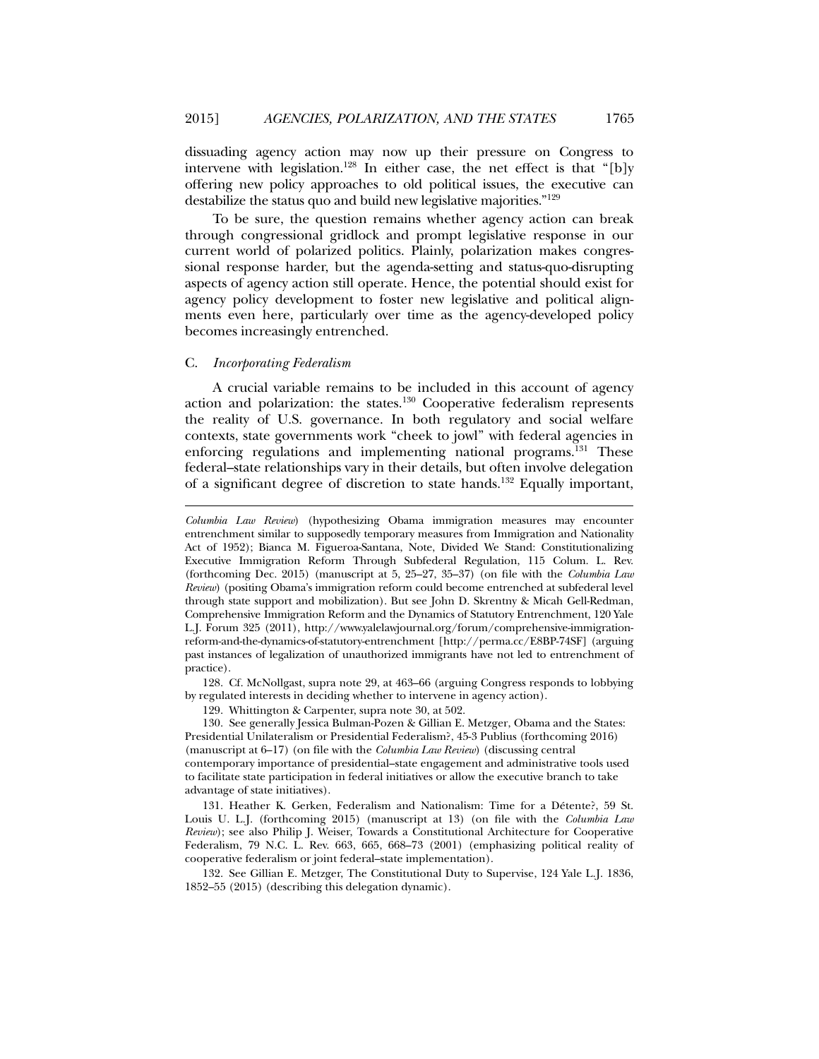dissuading agency action may now up their pressure on Congress to intervene with legislation.[128] In either case, the net effect is that "[b]y offering new policy approaches to old political issues, the executive can destabilize the status quo and build new legislative majorities."[129]

To be sure, the question remains whether agency action can break through congressional gridlock and prompt legislative response in our current world of polarized politics. Plainly, polarization makes congressional response harder, but the agenda-setting and status-quo-disrupting aspects of agency action still operate. Hence, the potential should exist for agency policy development to foster new legislative and political alignments even here, particularly over time as the agency-developed policy becomes increasingly entrenched.

### C. *Incorporating Federalism*

A crucial variable remains to be included in this account of agency action and polarization: the states.[130] Cooperative federalism represents the reality of U.S. governance. In both regulatory and social welfare contexts, state governments work "cheek to jowl" with federal agencies in enforcing regulations and implementing national programs.[131] These federal–state relationships vary in their details, but often involve delegation of a significant degree of discretion to state hands.[132] Equally important,

---

*Columbia Law Review*) (hypothesizing Obama immigration measures may encounter entrenchment similar to supposedly temporary measures from Immigration and Nationality Act of 1952); Bianca M. Figueroa-Santana, Note, Divided We Stand: Constitutionalizing Executive Immigration Reform Through Subfederal Regulation, 115 Colum. L. Rev. (forthcoming Dec. 2015) (manuscript at 5, 25–27, 35–37) (on file with the *Columbia Law Review*) (positing Obama's immigration reform could become entrenched at subfederal level through state support and mobilization). But see John D. Skrentny & Micah Gell-Redman, Comprehensive Immigration Reform and the Dynamics of Statutory Entrenchment, 120 Yale L.J. Forum 325 (2011), http://www.yalelawjournal.org/forum/comprehensive-immigration-reform-and-the-dynamics-of-statutory-entrenchment [http://perma.cc/E8BP-74SF] (arguing past instances of legalization of unauthorized immigrants have not led to entrenchment of practice).

128. Cf. McNollgast, supra note 29, at 463–66 (arguing Congress responds to lobbying by regulated interests in deciding whether to intervene in agency action).

129. Whittington & Carpenter, supra note 30, at 502.

130. See generally Jessica Bulman-Pozen & Gillian E. Metzger, Obama and the States: Presidential Unilateralism or Presidential Federalism?, 45-3 Publius (forthcoming 2016) (manuscript at 6–17) (on file with the *Columbia Law Review*) (discussing central contemporary importance of presidential–state engagement and administrative tools used to facilitate state participation in federal initiatives or allow the executive branch to take advantage of state initiatives).

131. Heather K. Gerken, Federalism and Nationalism: Time for a Détente?, 59 St. Louis U. L.J. (forthcoming 2015) (manuscript at 13) (on file with the *Columbia Law Review*); see also Philip J. Weiser, Towards a Constitutional Architecture for Cooperative Federalism, 79 N.C. L. Rev. 663, 665, 668–73 (2001) (emphasizing political reality of cooperative federalism or joint federal–state implementation).

132. See Gillian E. Metzger, The Constitutional Duty to Supervise, 124 Yale L.J. 1836, 1852–55 (2015) (describing this delegation dynamic).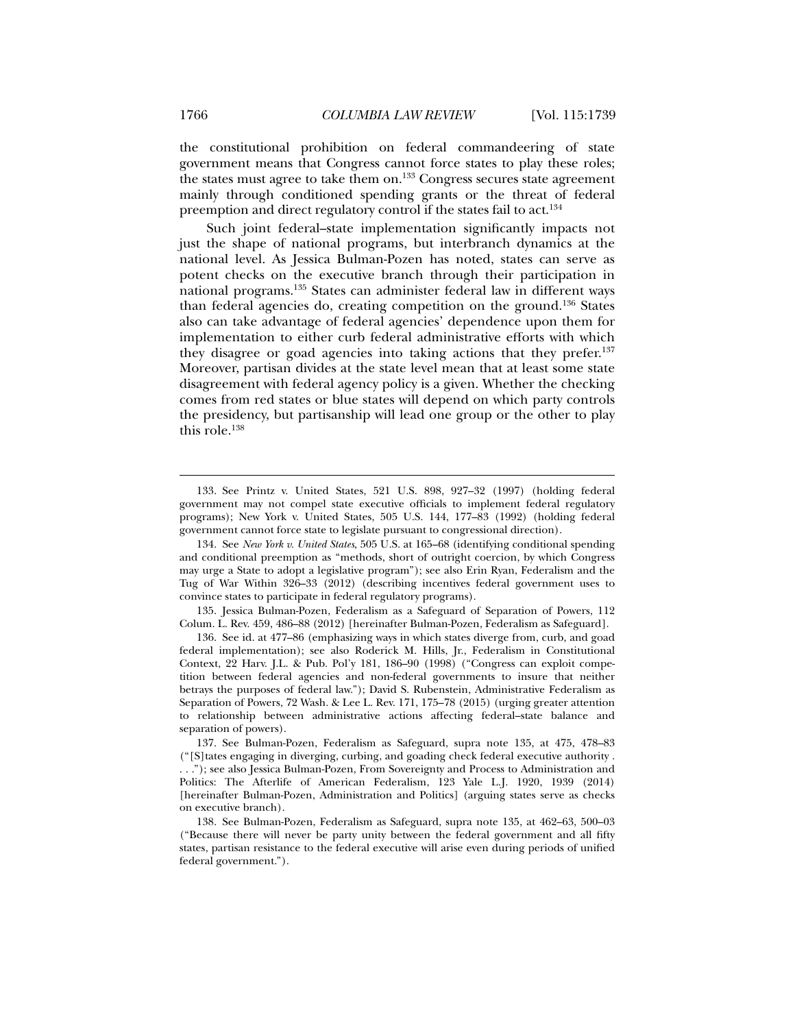the constitutional prohibition on federal commandeering of state government means that Congress cannot force states to play these roles; the states must agree to take them on.[133] Congress secures state agreement mainly through conditioned spending grants or the threat of federal preemption and direct regulatory control if the states fail to act.[134]

Such joint federal–state implementation significantly impacts not just the shape of national programs, but interbranch dynamics at the national level. As Jessica Bulman-Pozen has noted, states can serve as potent checks on the executive branch through their participation in national programs.[135] States can administer federal law in different ways than federal agencies do, creating competition on the ground.[136] States also can take advantage of federal agencies' dependence upon them for implementation to either curb federal administrative efforts with which they disagree or goad agencies into taking actions that they prefer.[137] Moreover, partisan divides at the state level mean that at least some state disagreement with federal agency policy is a given. Whether the checking comes from red states or blue states will depend on which party controls the presidency, but partisanship will lead one group or the other to play this role.[138]

---

133. See Printz v. United States, 521 U.S. 898, 927–32 (1997) (holding federal government may not compel state executive officials to implement federal regulatory programs); New York v. United States, 505 U.S. 144, 177–83 (1992) (holding federal government cannot force state to legislate pursuant to congressional direction).

134. See *New York v. United States*, 505 U.S. at 165–68 (identifying conditional spending and conditional preemption as "methods, short of outright coercion, by which Congress may urge a State to adopt a legislative program"); see also Erin Ryan, Federalism and the Tug of War Within 326–33 (2012) (describing incentives federal government uses to convince states to participate in federal regulatory programs).

135. Jessica Bulman-Pozen, Federalism as a Safeguard of Separation of Powers, 112 Colum. L. Rev. 459, 486–88 (2012) [hereinafter Bulman-Pozen, Federalism as Safeguard].

136. See id. at 477–86 (emphasizing ways in which states diverge from, curb, and goad federal implementation); see also Roderick M. Hills, Jr., Federalism in Constitutional Context, 22 Harv. J.L. & Pub. Pol'y 181, 186–90 (1998) ("Congress can exploit competition between federal agencies and non-federal governments to insure that neither betrays the purposes of federal law."); David S. Rubenstein, Administrative Federalism as Separation of Powers, 72 Wash. & Lee L. Rev. 171, 175–78 (2015) (urging greater attention to relationship between administrative actions affecting federal–state balance and separation of powers).

137. See Bulman-Pozen, Federalism as Safeguard, supra note 135, at 475, 478–83 ("[S]tates engaging in diverging, curbing, and goading check federal executive authority . . . ."); see also Jessica Bulman-Pozen, From Sovereignty and Process to Administration and Politics: The Afterlife of American Federalism, 123 Yale L.J. 1920, 1939 (2014) [hereinafter Bulman-Pozen, Administration and Politics] (arguing states serve as checks on executive branch).

138. See Bulman-Pozen, Federalism as Safeguard, supra note 135, at 462–63, 500–03 ("Because there will never be party unity between the federal government and all fifty states, partisan resistance to the federal executive will arise even during periods of unified federal government.").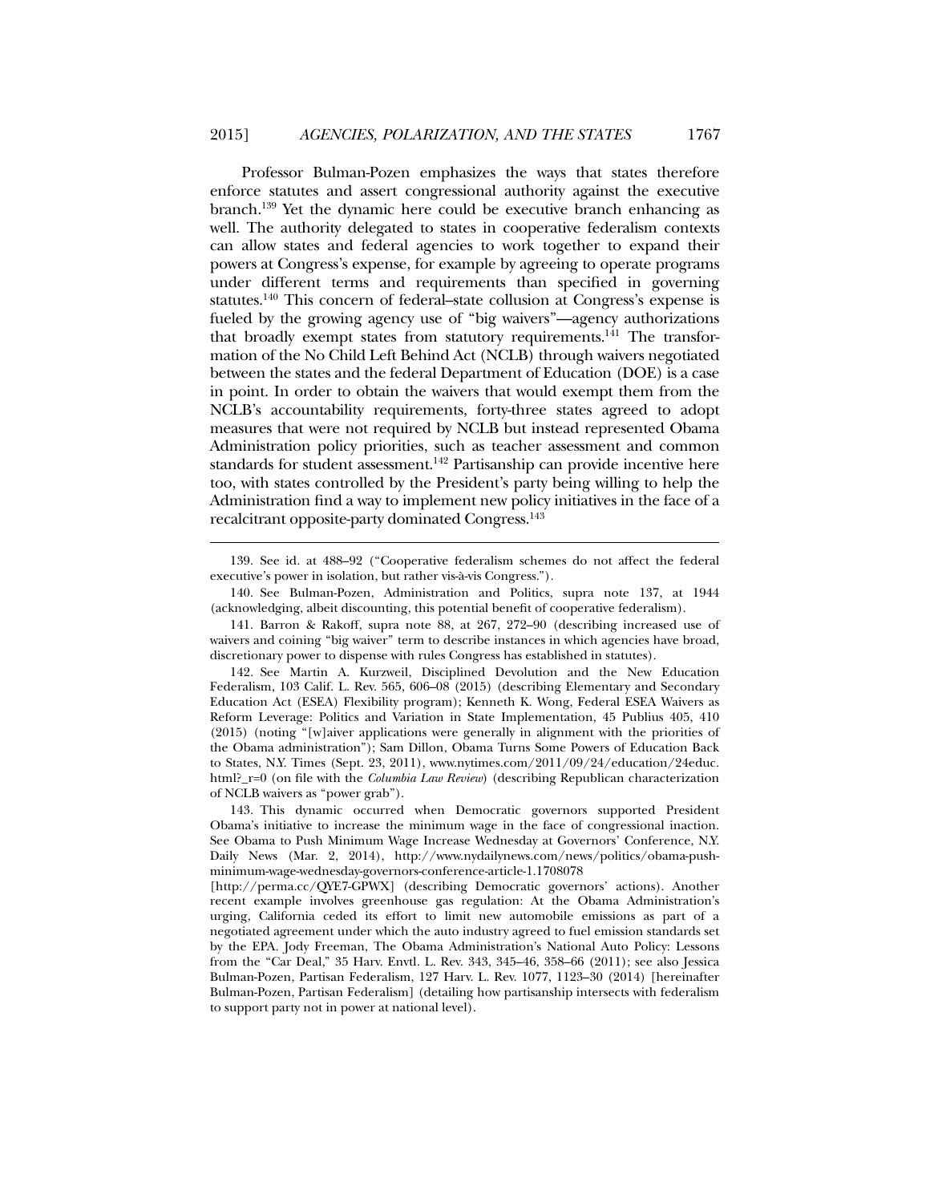Professor Bulman-Pozen emphasizes the ways that states therefore enforce statutes and assert congressional authority against the executive branch.[139] Yet the dynamic here could be executive branch enhancing as well. The authority delegated to states in cooperative federalism contexts can allow states and federal agencies to work together to expand their powers at Congress's expense, for example by agreeing to operate programs under different terms and requirements than specified in governing statutes.[140] This concern of federal–state collusion at Congress's expense is fueled by the growing agency use of "big waivers"—agency authorizations that broadly exempt states from statutory requirements.[141] The transformation of the No Child Left Behind Act (NCLB) through waivers negotiated between the states and the federal Department of Education (DOE) is a case in point. In order to obtain the waivers that would exempt them from the NCLB's accountability requirements, forty-three states agreed to adopt measures that were not required by NCLB but instead represented Obama Administration policy priorities, such as teacher assessment and common standards for student assessment.[142] Partisanship can provide incentive here too, with states controlled by the President's party being willing to help the Administration find a way to implement new policy initiatives in the face of a recalcitrant opposite-party dominated Congress.[143]

---

139. See id. at 488–92 ("Cooperative federalism schemes do not affect the federal executive's power in isolation, but rather vis-à-vis Congress.").

140. See Bulman-Pozen, Administration and Politics, supra note 137, at 1944 (acknowledging, albeit discounting, this potential benefit of cooperative federalism).

141. Barron & Rakoff, supra note 88, at 267, 272–90 (describing increased use of waivers and coining "big waiver" term to describe instances in which agencies have broad, discretionary power to dispense with rules Congress has established in statutes).

142. See Martin A. Kurzweil, Disciplined Devolution and the New Education Federalism, 103 Calif. L. Rev. 565, 606–08 (2015) (describing Elementary and Secondary Education Act (ESEA) Flexibility program); Kenneth K. Wong, Federal ESEA Waivers as Reform Leverage: Politics and Variation in State Implementation, 45 Publius 405, 410 (2015) (noting "[w]aiver applications were generally in alignment with the priorities of the Obama administration"); Sam Dillon, Obama Turns Some Powers of Education Back to States, N.Y. Times (Sept. 23, 2011), www.nytimes.com/2011/09/24/education/24educ.html?_r=0 (on file with the *Columbia Law Review*) (describing Republican characterization of NCLB waivers as "power grab").

143. This dynamic occurred when Democratic governors supported President Obama's initiative to increase the minimum wage in the face of congressional inaction. See Obama to Push Minimum Wage Increase Wednesday at Governors' Conference, N.Y. Daily News (Mar. 2, 2014), http://www.nydailynews.com/news/politics/obama-push-minimum-wage-wednesday-governors-conference-article-1.1708078 [http://perma.cc/QYE7-GPWX] (describing Democratic governors' actions). Another recent example involves greenhouse gas regulation: At the Obama Administration's urging, California ceded its effort to limit new automobile emissions as part of a negotiated agreement under which the auto industry agreed to fuel emission standards set by the EPA. Jody Freeman, The Obama Administration's National Auto Policy: Lessons from the "Car Deal," 35 Harv. Envtl. L. Rev. 343, 345–46, 358–66 (2011); see also Jessica Bulman-Pozen, Partisan Federalism, 127 Harv. L. Rev. 1077, 1123–30 (2014) [hereinafter Bulman-Pozen, Partisan Federalism] (detailing how partisanship intersects with federalism to support party not in power at national level).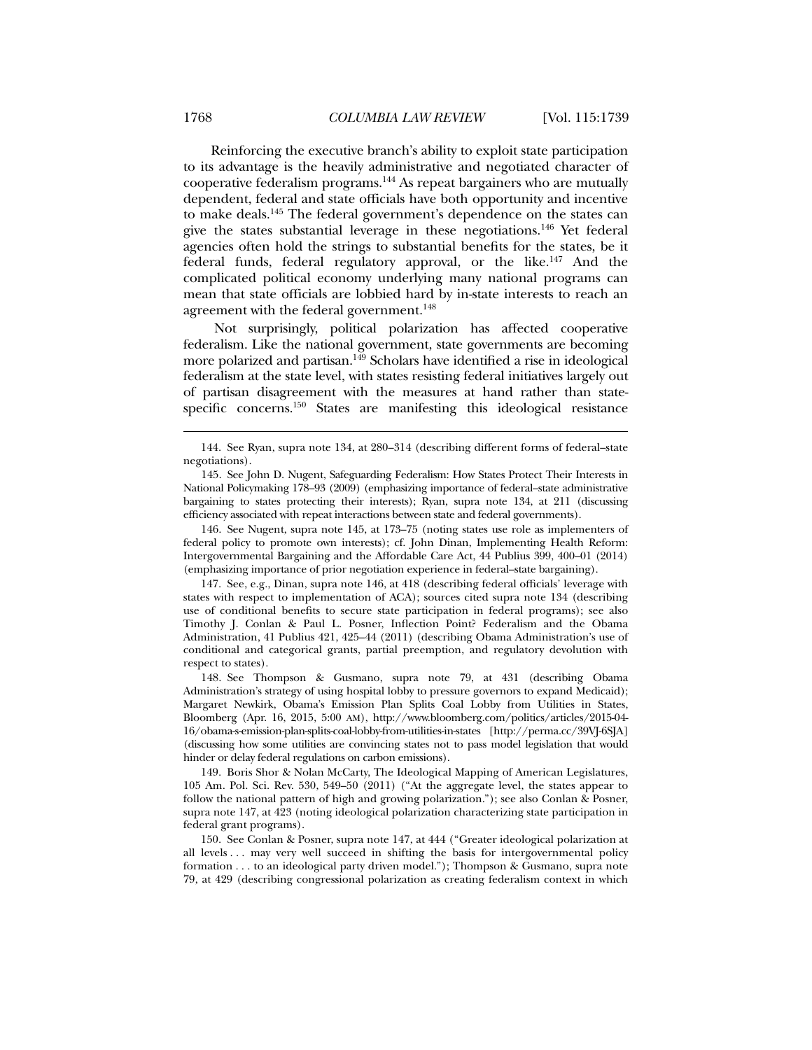Reinforcing the executive branch's ability to exploit state participation to its advantage is the heavily administrative and negotiated character of cooperative federalism programs.[144] As repeat bargainers who are mutually dependent, federal and state officials have both opportunity and incentive to make deals.[145] The federal government's dependence on the states can give the states substantial leverage in these negotiations.[146] Yet federal agencies often hold the strings to substantial benefits for the states, be it federal funds, federal regulatory approval, or the like.[147] And the complicated political economy underlying many national programs can mean that state officials are lobbied hard by in-state interests to reach an agreement with the federal government.[148]

Not surprisingly, political polarization has affected cooperative federalism. Like the national government, state governments are becoming more polarized and partisan.[149] Scholars have identified a rise in ideological federalism at the state level, with states resisting federal initiatives largely out of partisan disagreement with the measures at hand rather than state-specific concerns.[150] States are manifesting this ideological resistance

---

144. See Ryan, supra note 134, at 280–314 (describing different forms of federal–state negotiations).

145. See John D. Nugent, Safeguarding Federalism: How States Protect Their Interests in National Policymaking 178–93 (2009) (emphasizing importance of federal–state administrative bargaining to states protecting their interests); Ryan, supra note 134, at 211 (discussing efficiency associated with repeat interactions between state and federal governments).

146. See Nugent, supra note 145, at 173–75 (noting states use role as implementers of federal policy to promote own interests); cf. John Dinan, Implementing Health Reform: Intergovernmental Bargaining and the Affordable Care Act, 44 Publius 399, 400–01 (2014) (emphasizing importance of prior negotiation experience in federal–state bargaining).

147. See, e.g., Dinan, supra note 146, at 418 (describing federal officials' leverage with states with respect to implementation of ACA); sources cited supra note 134 (describing use of conditional benefits to secure state participation in federal programs); see also Timothy J. Conlan & Paul L. Posner, Inflection Point? Federalism and the Obama Administration, 41 Publius 421, 425–44 (2011) (describing Obama Administration's use of conditional and categorical grants, partial preemption, and regulatory devolution with respect to states).

148. See Thompson & Gusmano, supra note 79, at 431 (describing Obama Administration's strategy of using hospital lobby to pressure governors to expand Medicaid); Margaret Newkirk, Obama's Emission Plan Splits Coal Lobby from Utilities in States, Bloomberg (Apr. 16, 2015, 5:00 AM), http://www.bloomberg.com/politics/articles/2015-04-16/obama-s-emission-plan-splits-coal-lobby-from-utilities-in-states [http://perma.cc/39VJ-6SJA] (discussing how some utilities are convincing states not to pass model legislation that would hinder or delay federal regulations on carbon emissions).

149. Boris Shor & Nolan McCarty, The Ideological Mapping of American Legislatures, 105 Am. Pol. Sci. Rev. 530, 549–50 (2011) ("At the aggregate level, the states appear to follow the national pattern of high and growing polarization."); see also Conlan & Posner, supra note 147, at 423 (noting ideological polarization characterizing state participation in federal grant programs).

150. See Conlan & Posner, supra note 147, at 444 ("Greater ideological polarization at all levels . . . may very well succeed in shifting the basis for intergovernmental policy formation . . . to an ideological party driven model."); Thompson & Gusmano, supra note 79, at 429 (describing congressional polarization as creating federalism context in which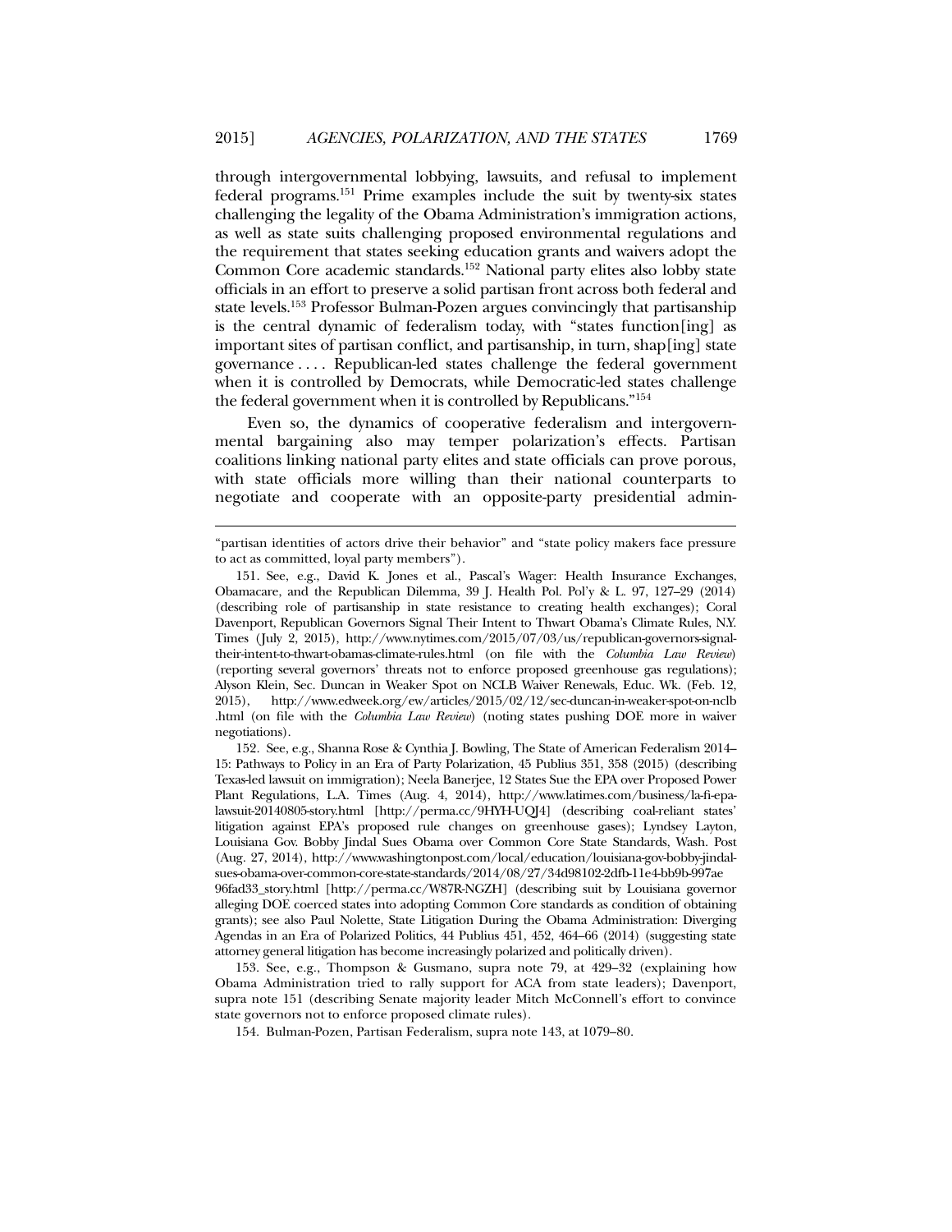through intergovernmental lobbying, lawsuits, and refusal to implement federal programs.[151] Prime examples include the suit by twenty-six states challenging the legality of the Obama Administration's immigration actions, as well as state suits challenging proposed environmental regulations and the requirement that states seeking education grants and waivers adopt the Common Core academic standards.[152] National party elites also lobby state officials in an effort to preserve a solid partisan front across both federal and state levels.[153] Professor Bulman-Pozen argues convincingly that partisanship is the central dynamic of federalism today, with "states function[ing] as important sites of partisan conflict, and partisanship, in turn, shap[ing] state governance . . . . Republican-led states challenge the federal government when it is controlled by Democrats, while Democratic-led states challenge the federal government when it is controlled by Republicans."[154]

Even so, the dynamics of cooperative federalism and intergovernmental bargaining also may temper polarization's effects. Partisan coalitions linking national party elites and state officials can prove porous, with state officials more willing than their national counterparts to negotiate and cooperate with an opposite-party presidential admin-

---

"partisan identities of actors drive their behavior" and "state policy makers face pressure to act as committed, loyal party members").

151. See, e.g., David K. Jones et al., Pascal's Wager: Health Insurance Exchanges, Obamacare, and the Republican Dilemma, 39 J. Health Pol. Pol'y & L. 97, 127–29 (2014) (describing role of partisanship in state resistance to creating health exchanges); Coral Davenport, Republican Governors Signal Their Intent to Thwart Obama's Climate Rules, N.Y. Times (July 2, 2015), http://www.nytimes.com/2015/07/03/us/republican-governors-signal-their-intent-to-thwart-obamas-climate-rules.html (on file with the *Columbia Law Review*) (reporting several governors' threats not to enforce proposed greenhouse gas regulations); Alyson Klein, Sec. Duncan in Weaker Spot on NCLB Waiver Renewals, Educ. Wk. (Feb. 12, 2015), http://www.edweek.org/ew/articles/2015/02/12/sec-duncan-in-weaker-spot-on-nclb.html (on file with the *Columbia Law Review*) (noting states pushing DOE more in waiver negotiations).

152. See, e.g., Shanna Rose & Cynthia J. Bowling, The State of American Federalism 2014–15: Pathways to Policy in an Era of Party Polarization, 45 Publius 351, 358 (2015) (describing Texas-led lawsuit on immigration); Neela Banerjee, 12 States Sue the EPA over Proposed Power Plant Regulations, L.A. Times (Aug. 4, 2014), http://www.latimes.com/business/la-fi-epa-lawsuit-20140805-story.html [http://perma.cc/9HYH-UQJ4] (describing coal-reliant states' litigation against EPA's proposed rule changes on greenhouse gases); Lyndsey Layton, Louisiana Gov. Bobby Jindal Sues Obama over Common Core State Standards, Wash. Post (Aug. 27, 2014), http://www.washingtonpost.com/local/education/louisiana-gov-bobby-jindal-sues-obama-over-common-core-state-standards/2014/08/27/34d98102-2dfb-11e4-bb9b-997ae96fad33_story.html [http://perma.cc/W87R-NGZH] (describing suit by Louisiana governor alleging DOE coerced states into adopting Common Core standards as condition of obtaining grants); see also Paul Nolette, State Litigation During the Obama Administration: Diverging Agendas in an Era of Polarized Politics, 44 Publius 451, 452, 464–66 (2014) (suggesting state attorney general litigation has become increasingly polarized and politically driven).

153. See, e.g., Thompson & Gusmano, supra note 79, at 429–32 (explaining how Obama Administration tried to rally support for ACA from state leaders); Davenport, supra note 151 (describing Senate majority leader Mitch McConnell's effort to convince state governors not to enforce proposed climate rules).

154. Bulman-Pozen, Partisan Federalism, supra note 143, at 1079–80.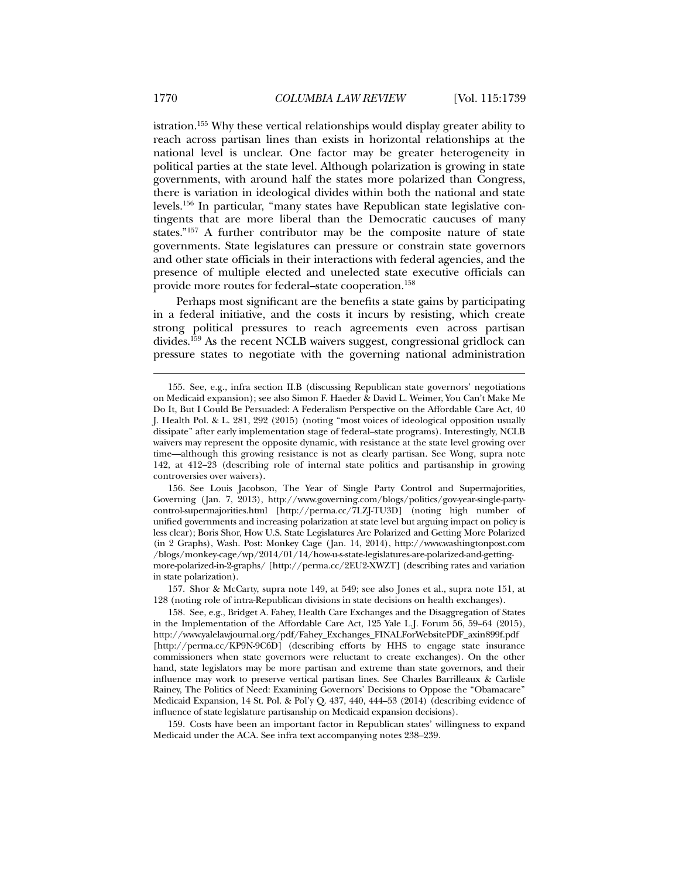istration.[155] Why these vertical relationships would display greater ability to reach across partisan lines than exists in horizontal relationships at the national level is unclear. One factor may be greater heterogeneity in political parties at the state level. Although polarization is growing in state governments, with around half the states more polarized than Congress, there is variation in ideological divides within both the national and state levels.[156] In particular, "many states have Republican state legislative contingents that are more liberal than the Democratic caucuses of many states."[157] A further contributor may be the composite nature of state governments. State legislatures can pressure or constrain state governors and other state officials in their interactions with federal agencies, and the presence of multiple elected and unelected state executive officials can provide more routes for federal–state cooperation.[158]

Perhaps most significant are the benefits a state gains by participating in a federal initiative, and the costs it incurs by resisting, which create strong political pressures to reach agreements even across partisan divides.[159] As the recent NCLB waivers suggest, congressional gridlock can pressure states to negotiate with the governing national administration

---

155. See, e.g., infra section II.B (discussing Republican state governors' negotiations on Medicaid expansion); see also Simon F. Haeder & David L. Weimer, You Can't Make Me Do It, But I Could Be Persuaded: A Federalism Perspective on the Affordable Care Act, 40 J. Health Pol. & L. 281, 292 (2015) (noting "most voices of ideological opposition usually dissipate" after early implementation stage of federal–state programs). Interestingly, NCLB waivers may represent the opposite dynamic, with resistance at the state level growing over time—although this growing resistance is not as clearly partisan. See Wong, supra note 142, at 412–23 (describing role of internal state politics and partisanship in growing controversies over waivers).

156. See Louis Jacobson, The Year of Single Party Control and Supermajorities, Governing (Jan. 7, 2013), http://www.governing.com/blogs/politics/gov-year-single-party-control-supermajorities.html [http://perma.cc/7LZJ-TU3D] (noting high number of unified governments and increasing polarization at state level but arguing impact on policy is less clear); Boris Shor, How U.S. State Legislatures Are Polarized and Getting More Polarized (in 2 Graphs), Wash. Post: Monkey Cage (Jan. 14, 2014), http://www.washingtonpost.com/blogs/monkey-cage/wp/2014/01/14/how-u-s-state-legislatures-are-polarized-and-getting-more-polarized-in-2-graphs/ [http://perma.cc/2EU2-XWZT] (describing rates and variation in state polarization).

157. Shor & McCarty, supra note 149, at 549; see also Jones et al., supra note 151, at 128 (noting role of intra-Republican divisions in state decisions on health exchanges).

158. See, e.g., Bridget A. Fahey, Health Care Exchanges and the Disaggregation of States in the Implementation of the Affordable Care Act, 125 Yale L.J. Forum 56, 59–64 (2015), http://www.yalelawjournal.org/pdf/Fahey_Exchanges_FINALForWebsitePDF_axin899f.pdf [http://perma.cc/KP9N-9C6D] (describing efforts by HHS to engage state insurance commissioners when state governors were reluctant to create exchanges). On the other hand, state legislators may be more partisan and extreme than state governors, and their influence may work to preserve vertical partisan lines. See Charles Barrilleaux & Carlisle Rainey, The Politics of Need: Examining Governors' Decisions to Oppose the "Obamacare" Medicaid Expansion, 14 St. Pol. & Pol'y Q. 437, 440, 444–53 (2014) (describing evidence of influence of state legislature partisanship on Medicaid expansion decisions).

159. Costs have been an important factor in Republican states' willingness to expand Medicaid under the ACA. See infra text accompanying notes 238–239.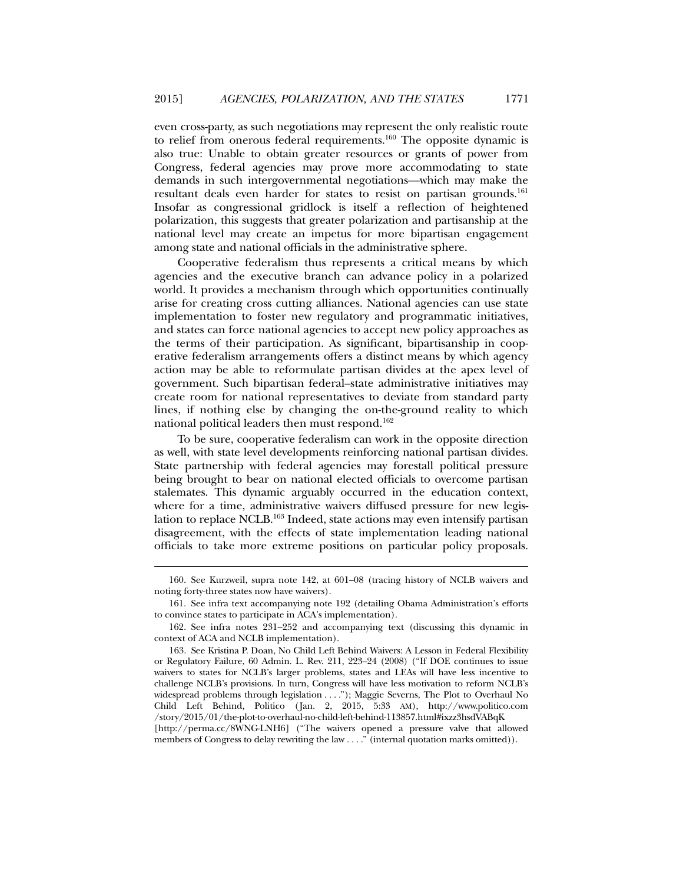even cross-party, as such negotiations may represent the only realistic route to relief from onerous federal requirements.[160] The opposite dynamic is also true: Unable to obtain greater resources or grants of power from Congress, federal agencies may prove more accommodating to state demands in such intergovernmental negotiations—which may make the resultant deals even harder for states to resist on partisan grounds.[161] Insofar as congressional gridlock is itself a reflection of heightened polarization, this suggests that greater polarization and partisanship at the national level may create an impetus for more bipartisan engagement among state and national officials in the administrative sphere.

Cooperative federalism thus represents a critical means by which agencies and the executive branch can advance policy in a polarized world. It provides a mechanism through which opportunities continually arise for creating cross cutting alliances. National agencies can use state implementation to foster new regulatory and programmatic initiatives, and states can force national agencies to accept new policy approaches as the terms of their participation. As significant, bipartisanship in cooperative federalism arrangements offers a distinct means by which agency action may be able to reformulate partisan divides at the apex level of government. Such bipartisan federal–state administrative initiatives may create room for national representatives to deviate from standard party lines, if nothing else by changing the on-the-ground reality to which national political leaders then must respond.[162]

To be sure, cooperative federalism can work in the opposite direction as well, with state level developments reinforcing national partisan divides. State partnership with federal agencies may forestall political pressure being brought to bear on national elected officials to overcome partisan stalemates. This dynamic arguably occurred in the education context, where for a time, administrative waivers diffused pressure for new legislation to replace NCLB.[163] Indeed, state actions may even intensify partisan disagreement, with the effects of state implementation leading national officials to take more extreme positions on particular policy proposals.

---

160. See Kurzweil, supra note 142, at 601–08 (tracing history of NCLB waivers and noting forty-three states now have waivers).

161. See infra text accompanying note 192 (detailing Obama Administration's efforts to convince states to participate in ACA's implementation).

162. See infra notes 231–252 and accompanying text (discussing this dynamic in context of ACA and NCLB implementation).

163. See Kristina P. Doan, No Child Left Behind Waivers: A Lesson in Federal Flexibility or Regulatory Failure, 60 Admin. L. Rev. 211, 223–24 (2008) ("If DOE continues to issue waivers to states for NCLB's larger problems, states and LEAs will have less incentive to challenge NCLB's provisions. In turn, Congress will have less motivation to reform NCLB's widespread problems through legislation . . . ."); Maggie Severns, The Plot to Overhaul No Child Left Behind, Politico (Jan. 2, 2015, 5:33 AM), http://www.politico.com/story/2015/01/the-plot-to-overhaul-no-child-left-behind-113857.html#ixzz3hsdVABqK [http://perma.cc/8WNG-LNH6] ("The waivers opened a pressure valve that allowed members of Congress to delay rewriting the law . . . ." (internal quotation marks omitted)).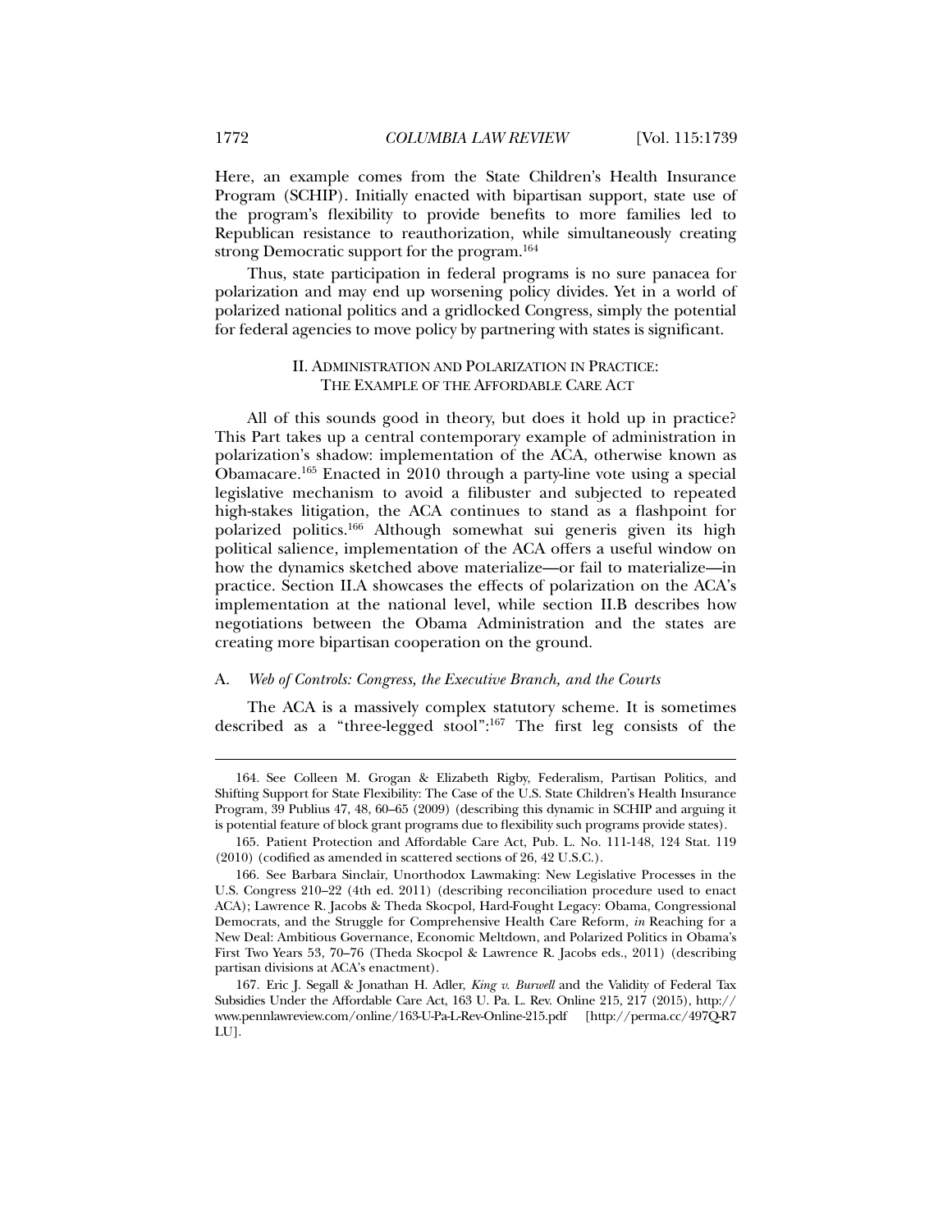Here, an example comes from the State Children's Health Insurance Program (SCHIP). Initially enacted with bipartisan support, state use of the program's flexibility to provide benefits to more families led to Republican resistance to reauthorization, while simultaneously creating strong Democratic support for the program.[164]

Thus, state participation in federal programs is no sure panacea for polarization and may end up worsening policy divides. Yet in a world of polarized national politics and a gridlocked Congress, simply the potential for federal agencies to move policy by partnering with states is significant.

## II. Administration and Polarization in Practice: The Example of the Affordable Care Act

All of this sounds good in theory, but does it hold up in practice? This Part takes up a central contemporary example of administration in polarization's shadow: implementation of the ACA, otherwise known as Obamacare.[165] Enacted in 2010 through a party-line vote using a special legislative mechanism to avoid a filibuster and subjected to repeated high-stakes litigation, the ACA continues to stand as a flashpoint for polarized politics.[166] Although somewhat sui generis given its high political salience, implementation of the ACA offers a useful window on how the dynamics sketched above materialize—or fail to materialize—in practice. Section II.A showcases the effects of polarization on the ACA's implementation at the national level, while section II.B describes how negotiations between the Obama Administration and the states are creating more bipartisan cooperation on the ground.

### A. *Web of Controls: Congress, the Executive Branch, and the Courts*

The ACA is a massively complex statutory scheme. It is sometimes described as a "three-legged stool":[167] The first leg consists of the

---

164. See Colleen M. Grogan & Elizabeth Rigby, Federalism, Partisan Politics, and Shifting Support for State Flexibility: The Case of the U.S. State Children's Health Insurance Program, 39 Publius 47, 48, 60–65 (2009) (describing this dynamic in SCHIP and arguing it is potential feature of block grant programs due to flexibility such programs provide states).

165. Patient Protection and Affordable Care Act, Pub. L. No. 111-148, 124 Stat. 119 (2010) (codified as amended in scattered sections of 26, 42 U.S.C.).

166. See Barbara Sinclair, Unorthodox Lawmaking: New Legislative Processes in the U.S. Congress 210–22 (4th ed. 2011) (describing reconciliation procedure used to enact ACA); Lawrence R. Jacobs & Theda Skocpol, Hard-Fought Legacy: Obama, Congressional Democrats, and the Struggle for Comprehensive Health Care Reform, *in* Reaching for a New Deal: Ambitious Governance, Economic Meltdown, and Polarized Politics in Obama's First Two Years 53, 70–76 (Theda Skocpol & Lawrence R. Jacobs eds., 2011) (describing partisan divisions at ACA's enactment).

167. Eric J. Segall & Jonathan H. Adler, *King v. Burwell* and the Validity of Federal Tax Subsidies Under the Affordable Care Act, 163 U. Pa. L. Rev. Online 215, 217 (2015), http://www.pennlawreview.com/online/163-U-Pa-L-Rev-Online-215.pdf [http://perma.cc/497Q-R7LU].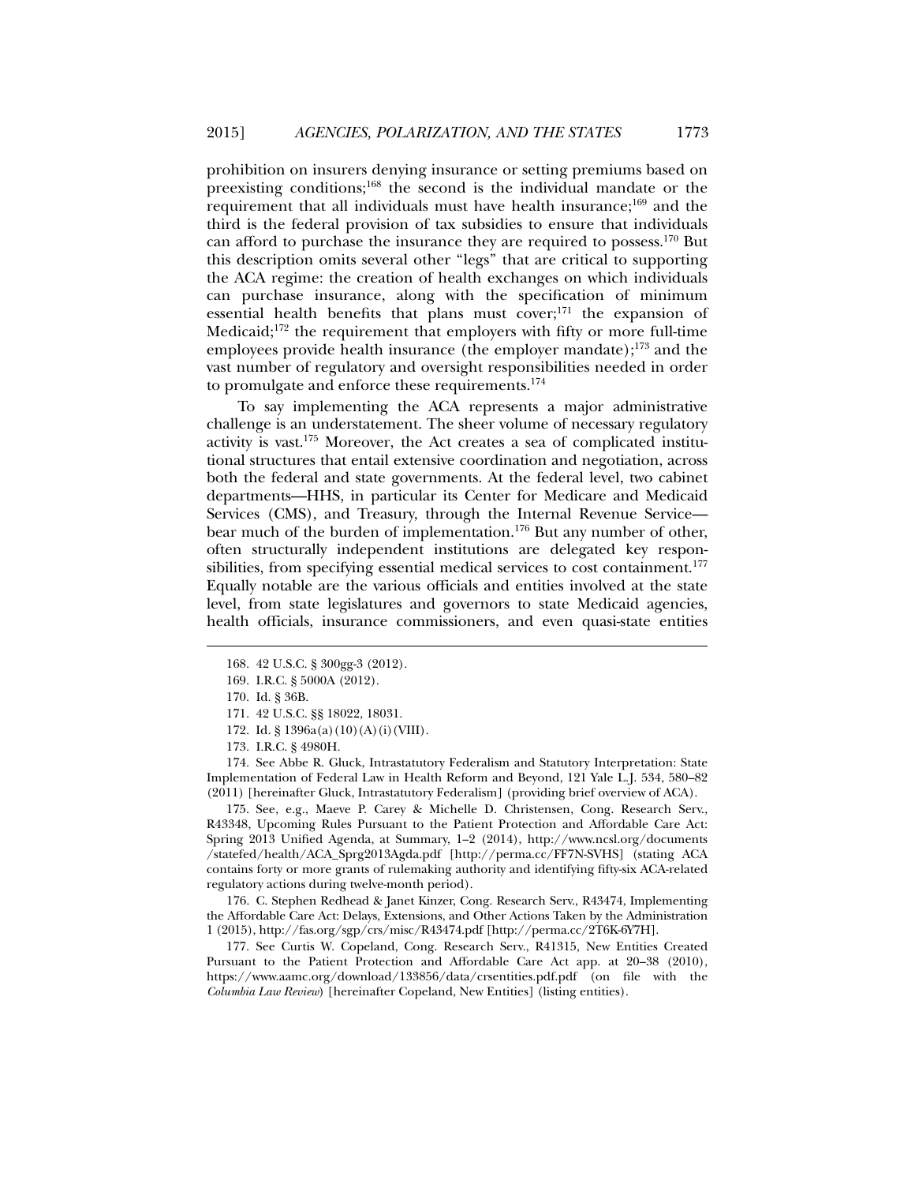prohibition on insurers denying insurance or setting premiums based on preexisting conditions;[168] the second is the individual mandate or the requirement that all individuals must have health insurance;[169] and the third is the federal provision of tax subsidies to ensure that individuals can afford to purchase the insurance they are required to possess.[170] But this description omits several other "legs" that are critical to supporting the ACA regime: the creation of health exchanges on which individuals can purchase insurance, along with the specification of minimum essential health benefits that plans must cover;[171] the expansion of Medicaid;[172] the requirement that employers with fifty or more full-time employees provide health insurance (the employer mandate);[173] and the vast number of regulatory and oversight responsibilities needed in order to promulgate and enforce these requirements.[174]

To say implementing the ACA represents a major administrative challenge is an understatement. The sheer volume of necessary regulatory activity is vast.[175] Moreover, the Act creates a sea of complicated institutional structures that entail extensive coordination and negotiation, across both the federal and state governments. At the federal level, two cabinet departments—HHS, in particular its Center for Medicare and Medicaid Services (CMS), and Treasury, through the Internal Revenue Service—bear much of the burden of implementation.[176] But any number of other, often structurally independent institutions are delegated key responsibilities, from specifying essential medical services to cost containment.[177] Equally notable are the various officials and entities involved at the state level, from state legislatures and governors to state Medicaid agencies, health officials, insurance commissioners, and even quasi-state entities

168. 42 U.S.C. § 300gg-3 (2012).

169. I.R.C. § 5000A (2012).

170. Id. § 36B.

171. 42 U.S.C. §§ 18022, 18031.

172. Id. § 1396a(a)(10)(A)(i)(VIII).

173. I.R.C. § 4980H.

174. See Abbe R. Gluck, Intrastatutory Federalism and Statutory Interpretation: State Implementation of Federal Law in Health Reform and Beyond, 121 Yale L.J. 534, 580–82 (2011) [hereinafter Gluck, Intrastatutory Federalism] (providing brief overview of ACA).

175. See, e.g., Maeve P. Carey & Michelle D. Christensen, Cong. Research Serv., R43348, Upcoming Rules Pursuant to the Patient Protection and Affordable Care Act: Spring 2013 Unified Agenda, at Summary, 1–2 (2014), http://www.ncsl.org/documents/statefed/health/ACA_Sprg2013Agda.pdf [http://perma.cc/FF7N-SVHS] (stating ACA contains forty or more grants of rulemaking authority and identifying fifty-six ACA-related regulatory actions during twelve-month period).

176. C. Stephen Redhead & Janet Kinzer, Cong. Research Serv., R43474, Implementing the Affordable Care Act: Delays, Extensions, and Other Actions Taken by the Administration 1 (2015), http://fas.org/sgp/crs/misc/R43474.pdf [http://perma.cc/2T6K-6Y7H].

177. See Curtis W. Copeland, Cong. Research Serv., R41315, New Entities Created Pursuant to the Patient Protection and Affordable Care Act app. at 20–38 (2010), https://www.aamc.org/download/133856/data/crsentities.pdf.pdf (on file with the *Columbia Law Review*) [hereinafter Copeland, New Entities] (listing entities).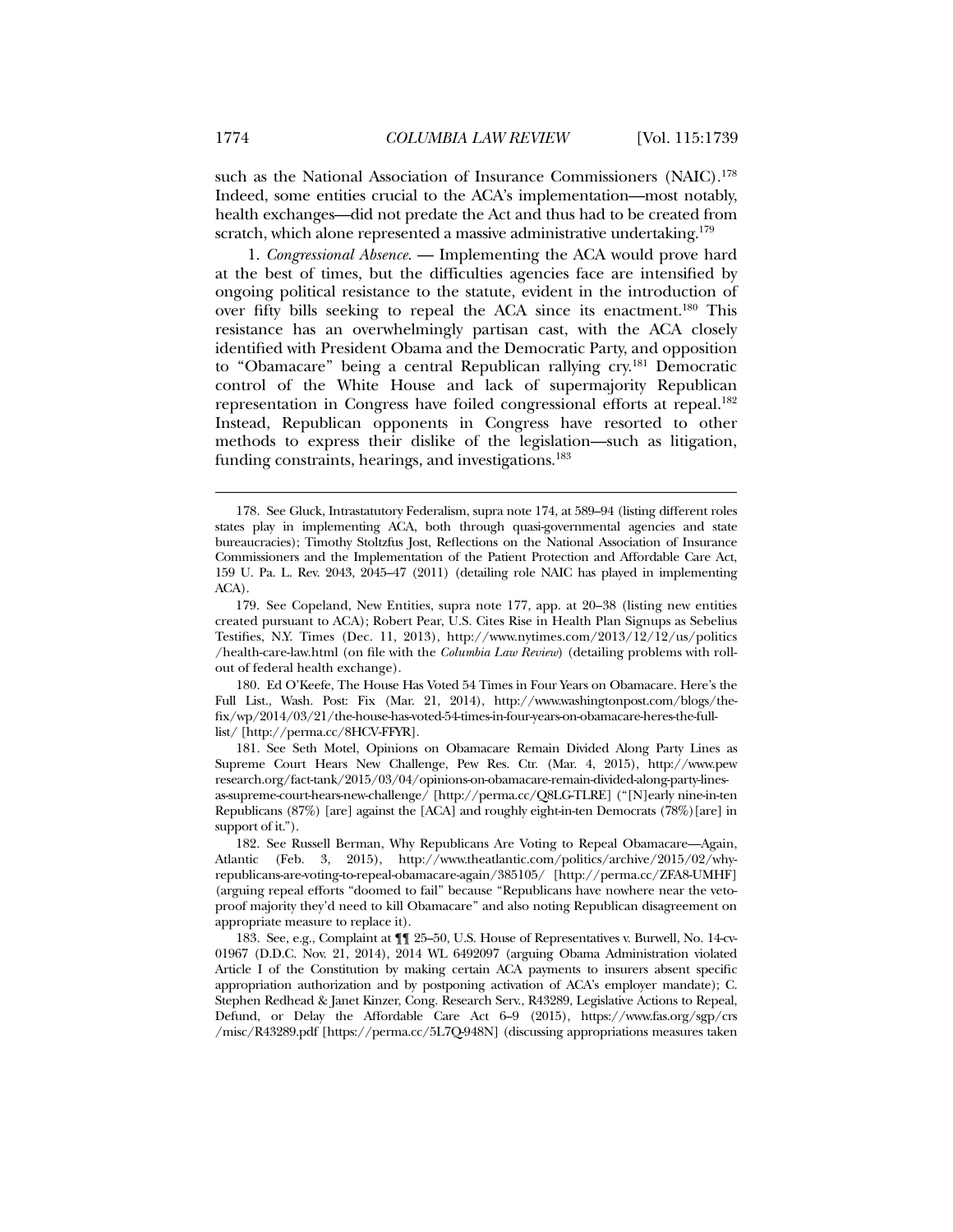such as the National Association of Insurance Commissioners (NAIC).[178] Indeed, some entities crucial to the ACA's implementation—most notably, health exchanges—did not predate the Act and thus had to be created from scratch, which alone represented a massive administrative undertaking.[179]

1. *Congressional Absence.* — Implementing the ACA would prove hard at the best of times, but the difficulties agencies face are intensified by ongoing political resistance to the statute, evident in the introduction of over fifty bills seeking to repeal the ACA since its enactment.[180] This resistance has an overwhelmingly partisan cast, with the ACA closely identified with President Obama and the Democratic Party, and opposition to "Obamacare" being a central Republican rallying cry.[181] Democratic control of the White House and lack of supermajority Republican representation in Congress have foiled congressional efforts at repeal.[182] Instead, Republican opponents in Congress have resorted to other methods to express their dislike of the legislation—such as litigation, funding constraints, hearings, and investigations.[183]

---

178. See Gluck, Intrastatutory Federalism, supra note 174, at 589–94 (listing different roles states play in implementing ACA, both through quasi-governmental agencies and state bureaucracies); Timothy Stoltzfus Jost, Reflections on the National Association of Insurance Commissioners and the Implementation of the Patient Protection and Affordable Care Act, 159 U. Pa. L. Rev. 2043, 2045–47 (2011) (detailing role NAIC has played in implementing ACA).

179. See Copeland, New Entities, supra note 177, app. at 20–38 (listing new entities created pursuant to ACA); Robert Pear, U.S. Cites Rise in Health Plan Signups as Sebelius Testifies, N.Y. Times (Dec. 11, 2013), http://www.nytimes.com/2013/12/12/us/politics/health-care-law.html (on file with the *Columbia Law Review*) (detailing problems with roll-out of federal health exchange).

180. Ed O'Keefe, The House Has Voted 54 Times in Four Years on Obamacare. Here's the Full List., Wash. Post: Fix (Mar. 21, 2014), http://www.washingtonpost.com/blogs/the-fix/wp/2014/03/21/the-house-has-voted-54-times-in-four-years-on-obamacare-heres-the-full-list/ [http://perma.cc/8HCV-FFYR].

181. See Seth Motel, Opinions on Obamacare Remain Divided Along Party Lines as Supreme Court Hears New Challenge, Pew Res. Ctr. (Mar. 4, 2015), http://www.pewresearch.org/fact-tank/2015/03/04/opinions-on-obamacare-remain-divided-along-party-lines-as-supreme-court-hears-new-challenge/ [http://perma.cc/Q8LG-TLRE] ("[N]early nine-in-ten Republicans (87%) [are] against the [ACA] and roughly eight-in-ten Democrats (78%)[are] in support of it.").

182. See Russell Berman, Why Republicans Are Voting to Repeal Obamacare—Again, Atlantic (Feb. 3, 2015), http://www.theatlantic.com/politics/archive/2015/02/why-republicans-are-voting-to-repeal-obamacare-again/385105/ [http://perma.cc/ZFA8-UMHF] (arguing repeal efforts "doomed to fail" because "Republicans have nowhere near the veto-proof majority they'd need to kill Obamacare" and also noting Republican disagreement on appropriate measure to replace it).

183. See, e.g., Complaint at ¶¶ 25–50, U.S. House of Representatives v. Burwell, No. 14-cv-01967 (D.D.C. Nov. 21, 2014), 2014 WL 6492097 (arguing Obama Administration violated Article I of the Constitution by making certain ACA payments to insurers absent specific appropriation authorization and by postponing activation of ACA's employer mandate); C. Stephen Redhead & Janet Kinzer, Cong. Research Serv., R43289, Legislative Actions to Repeal, Defund, or Delay the Affordable Care Act 6–9 (2015), https://www.fas.org/sgp/crs/misc/R43289.pdf [https://perma.cc/5L7Q-948N] (discussing appropriations measures taken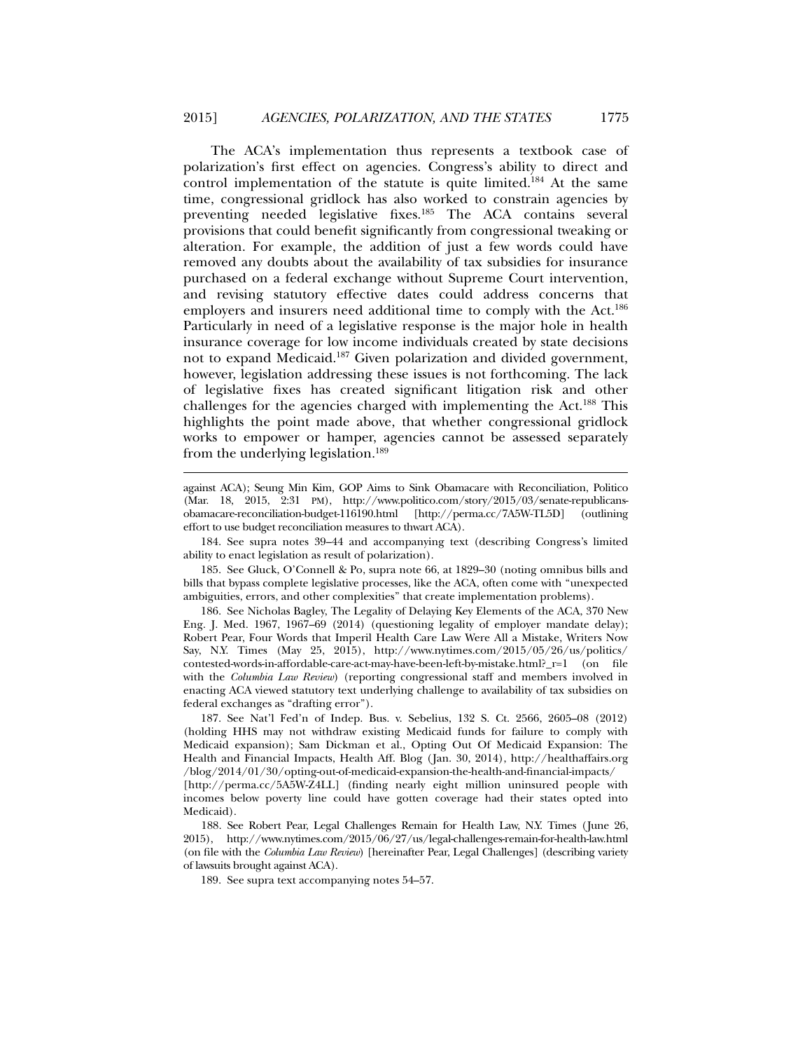The ACA's implementation thus represents a textbook case of polarization's first effect on agencies. Congress's ability to direct and control implementation of the statute is quite limited.[184] At the same time, congressional gridlock has also worked to constrain agencies by preventing needed legislative fixes.[185] The ACA contains several provisions that could benefit significantly from congressional tweaking or alteration. For example, the addition of just a few words could have removed any doubts about the availability of tax subsidies for insurance purchased on a federal exchange without Supreme Court intervention, and revising statutory effective dates could address concerns that employers and insurers need additional time to comply with the Act.[186] Particularly in need of a legislative response is the major hole in health insurance coverage for low income individuals created by state decisions not to expand Medicaid.[187] Given polarization and divided government, however, legislation addressing these issues is not forthcoming. The lack of legislative fixes has created significant litigation risk and other challenges for the agencies charged with implementing the Act.[188] This highlights the point made above, that whether congressional gridlock works to empower or hamper, agencies cannot be assessed separately from the underlying legislation.[189]

---

against ACA); Seung Min Kim, GOP Aims to Sink Obamacare with Reconciliation, Politico (Mar. 18, 2015, 2:31 PM), http://www.politico.com/story/2015/03/senate-republicans-obamacare-reconciliation-budget-116190.html [http://perma.cc/7A5W-TL5D] (outlining effort to use budget reconciliation measures to thwart ACA).

184. See supra notes 39–44 and accompanying text (describing Congress's limited ability to enact legislation as result of polarization).

185. See Gluck, O'Connell & Po, supra note 66, at 1829–30 (noting omnibus bills and bills that bypass complete legislative processes, like the ACA, often come with "unexpected ambiguities, errors, and other complexities" that create implementation problems).

186. See Nicholas Bagley, The Legality of Delaying Key Elements of the ACA, 370 New Eng. J. Med. 1967, 1967–69 (2014) (questioning legality of employer mandate delay); Robert Pear, Four Words that Imperil Health Care Law Were All a Mistake, Writers Now Say, N.Y. Times (May 25, 2015), http://www.nytimes.com/2015/05/26/us/politics/contested-words-in-affordable-care-act-may-have-been-left-by-mistake.html?_r=1 (on file with the *Columbia Law Review*) (reporting congressional staff and members involved in enacting ACA viewed statutory text underlying challenge to availability of tax subsidies on federal exchanges as "drafting error").

187. See Nat'l Fed'n of Indep. Bus. v. Sebelius, 132 S. Ct. 2566, 2605–08 (2012) (holding HHS may not withdraw existing Medicaid funds for failure to comply with Medicaid expansion); Sam Dickman et al., Opting Out Of Medicaid Expansion: The Health and Financial Impacts, Health Aff. Blog (Jan. 30, 2014), http://healthaffairs.org/blog/2014/01/30/opting-out-of-medicaid-expansion-the-health-and-financial-impacts/ [http://perma.cc/5A5W-Z4LL] (finding nearly eight million uninsured people with incomes below poverty line could have gotten coverage had their states opted into Medicaid).

188. See Robert Pear, Legal Challenges Remain for Health Law, N.Y. Times (June 26, 2015), http://www.nytimes.com/2015/06/27/us/legal-challenges-remain-for-health-law.html (on file with the *Columbia Law Review*) [hereinafter Pear, Legal Challenges] (describing variety of lawsuits brought against ACA).

189. See supra text accompanying notes 54–57.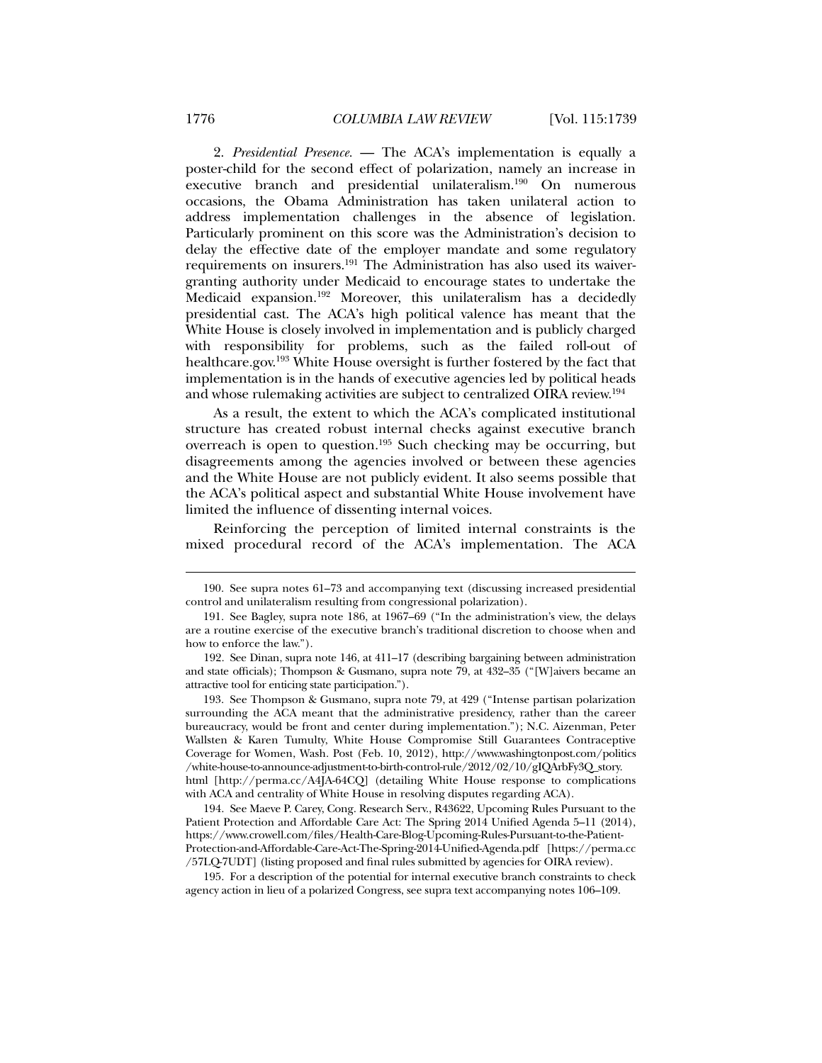2. *Presidential Presence.* — The ACA's implementation is equally a poster-child for the second effect of polarization, namely an increase in executive branch and presidential unilateralism.[190] On numerous occasions, the Obama Administration has taken unilateral action to address implementation challenges in the absence of legislation. Particularly prominent on this score was the Administration's decision to delay the effective date of the employer mandate and some regulatory requirements on insurers.[191] The Administration has also used its waiver-granting authority under Medicaid to encourage states to undertake the Medicaid expansion.[192] Moreover, this unilateralism has a decidedly presidential cast. The ACA's high political valence has meant that the White House is closely involved in implementation and is publicly charged with responsibility for problems, such as the failed roll-out of healthcare.gov.[193] White House oversight is further fostered by the fact that implementation is in the hands of executive agencies led by political heads and whose rulemaking activities are subject to centralized OIRA review.[194]

As a result, the extent to which the ACA's complicated institutional structure has created robust internal checks against executive branch overreach is open to question.[195] Such checking may be occurring, but disagreements among the agencies involved or between these agencies and the White House are not publicly evident. It also seems possible that the ACA's political aspect and substantial White House involvement have limited the influence of dissenting internal voices.

Reinforcing the perception of limited internal constraints is the mixed procedural record of the ACA's implementation. The ACA

---

190. See supra notes 61–73 and accompanying text (discussing increased presidential control and unilateralism resulting from congressional polarization).

191. See Bagley, supra note 186, at 1967–69 ("In the administration's view, the delays are a routine exercise of the executive branch's traditional discretion to choose when and how to enforce the law.").

192. See Dinan, supra note 146, at 411–17 (describing bargaining between administration and state officials); Thompson & Gusmano, supra note 79, at 432–35 ("[W]aivers became an attractive tool for enticing state participation.").

193. See Thompson & Gusmano, supra note 79, at 429 ("Intense partisan polarization surrounding the ACA meant that the administrative presidency, rather than the career bureaucracy, would be front and center during implementation."); N.C. Aizenman, Peter Wallsten & Karen Tumulty, White House Compromise Still Guarantees Contraceptive Coverage for Women, Wash. Post (Feb. 10, 2012), http://www.washingtonpost.com/politics/white-house-to-announce-adjustment-to-birth-control-rule/2012/02/10/gIQArbFy3Q_story.html [http://perma.cc/A4JA-64CQ] (detailing White House response to complications with ACA and centrality of White House in resolving disputes regarding ACA).

194. See Maeve P. Carey, Cong. Research Serv., R43622, Upcoming Rules Pursuant to the Patient Protection and Affordable Care Act: The Spring 2014 Unified Agenda 5–11 (2014), https://www.crowell.com/files/Health-Care-Blog-Upcoming-Rules-Pursuant-to-the-Patient-Protection-and-Affordable-Care-Act-The-Spring-2014-Unified-Agenda.pdf [https://perma.cc/57LQ-7UDT] (listing proposed and final rules submitted by agencies for OIRA review).

195. For a description of the potential for internal executive branch constraints to check agency action in lieu of a polarized Congress, see supra text accompanying notes 106–109.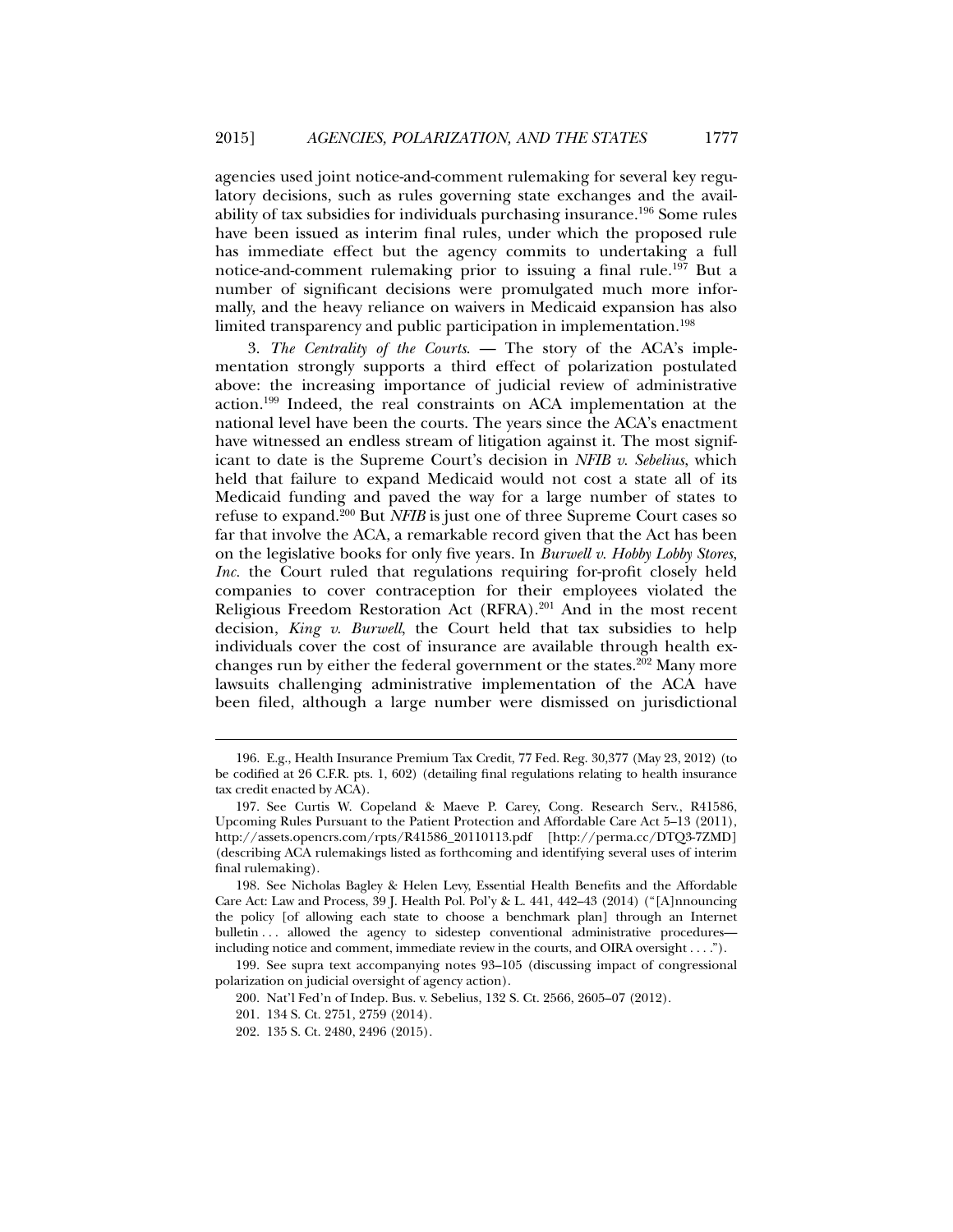agencies used joint notice-and-comment rulemaking for several key regulatory decisions, such as rules governing state exchanges and the availability of tax subsidies for individuals purchasing insurance.[196] Some rules have been issued as interim final rules, under which the proposed rule has immediate effect but the agency commits to undertaking a full notice-and-comment rulemaking prior to issuing a final rule.[197] But a number of significant decisions were promulgated much more informally, and the heavy reliance on waivers in Medicaid expansion has also limited transparency and public participation in implementation.[198]

3. *The Centrality of the Courts.* — The story of the ACA's implementation strongly supports a third effect of polarization postulated above: the increasing importance of judicial review of administrative action.[199] Indeed, the real constraints on ACA implementation at the national level have been the courts. The years since the ACA's enactment have witnessed an endless stream of litigation against it. The most significant to date is the Supreme Court's decision in *NFIB v. Sebelius*, which held that failure to expand Medicaid would not cost a state all of its Medicaid funding and paved the way for a large number of states to refuse to expand.[200] But *NFIB* is just one of three Supreme Court cases so far that involve the ACA, a remarkable record given that the Act has been on the legislative books for only five years. In *Burwell v. Hobby Lobby Stores, Inc.* the Court ruled that regulations requiring for-profit closely held companies to cover contraception for their employees violated the Religious Freedom Restoration Act (RFRA).[201] And in the most recent decision, *King v. Burwell*, the Court held that tax subsidies to help individuals cover the cost of insurance are available through health exchanges run by either the federal government or the states.[202] Many more lawsuits challenging administrative implementation of the ACA have been filed, although a large number were dismissed on jurisdictional

---

196. E.g., Health Insurance Premium Tax Credit, 77 Fed. Reg. 30,377 (May 23, 2012) (to be codified at 26 C.F.R. pts. 1, 602) (detailing final regulations relating to health insurance tax credit enacted by ACA).

197. See Curtis W. Copeland & Maeve P. Carey, Cong. Research Serv., R41586, Upcoming Rules Pursuant to the Patient Protection and Affordable Care Act 5–13 (2011), http://assets.opencrs.com/rpts/R41586_20110113.pdf [http://perma.cc/DTQ3-7ZMD] (describing ACA rulemakings listed as forthcoming and identifying several uses of interim final rulemaking).

198. See Nicholas Bagley & Helen Levy, Essential Health Benefits and the Affordable Care Act: Law and Process, 39 J. Health Pol. Pol'y & L. 441, 442–43 (2014) ("[A]nnouncing the policy [of allowing each state to choose a benchmark plan] through an Internet bulletin . . . allowed the agency to sidestep conventional administrative procedures—including notice and comment, immediate review in the courts, and OIRA oversight . . . .").

199. See supra text accompanying notes 93–105 (discussing impact of congressional polarization on judicial oversight of agency action).

200. Nat'l Fed'n of Indep. Bus. v. Sebelius, 132 S. Ct. 2566, 2605–07 (2012).

201. 134 S. Ct. 2751, 2759 (2014).

202. 135 S. Ct. 2480, 2496 (2015).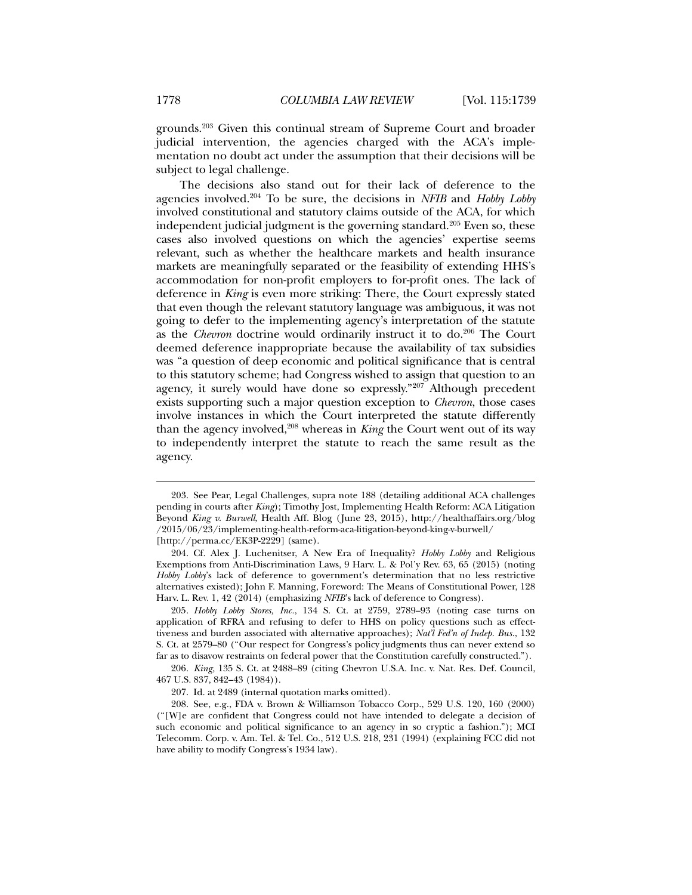grounds.[203] Given this continual stream of Supreme Court and broader judicial intervention, the agencies charged with the ACA's implementation no doubt act under the assumption that their decisions will be subject to legal challenge.

The decisions also stand out for their lack of deference to the agencies involved.[204] To be sure, the decisions in *NFIB* and *Hobby Lobby* involved constitutional and statutory claims outside of the ACA, for which independent judicial judgment is the governing standard.[205] Even so, these cases also involved questions on which the agencies' expertise seems relevant, such as whether the healthcare markets and health insurance markets are meaningfully separated or the feasibility of extending HHS's accommodation for non-profit employers to for-profit ones. The lack of deference in *King* is even more striking: There, the Court expressly stated that even though the relevant statutory language was ambiguous, it was not going to defer to the implementing agency's interpretation of the statute as the *Chevron* doctrine would ordinarily instruct it to do.[206] The Court deemed deference inappropriate because the availability of tax subsidies was "a question of deep economic and political significance that is central to this statutory scheme; had Congress wished to assign that question to an agency, it surely would have done so expressly."[207] Although precedent exists supporting such a major question exception to *Chevron*, those cases involve instances in which the Court interpreted the statute differently than the agency involved,[208] whereas in *King* the Court went out of its way to independently interpret the statute to reach the same result as the agency.

---

203. See Pear, Legal Challenges, supra note 188 (detailing additional ACA challenges pending in courts after *King*); Timothy Jost, Implementing Health Reform: ACA Litigation Beyond *King v. Burwell*, Health Aff. Blog (June 23, 2015), http://healthaffairs.org/blog/2015/06/23/implementing-health-reform-aca-litigation-beyond-king-v-burwell/ [http://perma.cc/EK3P-2229] (same).

204. Cf. Alex J. Luchenitser, A New Era of Inequality? *Hobby Lobby* and Religious Exemptions from Anti-Discrimination Laws, 9 Harv. L. & Pol'y Rev. 63, 65 (2015) (noting *Hobby Lobby*'s lack of deference to government's determination that no less restrictive alternatives existed); John F. Manning, Foreword: The Means of Constitutional Power, 128 Harv. L. Rev. 1, 42 (2014) (emphasizing *NFIB*'s lack of deference to Congress).

205. *Hobby Lobby Stores, Inc.*, 134 S. Ct. at 2759, 2789–93 (noting case turns on application of RFRA and refusing to defer to HHS on policy questions such as effectiveness and burden associated with alternative approaches); *Nat'l Fed'n of Indep. Bus.*, 132 S. Ct. at 2579–80 ("Our respect for Congress's policy judgments thus can never extend so far as to disavow restraints on federal power that the Constitution carefully constructed.").

206. *King*, 135 S. Ct. at 2488–89 (citing Chevron U.S.A. Inc. v. Nat. Res. Def. Council, 467 U.S. 837, 842–43 (1984)).

207. Id. at 2489 (internal quotation marks omitted).

208. See, e.g., FDA v. Brown & Williamson Tobacco Corp., 529 U.S. 120, 160 (2000) ("[W]e are confident that Congress could not have intended to delegate a decision of such economic and political significance to an agency in so cryptic a fashion."); MCI Telecomm. Corp. v. Am. Tel. & Tel. Co., 512 U.S. 218, 231 (1994) (explaining FCC did not have ability to modify Congress's 1934 law).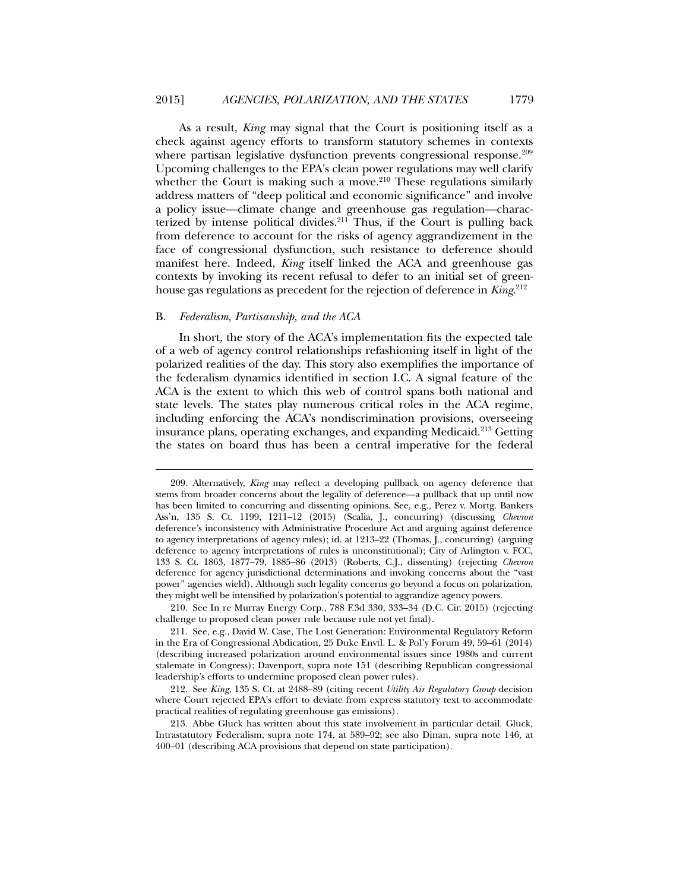As a result, *King* may signal that the Court is positioning itself as a check against agency efforts to transform statutory schemes in contexts where partisan legislative dysfunction prevents congressional response.[209] Upcoming challenges to the EPA's clean power regulations may well clarify whether the Court is making such a move.[210] These regulations similarly address matters of "deep political and economic significance" and involve a policy issue—climate change and greenhouse gas regulation—characterized by intense political divides.[211] Thus, if the Court is pulling back from deference to account for the risks of agency aggrandizement in the face of congressional dysfunction, such resistance to deference should manifest here. Indeed, *King* itself linked the ACA and greenhouse gas contexts by invoking its recent refusal to defer to an initial set of greenhouse gas regulations as precedent for the rejection of deference in *King*.[212]

### B. *Federalism, Partisanship, and the ACA*

In short, the story of the ACA's implementation fits the expected tale of a web of agency control relationships refashioning itself in light of the polarized realities of the day. This story also exemplifies the importance of the federalism dynamics identified in section I.C. A signal feature of the ACA is the extent to which this web of control spans both national and state levels. The states play numerous critical roles in the ACA regime, including enforcing the ACA's nondiscrimination provisions, overseeing insurance plans, operating exchanges, and expanding Medicaid.[213] Getting the states on board thus has been a central imperative for the federal

---

209. Alternatively, *King* may reflect a developing pullback on agency deference that stems from broader concerns about the legality of deference—a pullback that up until now has been limited to concurring and dissenting opinions. See, e.g., Perez v. Mortg. Bankers Ass'n, 135 S. Ct. 1199, 1211–12 (2015) (Scalia, J., concurring) (discussing *Chevron* deference's inconsistency with Administrative Procedure Act and arguing against deference to agency interpretations of agency rules); id. at 1213–22 (Thomas, J., concurring) (arguing deference to agency interpretations of rules is unconstitutional); City of Arlington v. FCC, 133 S. Ct. 1863, 1877–79, 1885–86 (2013) (Roberts, C.J., dissenting) (rejecting *Chevron* deference for agency jurisdictional determinations and invoking concerns about the "vast power" agencies wield). Although such legality concerns go beyond a focus on polarization, they might well be intensified by polarization's potential to aggrandize agency powers.

210. See In re Murray Energy Corp., 788 F.3d 330, 333–34 (D.C. Cir. 2015) (rejecting challenge to proposed clean power rule because rule not yet final).

211. See, e.g., David W. Case, The Lost Generation: Environmental Regulatory Reform in the Era of Congressional Abdication, 25 Duke Envtl. L. & Pol'y Forum 49, 59–61 (2014) (describing increased polarization around environmental issues since 1980s and current stalemate in Congress); Davenport, supra note 151 (describing Republican congressional leadership's efforts to undermine proposed clean power rules).

212. See *King*, 135 S. Ct. at 2488–89 (citing recent *Utility Air Regulatory Group* decision where Court rejected EPA's effort to deviate from express statutory text to accommodate practical realities of regulating greenhouse gas emissions).

213. Abbe Gluck has written about this state involvement in particular detail. Gluck, Intrastatutory Federalism, supra note 174, at 589–92; see also Dinan, supra note 146, at 400–01 (describing ACA provisions that depend on state participation).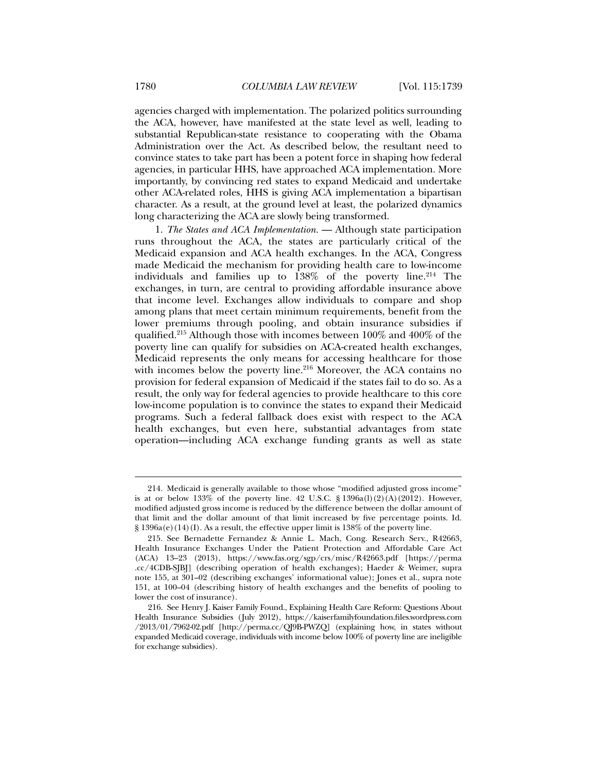agencies charged with implementation. The polarized politics surrounding the ACA, however, have manifested at the state level as well, leading to substantial Republican-state resistance to cooperating with the Obama Administration over the Act. As described below, the resultant need to convince states to take part has been a potent force in shaping how federal agencies, in particular HHS, have approached ACA implementation. More importantly, by convincing red states to expand Medicaid and undertake other ACA-related roles, HHS is giving ACA implementation a bipartisan character. As a result, at the ground level at least, the polarized dynamics long characterizing the ACA are slowly being transformed.

1. *The States and ACA Implementation.* — Although state participation runs throughout the ACA, the states are particularly critical of the Medicaid expansion and ACA health exchanges. In the ACA, Congress made Medicaid the mechanism for providing health care to low-income individuals and families up to 138% of the poverty line.[214] The exchanges, in turn, are central to providing affordable insurance above that income level. Exchanges allow individuals to compare and shop among plans that meet certain minimum requirements, benefit from the lower premiums through pooling, and obtain insurance subsidies if qualified.[215] Although those with incomes between 100% and 400% of the poverty line can qualify for subsidies on ACA-created health exchanges, Medicaid represents the only means for accessing healthcare for those with incomes below the poverty line.[216] Moreover, the ACA contains no provision for federal expansion of Medicaid if the states fail to do so. As a result, the only way for federal agencies to provide healthcare to this core low-income population is to convince the states to expand their Medicaid programs. Such a federal fallback does exist with respect to the ACA health exchanges, but even here, substantial advantages from state operation—including ACA exchange funding grants as well as state

---

214. Medicaid is generally available to those whose "modified adjusted gross income" is at or below 133% of the poverty line. 42 U.S.C. § 1396a(l)(2)(A)(2012). However, modified adjusted gross income is reduced by the difference between the dollar amount of that limit and the dollar amount of that limit increased by five percentage points. Id. § 1396a(e)(14)(I). As a result, the effective upper limit is 138% of the poverty line.

215. See Bernadette Fernandez & Annie L. Mach, Cong. Research Serv., R42663, Health Insurance Exchanges Under the Patient Protection and Affordable Care Act (ACA) 13–23 (2013), https://www.fas.org/sgp/crs/misc/R42663.pdf [https://perma.cc/4CDB-SJBJ] (describing operation of health exchanges); Haeder & Weimer, supra note 155, at 301–02 (describing exchanges' informational value); Jones et al., supra note 151, at 100–04 (describing history of health exchanges and the benefits of pooling to lower the cost of insurance).

216. See Henry J. Kaiser Family Found., Explaining Health Care Reform: Questions About Health Insurance Subsidies (July 2012), https://kaiserfamilyfoundation.files.wordpress.com/2013/01/7962-02.pdf [http://perma.cc/QJ9B-PWZQ] (explaining how, in states without expanded Medicaid coverage, individuals with income below 100% of poverty line are ineligible for exchange subsidies).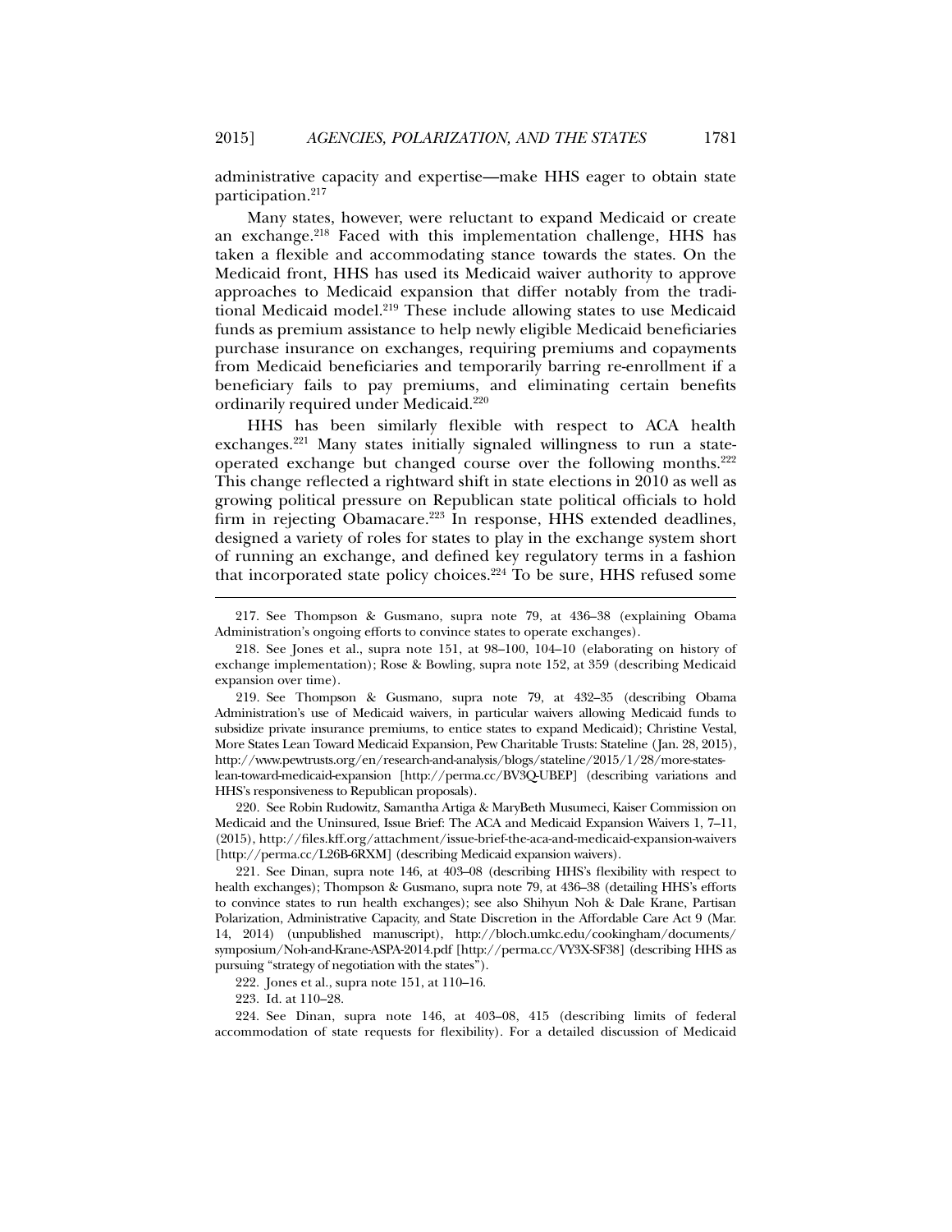administrative capacity and expertise—make HHS eager to obtain state participation.[217]

Many states, however, were reluctant to expand Medicaid or create an exchange.[218] Faced with this implementation challenge, HHS has taken a flexible and accommodating stance towards the states. On the Medicaid front, HHS has used its Medicaid waiver authority to approve approaches to Medicaid expansion that differ notably from the traditional Medicaid model.[219] These include allowing states to use Medicaid funds as premium assistance to help newly eligible Medicaid beneficiaries purchase insurance on exchanges, requiring premiums and copayments from Medicaid beneficiaries and temporarily barring re-enrollment if a beneficiary fails to pay premiums, and eliminating certain benefits ordinarily required under Medicaid.[220]

HHS has been similarly flexible with respect to ACA health exchanges.[221] Many states initially signaled willingness to run a state-operated exchange but changed course over the following months.[222] This change reflected a rightward shift in state elections in 2010 as well as growing political pressure on Republican state political officials to hold firm in rejecting Obamacare.[223] In response, HHS extended deadlines, designed a variety of roles for states to play in the exchange system short of running an exchange, and defined key regulatory terms in a fashion that incorporated state policy choices.[224] To be sure, HHS refused some

---

217. See Thompson & Gusmano, supra note 79, at 436–38 (explaining Obama Administration's ongoing efforts to convince states to operate exchanges).

218. See Jones et al., supra note 151, at 98–100, 104–10 (elaborating on history of exchange implementation); Rose & Bowling, supra note 152, at 359 (describing Medicaid expansion over time).

219. See Thompson & Gusmano, supra note 79, at 432–35 (describing Obama Administration's use of Medicaid waivers, in particular waivers allowing Medicaid funds to subsidize private insurance premiums, to entice states to expand Medicaid); Christine Vestal, More States Lean Toward Medicaid Expansion, Pew Charitable Trusts: Stateline (Jan. 28, 2015), http://www.pewtrusts.org/en/research-and-analysis/blogs/stateline/2015/1/28/more-states-lean-toward-medicaid-expansion [http://perma.cc/BV3Q-UBEP] (describing variations and HHS's responsiveness to Republican proposals).

220. See Robin Rudowitz, Samantha Artiga & MaryBeth Musumeci, Kaiser Commission on Medicaid and the Uninsured, Issue Brief: The ACA and Medicaid Expansion Waivers 1, 7–11, (2015), http://files.kff.org/attachment/issue-brief-the-aca-and-medicaid-expansion-waivers [http://perma.cc/L26B-6RXM] (describing Medicaid expansion waivers).

221. See Dinan, supra note 146, at 403–08 (describing HHS's flexibility with respect to health exchanges); Thompson & Gusmano, supra note 79, at 436–38 (detailing HHS's efforts to convince states to run health exchanges); see also Shihyun Noh & Dale Krane, Partisan Polarization, Administrative Capacity, and State Discretion in the Affordable Care Act 9 (Mar. 14, 2014) (unpublished manuscript), http://bloch.umkc.edu/cookingham/documents/symposium/Noh-and-Krane-ASPA-2014.pdf [http://perma.cc/VY3X-SF38] (describing HHS as pursuing "strategy of negotiation with the states").

222. Jones et al., supra note 151, at 110–16.

223. Id. at 110–28.

224. See Dinan, supra note 146, at 403–08, 415 (describing limits of federal accommodation of state requests for flexibility). For a detailed discussion of Medicaid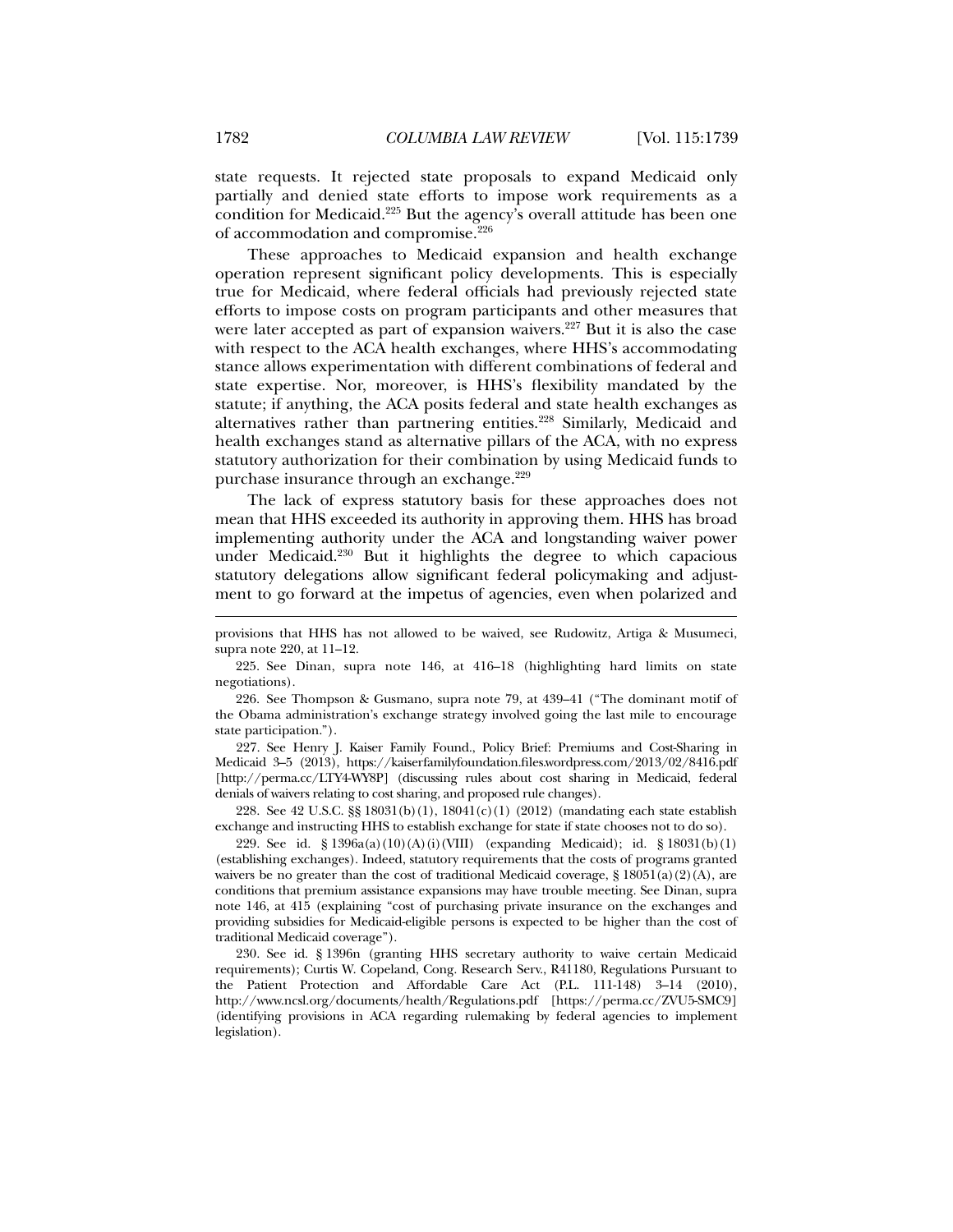state requests. It rejected state proposals to expand Medicaid only partially and denied state efforts to impose work requirements as a condition for Medicaid.[225] But the agency's overall attitude has been one of accommodation and compromise.[226]

These approaches to Medicaid expansion and health exchange operation represent significant policy developments. This is especially true for Medicaid, where federal officials had previously rejected state efforts to impose costs on program participants and other measures that were later accepted as part of expansion waivers.[227] But it is also the case with respect to the ACA health exchanges, where HHS's accommodating stance allows experimentation with different combinations of federal and state expertise. Nor, moreover, is HHS's flexibility mandated by the statute; if anything, the ACA posits federal and state health exchanges as alternatives rather than partnering entities.[228] Similarly, Medicaid and health exchanges stand as alternative pillars of the ACA, with no express statutory authorization for their combination by using Medicaid funds to purchase insurance through an exchange.[229]

The lack of express statutory basis for these approaches does not mean that HHS exceeded its authority in approving them. HHS has broad implementing authority under the ACA and longstanding waiver power under Medicaid.[230] But it highlights the degree to which capacious statutory delegations allow significant federal policymaking and adjustment to go forward at the impetus of agencies, even when polarized and

---

provisions that HHS has not allowed to be waived, see Rudowitz, Artiga & Musumeci, supra note 220, at 11–12.

225. See Dinan, supra note 146, at 416–18 (highlighting hard limits on state negotiations).

226. See Thompson & Gusmano, supra note 79, at 439–41 ("The dominant motif of the Obama administration's exchange strategy involved going the last mile to encourage state participation.").

227. See Henry J. Kaiser Family Found., Policy Brief: Premiums and Cost-Sharing in Medicaid 3–5 (2013), https://kaiserfamilyfoundation.files.wordpress.com/2013/02/8416.pdf [http://perma.cc/LTY4-WY8P] (discussing rules about cost sharing in Medicaid, federal denials of waivers relating to cost sharing, and proposed rule changes).

228. See 42 U.S.C. §§ 18031(b)(1), 18041(c)(1) (2012) (mandating each state establish exchange and instructing HHS to establish exchange for state if state chooses not to do so).

229. See id. § 1396a(a)(10)(A)(i)(VIII) (expanding Medicaid); id. § 18031(b)(1) (establishing exchanges). Indeed, statutory requirements that the costs of programs granted waivers be no greater than the cost of traditional Medicaid coverage, § 18051(a)(2)(A), are conditions that premium assistance expansions may have trouble meeting. See Dinan, supra note 146, at 415 (explaining "cost of purchasing private insurance on the exchanges and providing subsidies for Medicaid-eligible persons is expected to be higher than the cost of traditional Medicaid coverage").

230. See id. § 1396n (granting HHS secretary authority to waive certain Medicaid requirements); Curtis W. Copeland, Cong. Research Serv., R41180, Regulations Pursuant to the Patient Protection and Affordable Care Act (P.L. 111-148) 3–14 (2010), http://www.ncsl.org/documents/health/Regulations.pdf [https://perma.cc/ZVU5-SMC9] (identifying provisions in ACA regarding rulemaking by federal agencies to implement legislation).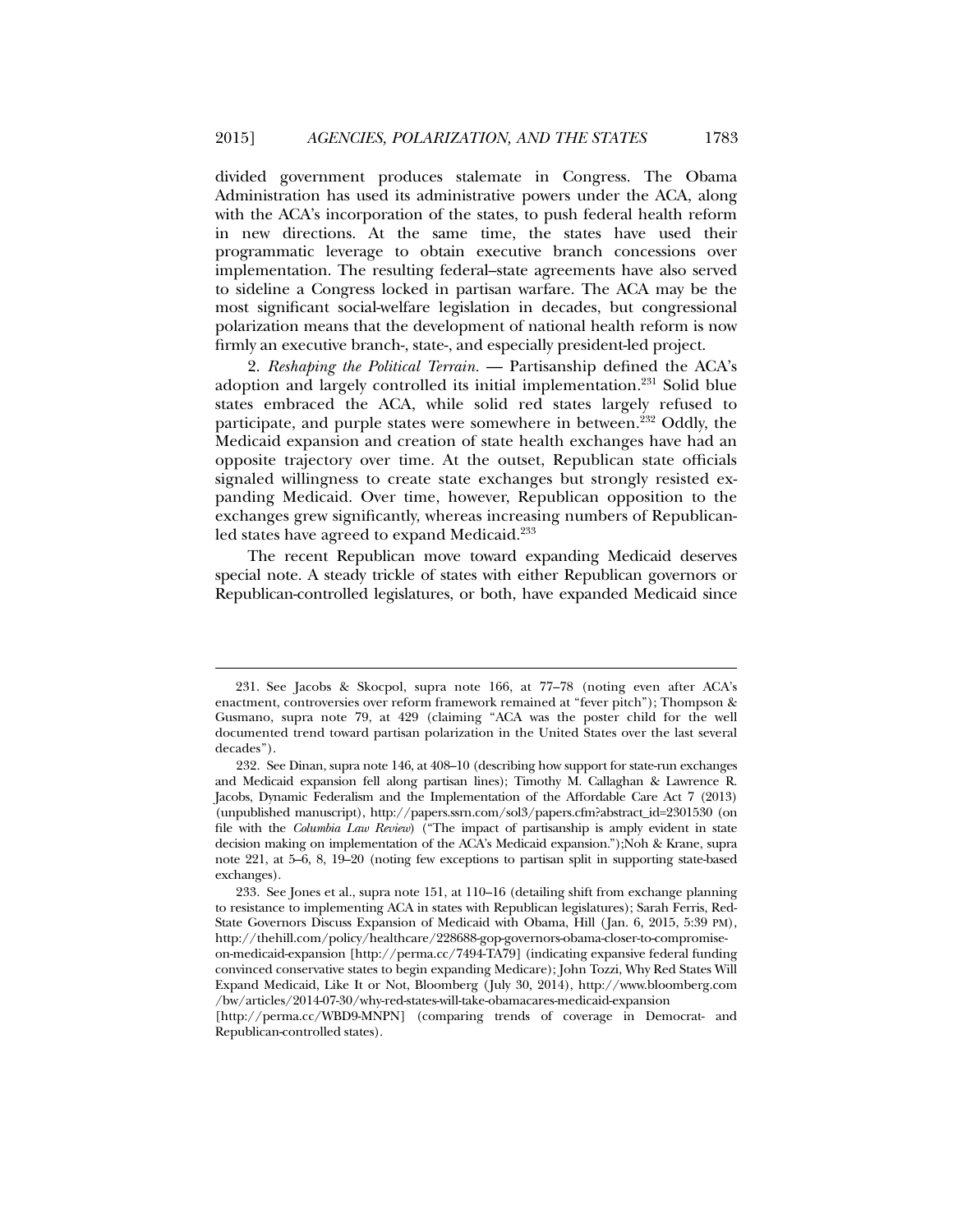divided government produces stalemate in Congress. The Obama Administration has used its administrative powers under the ACA, along with the ACA's incorporation of the states, to push federal health reform in new directions. At the same time, the states have used their programmatic leverage to obtain executive branch concessions over implementation. The resulting federal–state agreements have also served to sideline a Congress locked in partisan warfare. The ACA may be the most significant social-welfare legislation in decades, but congressional polarization means that the development of national health reform is now firmly an executive branch-, state-, and especially president-led project.

2. *Reshaping the Political Terrain.* — Partisanship defined the ACA's adoption and largely controlled its initial implementation.[231] Solid blue states embraced the ACA, while solid red states largely refused to participate, and purple states were somewhere in between.[232] Oddly, the Medicaid expansion and creation of state health exchanges have had an opposite trajectory over time. At the outset, Republican state officials signaled willingness to create state exchanges but strongly resisted expanding Medicaid. Over time, however, Republican opposition to the exchanges grew significantly, whereas increasing numbers of Republican-led states have agreed to expand Medicaid.[233]

The recent Republican move toward expanding Medicaid deserves special note. A steady trickle of states with either Republican governors or Republican-controlled legislatures, or both, have expanded Medicaid since

---

231. See Jacobs & Skocpol, supra note 166, at 77–78 (noting even after ACA's enactment, controversies over reform framework remained at "fever pitch"); Thompson & Gusmano, supra note 79, at 429 (claiming "ACA was the poster child for the well documented trend toward partisan polarization in the United States over the last several decades").

232. See Dinan, supra note 146, at 408–10 (describing how support for state-run exchanges and Medicaid expansion fell along partisan lines); Timothy M. Callaghan & Lawrence R. Jacobs, Dynamic Federalism and the Implementation of the Affordable Care Act 7 (2013) (unpublished manuscript), http://papers.ssrn.com/sol3/papers.cfm?abstract_id=2301530 (on file with the *Columbia Law Review*) ("The impact of partisanship is amply evident in state decision making on implementation of the ACA's Medicaid expansion.");Noh & Krane, supra note 221, at 5–6, 8, 19–20 (noting few exceptions to partisan split in supporting state-based exchanges).

233. See Jones et al., supra note 151, at 110–16 (detailing shift from exchange planning to resistance to implementing ACA in states with Republican legislatures); Sarah Ferris, Red-State Governors Discuss Expansion of Medicaid with Obama, Hill (Jan. 6, 2015, 5:39 PM), http://thehill.com/policy/healthcare/228688-gop-governors-obama-closer-to-compromise-on-medicaid-expansion [http://perma.cc/7494-TA79] (indicating expansive federal funding convinced conservative states to begin expanding Medicare); John Tozzi, Why Red States Will Expand Medicaid, Like It or Not, Bloomberg (July 30, 2014), http://www.bloomberg.com/bw/articles/2014-07-30/why-red-states-will-take-obamacares-medicaid-expansion [http://perma.cc/WBD9-MNPN] (comparing trends of coverage in Democrat- and Republican-controlled states).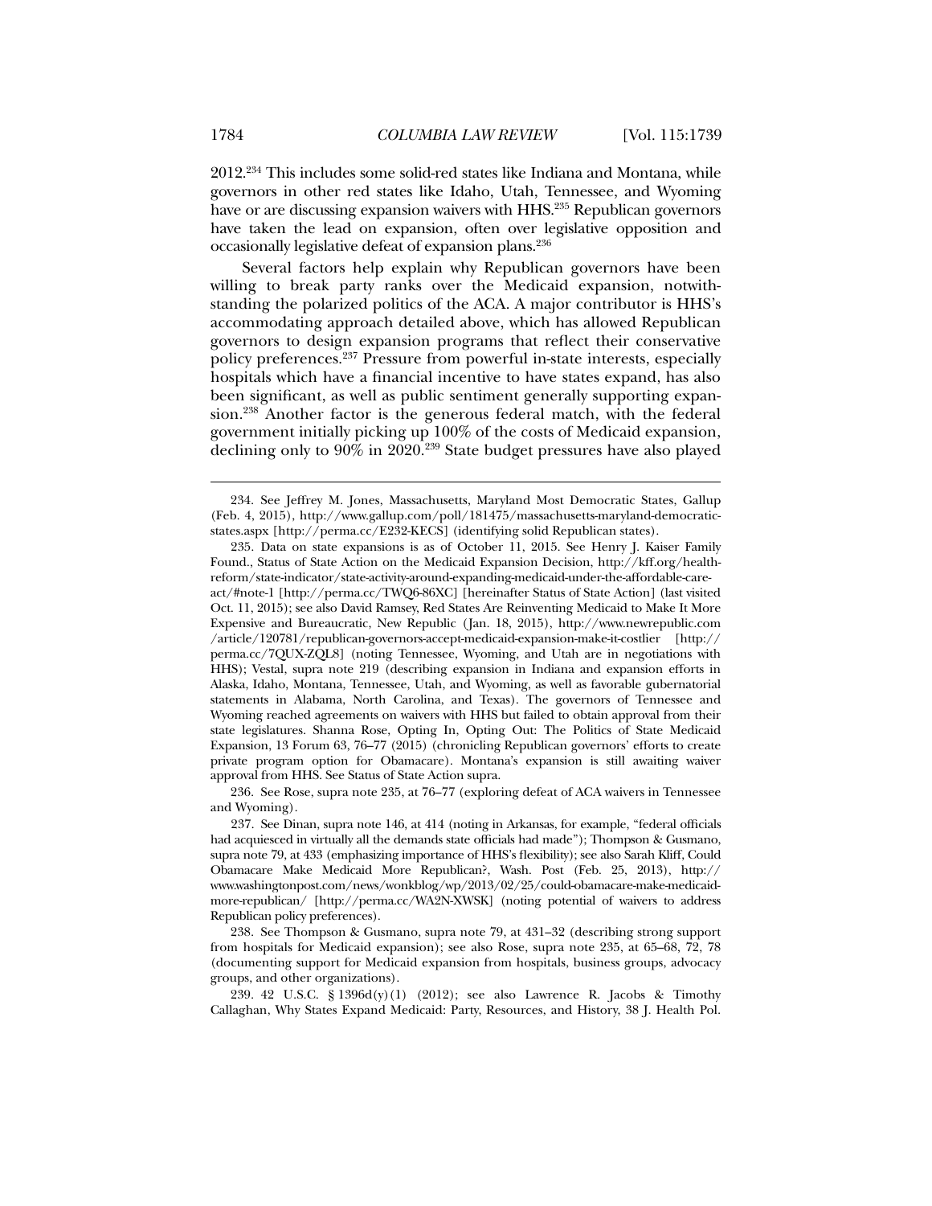2012.[234] This includes some solid-red states like Indiana and Montana, while governors in other red states like Idaho, Utah, Tennessee, and Wyoming have or are discussing expansion waivers with HHS.[235] Republican governors have taken the lead on expansion, often over legislative opposition and occasionally legislative defeat of expansion plans.[236]

Several factors help explain why Republican governors have been willing to break party ranks over the Medicaid expansion, notwithstanding the polarized politics of the ACA. A major contributor is HHS's accommodating approach detailed above, which has allowed Republican governors to design expansion programs that reflect their conservative policy preferences.[237] Pressure from powerful in-state interests, especially hospitals which have a financial incentive to have states expand, has also been significant, as well as public sentiment generally supporting expansion.[238] Another factor is the generous federal match, with the federal government initially picking up 100% of the costs of Medicaid expansion, declining only to 90% in 2020.[239] State budget pressures have also played

---

234. See Jeffrey M. Jones, Massachusetts, Maryland Most Democratic States, Gallup (Feb. 4, 2015), http://www.gallup.com/poll/181475/massachusetts-maryland-democratic-states.aspx [http://perma.cc/E232-KECS] (identifying solid Republican states).

235. Data on state expansions is as of October 11, 2015. See Henry J. Kaiser Family Found., Status of State Action on the Medicaid Expansion Decision, http://kff.org/health-reform/state-indicator/state-activity-around-expanding-medicaid-under-the-affordable-care-act/#note-1 [http://perma.cc/TWQ6-86XC] [hereinafter Status of State Action] (last visited Oct. 11, 2015); see also David Ramsey, Red States Are Reinventing Medicaid to Make It More Expensive and Bureaucratic, New Republic (Jan. 18, 2015), http://www.newrepublic.com /article/120781/republican-governors-accept-medicaid-expansion-make-it-costlier [http:// perma.cc/7QUX-ZQL8] (noting Tennessee, Wyoming, and Utah are in negotiations with HHS); Vestal, supra note 219 (describing expansion in Indiana and expansion efforts in Alaska, Idaho, Montana, Tennessee, Utah, and Wyoming, as well as favorable gubernatorial statements in Alabama, North Carolina, and Texas). The governors of Tennessee and Wyoming reached agreements on waivers with HHS but failed to obtain approval from their state legislatures. Shanna Rose, Opting In, Opting Out: The Politics of State Medicaid Expansion, 13 Forum 63, 76–77 (2015) (chronicling Republican governors' efforts to create private program option for Obamacare). Montana's expansion is still awaiting waiver approval from HHS. See Status of State Action supra.

236. See Rose, supra note 235, at 76–77 (exploring defeat of ACA waivers in Tennessee and Wyoming).

237. See Dinan, supra note 146, at 414 (noting in Arkansas, for example, "federal officials had acquiesced in virtually all the demands state officials had made"); Thompson & Gusmano, supra note 79, at 433 (emphasizing importance of HHS's flexibility); see also Sarah Kliff, Could Obamacare Make Medicaid More Republican?, Wash. Post (Feb. 25, 2013), http:// www.washingtonpost.com/news/wonkblog/wp/2013/02/25/could-obamacare-make-medicaid-more-republican/ [http://perma.cc/WA2N-XWSK] (noting potential of waivers to address Republican policy preferences).

238. See Thompson & Gusmano, supra note 79, at 431–32 (describing strong support from hospitals for Medicaid expansion); see also Rose, supra note 235, at 65–68, 72, 78 (documenting support for Medicaid expansion from hospitals, business groups, advocacy groups, and other organizations).

239. 42 U.S.C. § 1396d(y)(1) (2012); see also Lawrence R. Jacobs & Timothy Callaghan, Why States Expand Medicaid: Party, Resources, and History, 38 J. Health Pol.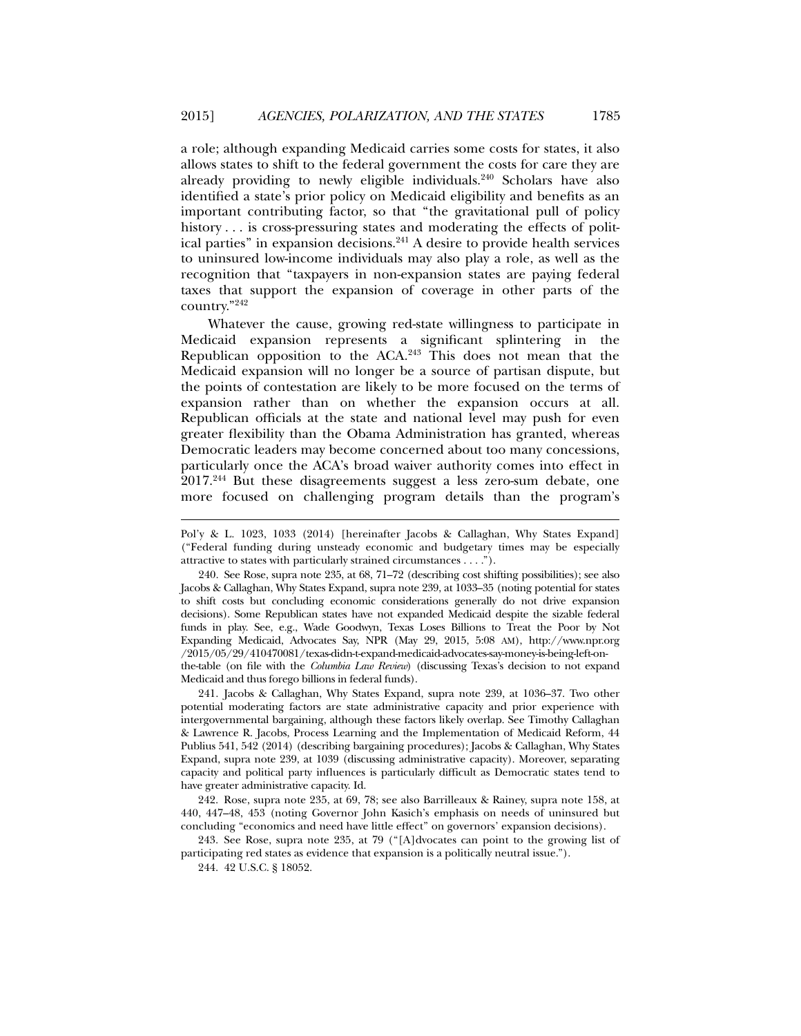a role; although expanding Medicaid carries some costs for states, it also allows states to shift to the federal government the costs for care they are already providing to newly eligible individuals.[240] Scholars have also identified a state's prior policy on Medicaid eligibility and benefits as an important contributing factor, so that "the gravitational pull of policy history . . . is cross-pressuring states and moderating the effects of political parties" in expansion decisions.[241] A desire to provide health services to uninsured low-income individuals may also play a role, as well as the recognition that "taxpayers in non-expansion states are paying federal taxes that support the expansion of coverage in other parts of the country."[242]

Whatever the cause, growing red-state willingness to participate in Medicaid expansion represents a significant splintering in the Republican opposition to the ACA.[243] This does not mean that the Medicaid expansion will no longer be a source of partisan dispute, but the points of contestation are likely to be more focused on the terms of expansion rather than on whether the expansion occurs at all. Republican officials at the state and national level may push for even greater flexibility than the Obama Administration has granted, whereas Democratic leaders may become concerned about too many concessions, particularly once the ACA's broad waiver authority comes into effect in 2017.[244] But these disagreements suggest a less zero-sum debate, one more focused on challenging program details than the program's

---

Pol'y & L. 1023, 1033 (2014) [hereinafter Jacobs & Callaghan, Why States Expand] ("Federal funding during unsteady economic and budgetary times may be especially attractive to states with particularly strained circumstances . . . .").

240. See Rose, supra note 235, at 68, 71–72 (describing cost shifting possibilities); see also Jacobs & Callaghan, Why States Expand, supra note 239, at 1033–35 (noting potential for states to shift costs but concluding economic considerations generally do not drive expansion decisions). Some Republican states have not expanded Medicaid despite the sizable federal funds in play. See, e.g., Wade Goodwyn, Texas Loses Billions to Treat the Poor by Not Expanding Medicaid, Advocates Say, NPR (May 29, 2015, 5:08 AM), http://www.npr.org/2015/05/29/410470081/texas-didn-t-expand-medicaid-advocates-say-money-is-being-left-on-the-table (on file with the *Columbia Law Review*) (discussing Texas's decision to not expand Medicaid and thus forego billions in federal funds).

241. Jacobs & Callaghan, Why States Expand, supra note 239, at 1036–37. Two other potential moderating factors are state administrative capacity and prior experience with intergovernmental bargaining, although these factors likely overlap. See Timothy Callaghan & Lawrence R. Jacobs, Process Learning and the Implementation of Medicaid Reform, 44 Publius 541, 542 (2014) (describing bargaining procedures); Jacobs & Callaghan, Why States Expand, supra note 239, at 1039 (discussing administrative capacity). Moreover, separating capacity and political party influences is particularly difficult as Democratic states tend to have greater administrative capacity. Id.

242. Rose, supra note 235, at 69, 78; see also Barrilleaux & Rainey, supra note 158, at 440, 447–48, 453 (noting Governor John Kasich's emphasis on needs of uninsured but concluding "economics and need have little effect" on governors' expansion decisions).

243. See Rose, supra note 235, at 79 ("[A]dvocates can point to the growing list of participating red states as evidence that expansion is a politically neutral issue.").

244. 42 U.S.C. § 18052.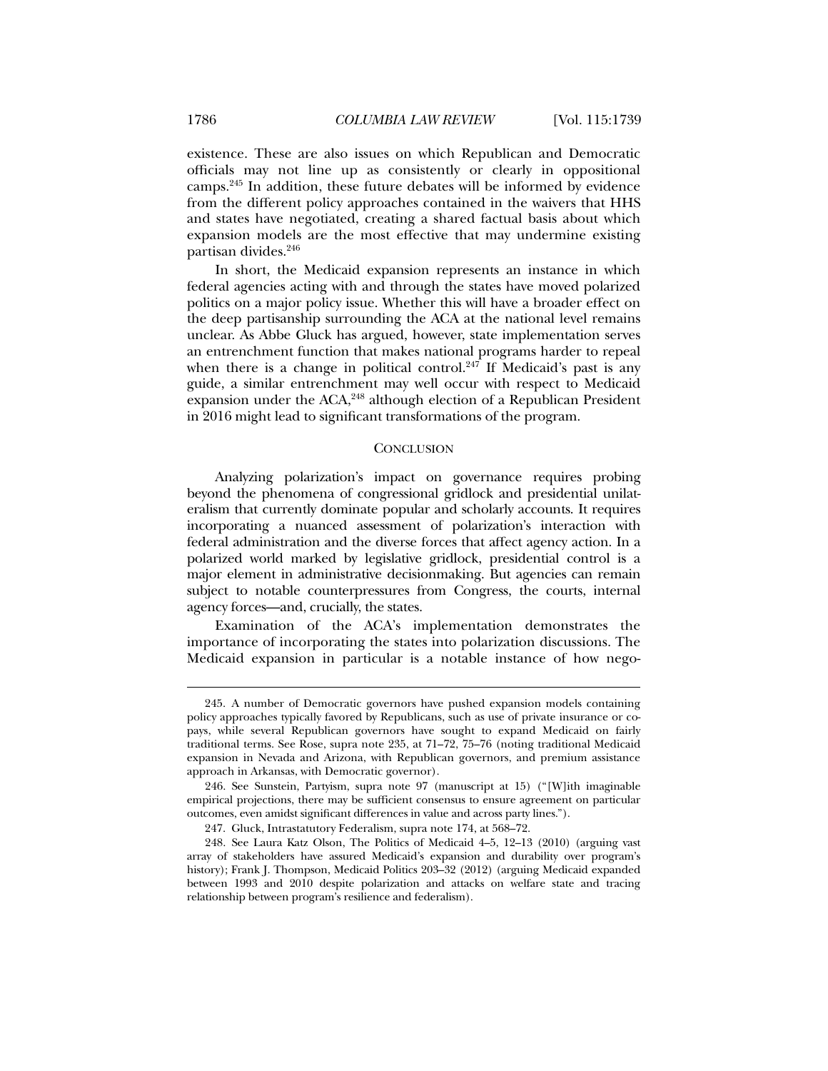existence. These are also issues on which Republican and Democratic officials may not line up as consistently or clearly in oppositional camps.[245] In addition, these future debates will be informed by evidence from the different policy approaches contained in the waivers that HHS and states have negotiated, creating a shared factual basis about which expansion models are the most effective that may undermine existing partisan divides.[246]

In short, the Medicaid expansion represents an instance in which federal agencies acting with and through the states have moved polarized politics on a major policy issue. Whether this will have a broader effect on the deep partisanship surrounding the ACA at the national level remains unclear. As Abbe Gluck has argued, however, state implementation serves an entrenchment function that makes national programs harder to repeal when there is a change in political control.[247] If Medicaid's past is any guide, a similar entrenchment may well occur with respect to Medicaid expansion under the ACA,[248] although election of a Republican President in 2016 might lead to significant transformations of the program.

## CONCLUSION

Analyzing polarization's impact on governance requires probing beyond the phenomena of congressional gridlock and presidential unilateralism that currently dominate popular and scholarly accounts. It requires incorporating a nuanced assessment of polarization's interaction with federal administration and the diverse forces that affect agency action. In a polarized world marked by legislative gridlock, presidential control is a major element in administrative decisionmaking. But agencies can remain subject to notable counterpressures from Congress, the courts, internal agency forces—and, crucially, the states.

Examination of the ACA's implementation demonstrates the importance of incorporating the states into polarization discussions. The Medicaid expansion in particular is a notable instance of how nego-

---

245. A number of Democratic governors have pushed expansion models containing policy approaches typically favored by Republicans, such as use of private insurance or co-pays, while several Republican governors have sought to expand Medicaid on fairly traditional terms. See Rose, supra note 235, at 71–72, 75–76 (noting traditional Medicaid expansion in Nevada and Arizona, with Republican governors, and premium assistance approach in Arkansas, with Democratic governor).

246. See Sunstein, Partyism, supra note 97 (manuscript at 15) ("[W]ith imaginable empirical projections, there may be sufficient consensus to ensure agreement on particular outcomes, even amidst significant differences in value and across party lines.").

247. Gluck, Intrastatutory Federalism, supra note 174, at 568–72.

248. See Laura Katz Olson, The Politics of Medicaid 4–5, 12–13 (2010) (arguing vast array of stakeholders have assured Medicaid's expansion and durability over program's history); Frank J. Thompson, Medicaid Politics 203–32 (2012) (arguing Medicaid expanded between 1993 and 2010 despite polarization and attacks on welfare state and tracing relationship between program's resilience and federalism).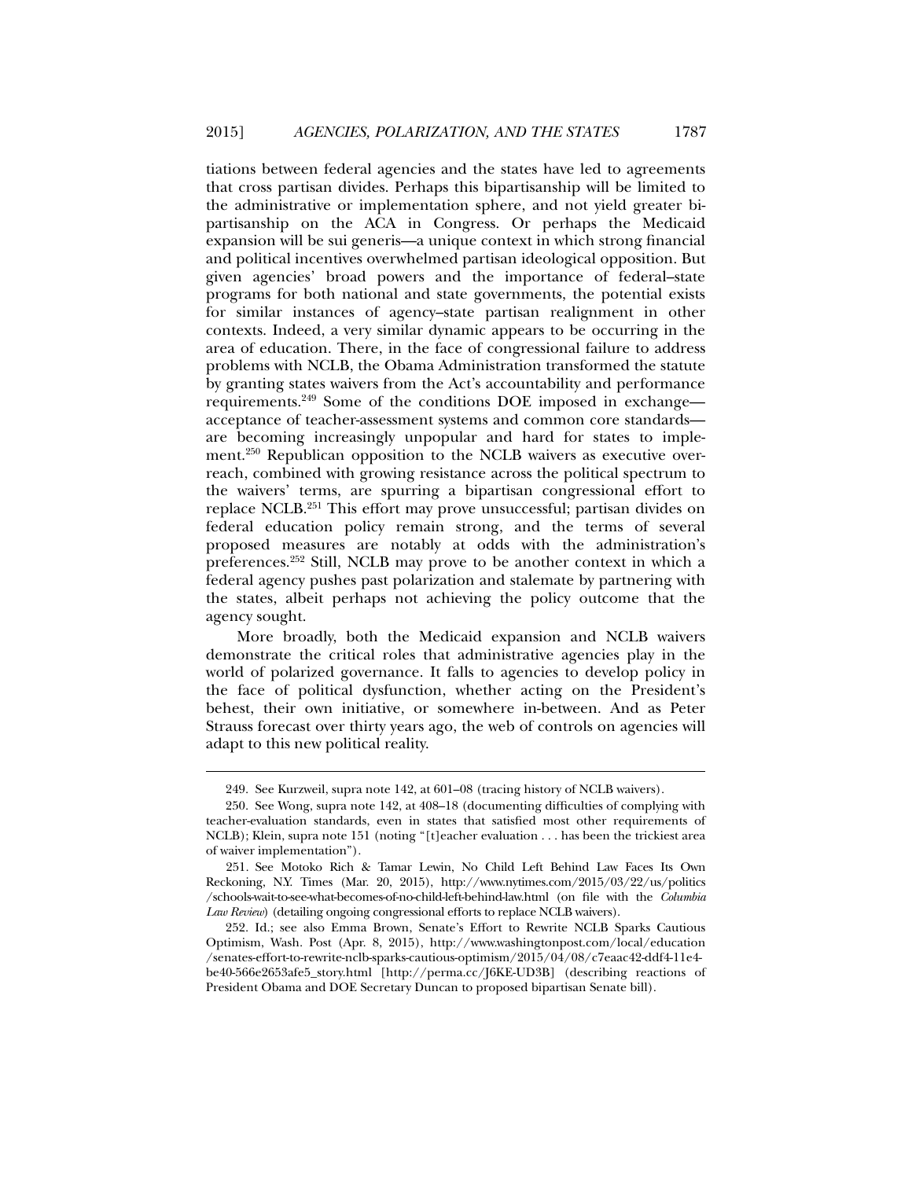tiations between federal agencies and the states have led to agreements that cross partisan divides. Perhaps this bipartisanship will be limited to the administrative or implementation sphere, and not yield greater bipartisanship on the ACA in Congress. Or perhaps the Medicaid expansion will be sui generis—a unique context in which strong financial and political incentives overwhelmed partisan ideological opposition. But given agencies' broad powers and the importance of federal–state programs for both national and state governments, the potential exists for similar instances of agency–state partisan realignment in other contexts. Indeed, a very similar dynamic appears to be occurring in the area of education. There, in the face of congressional failure to address problems with NCLB, the Obama Administration transformed the statute by granting states waivers from the Act's accountability and performance requirements.[249] Some of the conditions DOE imposed in exchange—acceptance of teacher-assessment systems and common core standards—are becoming increasingly unpopular and hard for states to implement.[250] Republican opposition to the NCLB waivers as executive overreach, combined with growing resistance across the political spectrum to the waivers' terms, are spurring a bipartisan congressional effort to replace NCLB.[251] This effort may prove unsuccessful; partisan divides on federal education policy remain strong, and the terms of several proposed measures are notably at odds with the administration's preferences.[252] Still, NCLB may prove to be another context in which a federal agency pushes past polarization and stalemate by partnering with the states, albeit perhaps not achieving the policy outcome that the agency sought.

More broadly, both the Medicaid expansion and NCLB waivers demonstrate the critical roles that administrative agencies play in the world of polarized governance. It falls to agencies to develop policy in the face of political dysfunction, whether acting on the President's behest, their own initiative, or somewhere in-between. And as Peter Strauss forecast over thirty years ago, the web of controls on agencies will adapt to this new political reality.

---

249. See Kurzweil, supra note 142, at 601–08 (tracing history of NCLB waivers).

250. See Wong, supra note 142, at 408–18 (documenting difficulties of complying with teacher-evaluation standards, even in states that satisfied most other requirements of NCLB); Klein, supra note 151 (noting "[t]eacher evaluation . . . has been the trickiest area of waiver implementation").

251. See Motoko Rich & Tamar Lewin, No Child Left Behind Law Faces Its Own Reckoning, N.Y. Times (Mar. 20, 2015), http://www.nytimes.com/2015/03/22/us/politics/schools-wait-to-see-what-becomes-of-no-child-left-behind-law.html (on file with the *Columbia Law Review*) (detailing ongoing congressional efforts to replace NCLB waivers).

252. Id.; see also Emma Brown, Senate's Effort to Rewrite NCLB Sparks Cautious Optimism, Wash. Post (Apr. 8, 2015), http://www.washingtonpost.com/local/education/senates-effort-to-rewrite-nclb-sparks-cautious-optimism/2015/04/08/c7eaac42-ddf4-11e4-be40-566e2653afe5_story.html [http://perma.cc/J6KE-UD3B] (describing reactions of President Obama and DOE Secretary Duncan to proposed bipartisan Senate bill).